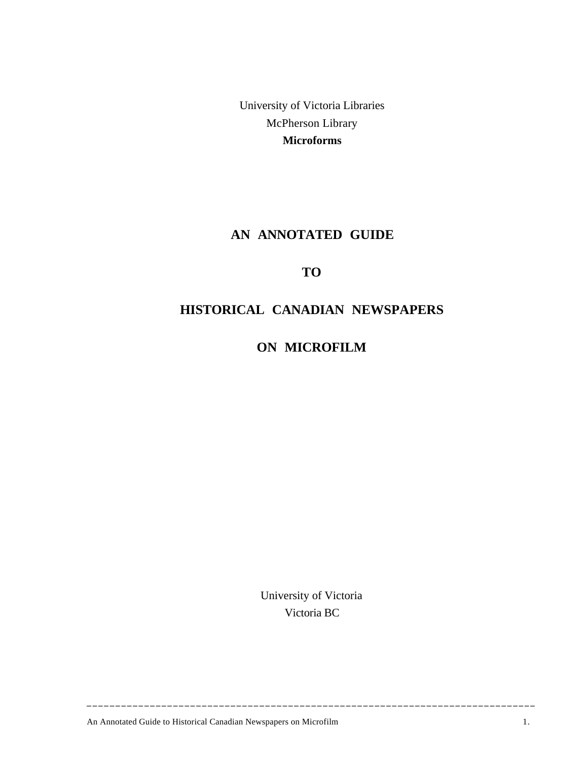University of Victoria Libraries

McPherson Library

**Microforms**

# AN ANNOTATED GUIDE

# TO

# HISTORICAL CANADIAN NEWSPAPERS

# ON MICROFILM

University of Victoria

Victoria BC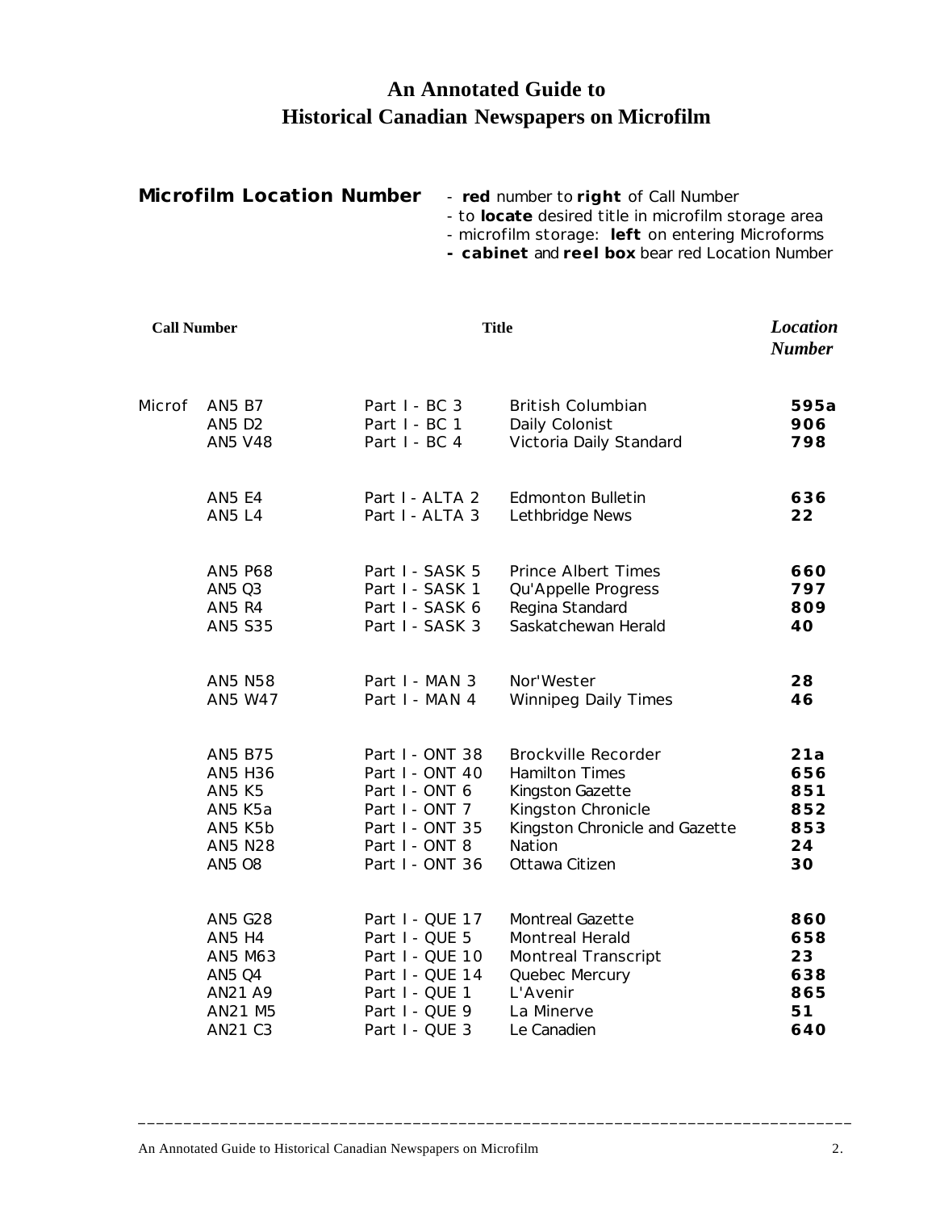# An Annotated Guide to Historical Canadian Newspapers on Microfilm

**Microfilm Location Number**

- **red** number to **right** of Call Number
- to **locate** desired title in microfilm storage area
- microfilm storage: **left** on entering Microforms
- **cabinet** and **reel box** bear red Location Number

| Call Number | | | Title | *Location Number* |
|---|---|---|---|---|
| Microf | AN5 B7 | Part I - BC 3 | British Columbian | **595a** |
| | AN5 D2 | Part I - BC 1 | Daily Colonist | **906** |
| | AN5 V48 | Part I - BC 4 | Victoria Daily Standard | **798** |
| | AN5 E4 | Part I - ALTA 2 | Edmonton Bulletin | **636** |
| | AN5 L4 | Part I - ALTA 3 | Lethbridge News | **22** |
| | AN5 P68 | Part I - SASK 5 | Prince Albert Times | **660** |
| | AN5 Q3 | Part I - SASK 1 | Qu'Appelle Progress | **797** |
| | AN5 R4 | Part I - SASK 6 | Regina Standard | **809** |
| | AN5 S35 | Part I - SASK 3 | Saskatchewan Herald | **40** |
| | AN5 N58 | Part I - MAN 3 | Nor'Wester | **28** |
| | AN5 W47 | Part I - MAN 4 | Winnipeg Daily Times | **46** |
| | AN5 B75 | Part I - ONT 38 | Brockville Recorder | **21a** |
| | AN5 H36 | Part I - ONT 40 | Hamilton Times | **656** |
| | AN5 K5 | Part I - ONT 6 | Kingston Gazette | **851** |
| | AN5 K5a | Part I - ONT 7 | Kingston Chronicle | **852** |
| | AN5 K5b | Part I - ONT 35 | Kingston Chronicle and Gazette | **853** |
| | AN5 N28 | Part I - ONT 8 | Nation | **24** |
| | AN5 O8 | Part I - ONT 36 | Ottawa Citizen | **30** |
| | AN5 G28 | Part I - QUE 17 | Montreal Gazette | **860** |
| | AN5 H4 | Part I - QUE 5 | Montreal Herald | **658** |
| | AN5 M63 | Part I - QUE 10 | Montreal Transcript | **23** |
| | AN5 Q4 | Part I - QUE 14 | Quebec Mercury | **638** |
| | AN21 A9 | Part I - QUE 1 | L'Avenir | **865** |
| | AN21 M5 | Part I - QUE 9 | La Minerve | **51** |
| | AN21 C3 | Part I - QUE 3 | Le Canadien | **640** |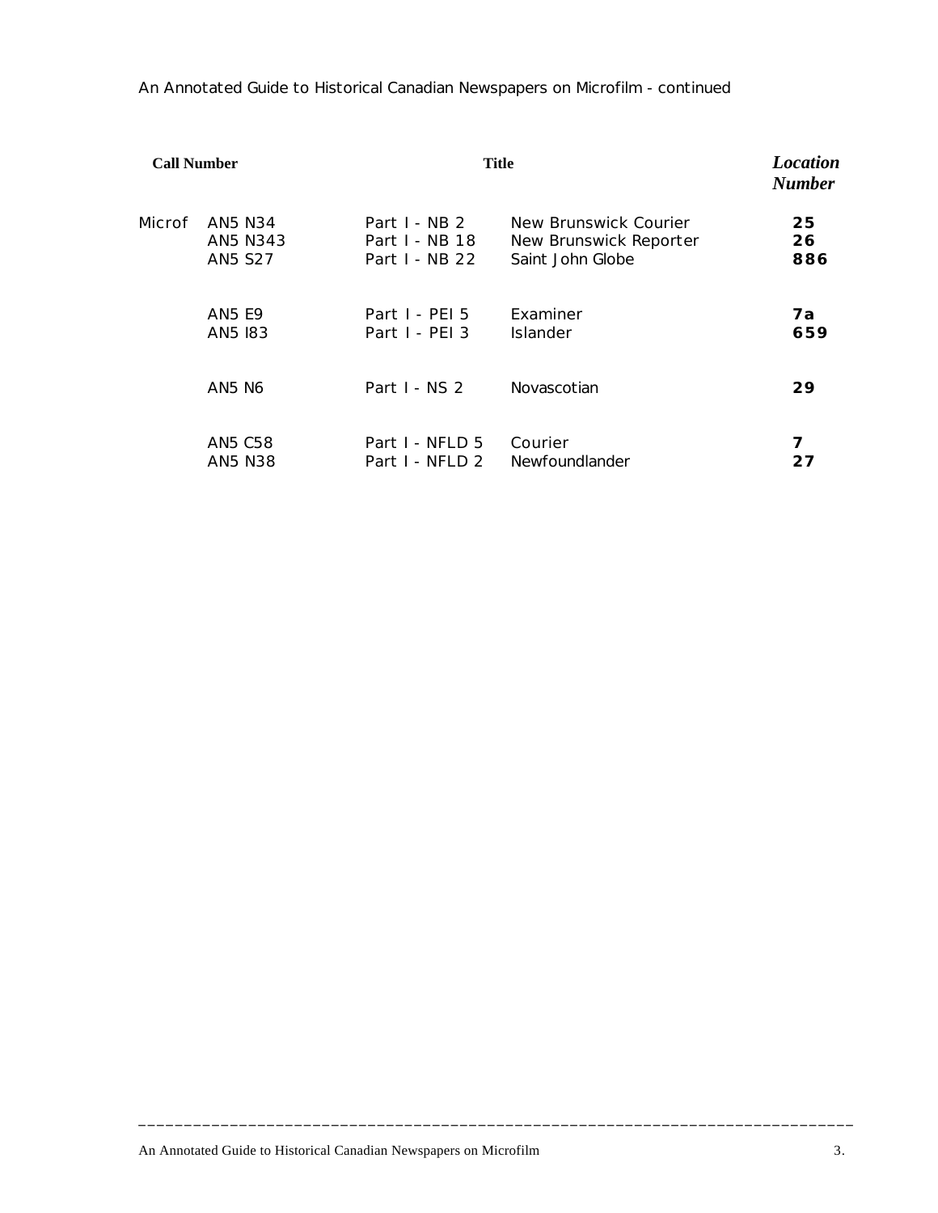An Annotated Guide to Historical Canadian Newspapers on Microfilm - continued

| Call Number | | Title | | Location Number |
|---|---|---|---|---|
| Microf | AN5 N34 | Part I - NB 2 | New Brunswick Courier | **25** |
| | AN5 N343 | Part I - NB 18 | New Brunswick Reporter | **26** |
| | AN5 S27 | Part I - NB 22 | Saint John Globe | **886** |
| | AN5 E9 | Part I - PEI 5 | Examiner | **7a** |
| | AN5 I83 | Part I - PEI 3 | Islander | **659** |
| | AN5 N6 | Part I - NS 2 | Novascotian | **29** |
| | AN5 C58 | Part I - NFLD 5 | Courier | **7** |
| | AN5 N38 | Part I - NFLD 2 | Newfoundlander | **27** |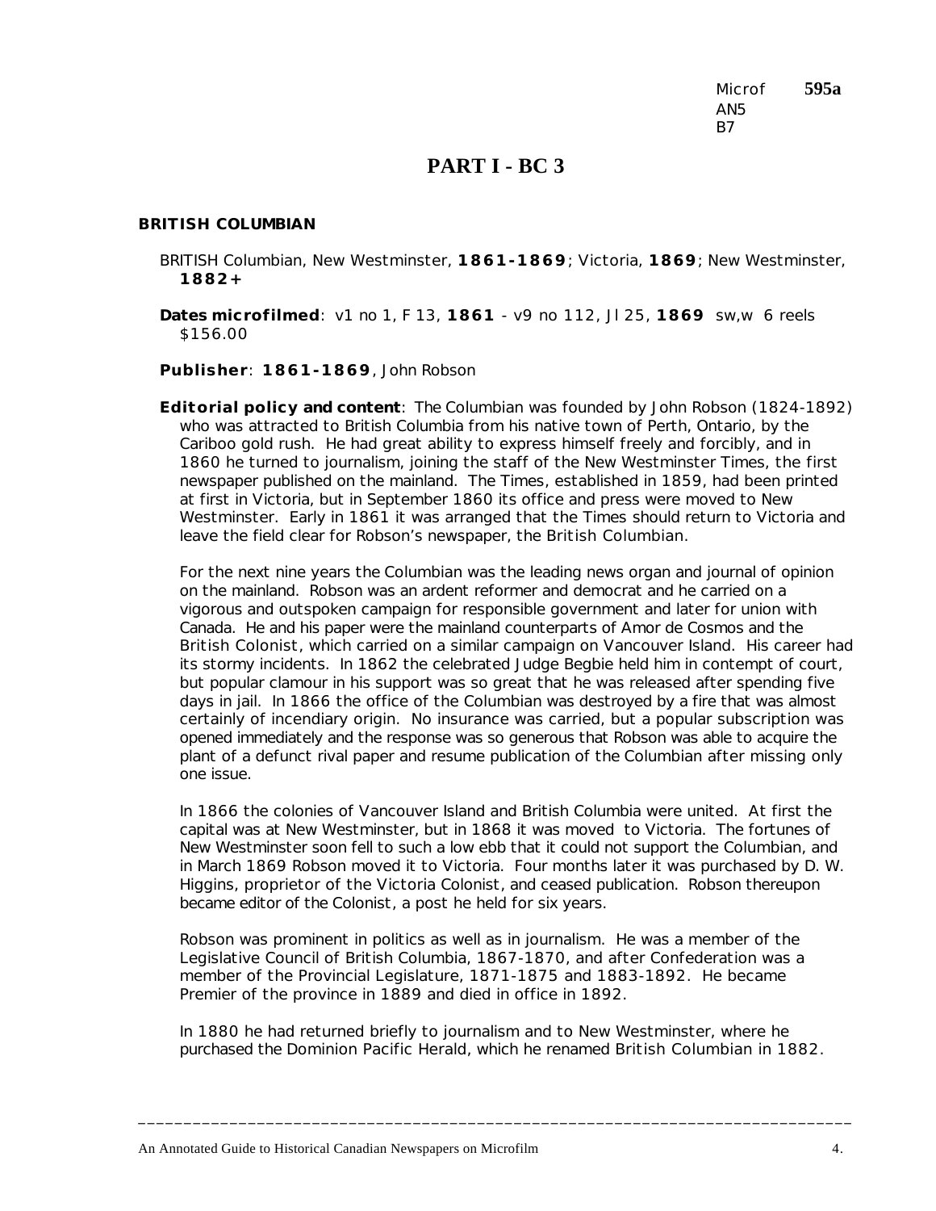Microf AN5 B7 **595a**

# PART I - BC 3

## BRITISH COLUMBIAN

BRITISH Columbian, New Westminster, **1861-1869**; Victoria, **1869**; New Westminster, **1882+**

**Dates microfilmed**: v1 no 1, F 13, **1861** - v9 no 112, Jl 25, **1869** sw,w 6 reels $156.00

**Publisher**: **1861-1869**, John Robson

**Editorial policy and content**: The Columbian was founded by John Robson (1824-1892) who was attracted to British Columbia from his native town of Perth, Ontario, by the Cariboo gold rush. He had great ability to express himself freely and forcibly, and in 1860 he turned to journalism, joining the staff of the New Westminster Times, the first newspaper published on the mainland. The Times, established in 1859, had been printed at first in Victoria, but in September 1860 its office and press were moved to New Westminster. Early in 1861 it was arranged that the Times should return to Victoria and leave the field clear for Robson's newspaper, the British Columbian.

For the next nine years the Columbian was the leading news organ and journal of opinion on the mainland. Robson was an ardent reformer and democrat and he carried on a vigorous and outspoken campaign for responsible government and later for union with Canada. He and his paper were the mainland counterparts of Amor de Cosmos and the British Colonist, which carried on a similar campaign on Vancouver Island. His career had its stormy incidents. In 1862 the celebrated Judge Begbie held him in contempt of court, but popular clamour in his support was so great that he was released after spending five days in jail. In 1866 the office of the Columbian was destroyed by a fire that was almost certainly of incendiary origin. No insurance was carried, but a popular subscription was opened immediately and the response was so generous that Robson was able to acquire the plant of a defunct rival paper and resume publication of the Columbian after missing only one issue.

In 1866 the colonies of Vancouver Island and British Columbia were united. At first the capital was at New Westminster, but in 1868 it was moved to Victoria. The fortunes of New Westminster soon fell to such a low ebb that it could not support the Columbian, and in March 1869 Robson moved it to Victoria. Four months later it was purchased by D. W. Higgins, proprietor of the Victoria Colonist, and ceased publication. Robson thereupon became editor of the Colonist, a post he held for six years.

Robson was prominent in politics as well as in journalism. He was a member of the Legislative Council of British Columbia, 1867-1870, and after Confederation was a member of the Provincial Legislature, 1871-1875 and 1883-1892. He became Premier of the province in 1889 and died in office in 1892.

In 1880 he had returned briefly to journalism and to New Westminster, where he purchased the Dominion Pacific Herald, which he renamed British Columbian in 1882.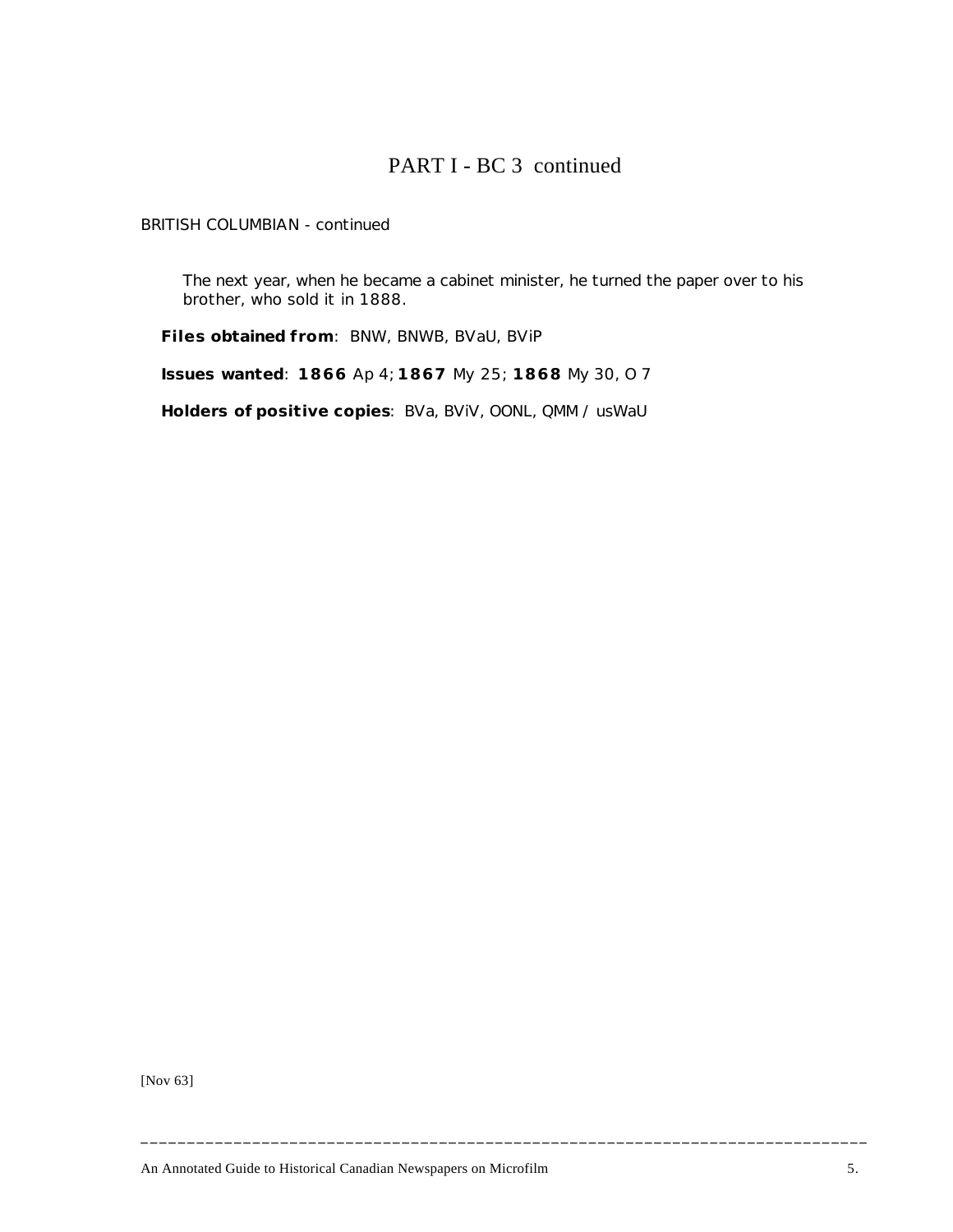# PART I - BC 3 continued

BRITISH COLUMBIAN - continued

The next year, when he became a cabinet minister, he turned the paper over to his brother, who sold it in 1888.

**Files obtained from**: BNW, BNWB, BVaU, BViP

**Issues wanted**: **1866** Ap 4; **1867** My 25; **1868** My 30, O 7

**Holders of positive copies**: BVa, BViV, OONL, QMM / usWaU

[Nov 63]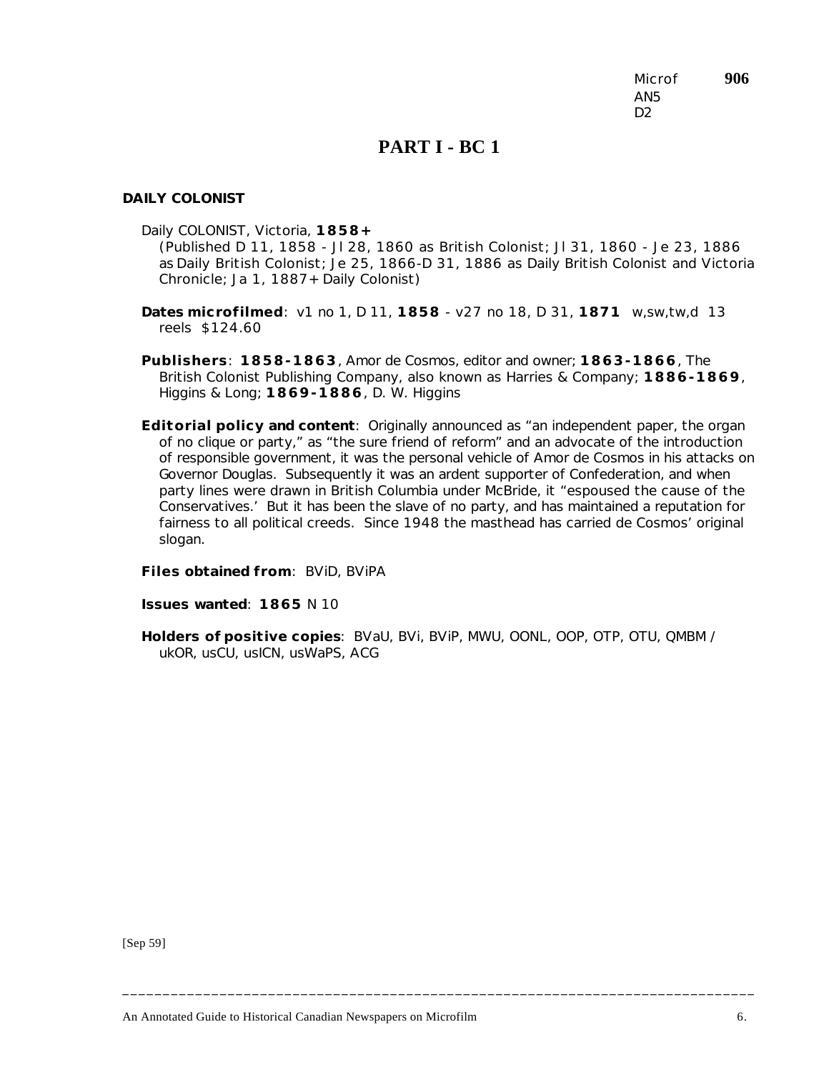Microf **906**
AN5
D2

# PART I - BC 1

**DAILY COLONIST**

Daily COLONIST, Victoria, **1858+**
(Published D 11, 1858 - Jl 28, 1860 as British Colonist; Jl 31, 1860 - Je 23, 1886 as Daily British Colonist; Je 25, 1866-D 31, 1886 as Daily British Colonist and Victoria Chronicle; Ja 1, 1887+ Daily Colonist)

**Dates microfilmed**: v1 no 1, D 11, **1858** - v27 no 18, D 31, **1871** w,sw,tw,d 13 reels $124.60

**Publishers**: **1858-1863**, Amor de Cosmos, editor and owner; **1863-1866**, The British Colonist Publishing Company, also known as Harries & Company; **1886-1869**, Higgins & Long; **1869-1886**, D. W. Higgins

**Editorial policy and content**: Originally announced as "an independent paper, the organ of no clique or party," as "the sure friend of reform" and an advocate of the introduction of responsible government, it was the personal vehicle of Amor de Cosmos in his attacks on Governor Douglas. Subsequently it was an ardent supporter of Confederation, and when party lines were drawn in British Columbia under McBride, it "espoused the cause of the Conservatives.' But it has been the slave of no party, and has maintained a reputation for fairness to all political creeds. Since 1948 the masthead has carried de Cosmos' original slogan.

**Files obtained from**: BViD, BViPA

**Issues wanted**: **1865** N 10

**Holders of positive copies**: BVaU, BVi, BViP, MWU, OONL, OOP, OTP, OTU, QMBM / ukOR, usCU, usICN, usWaPS, ACG

[Sep 59]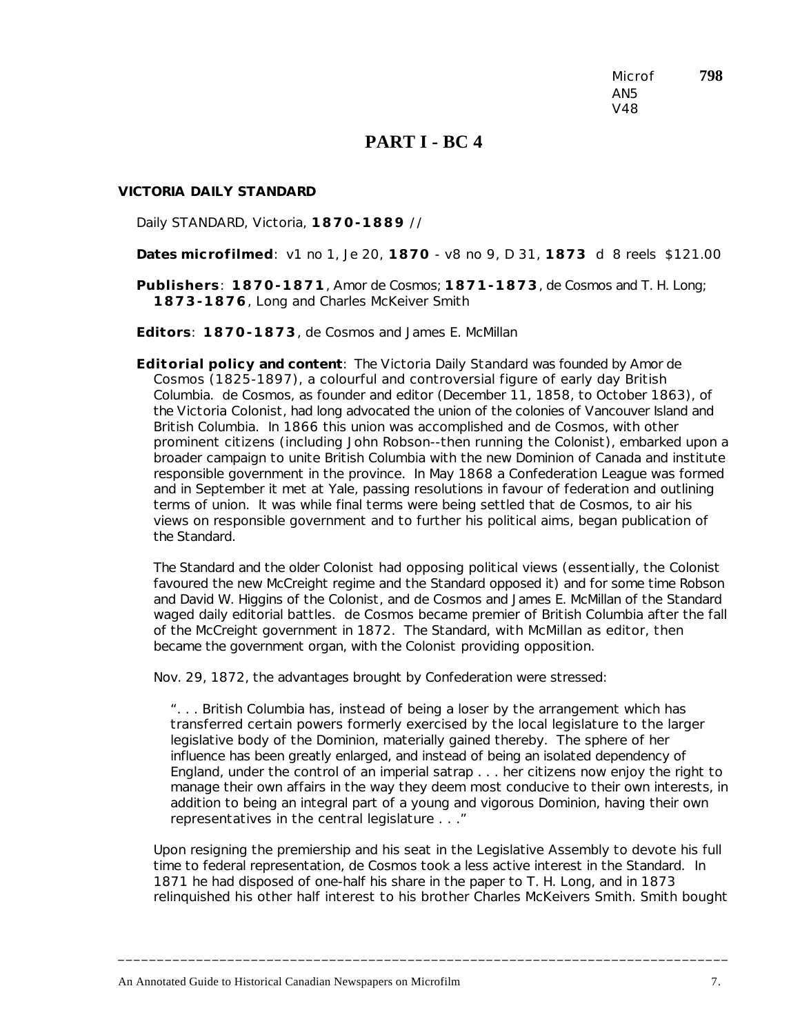Microf **798**
AN5
V48

# PART I - BC 4

### VICTORIA DAILY STANDARD

Daily STANDARD, Victoria, **1870-1889** //

**Dates microfilmed**: v1 no 1, Je 20, **1870** - v8 no 9, D 31, **1873** d 8 reels $121.00

**Publishers**: **1870-1871**, Amor de Cosmos; **1871-1873**, de Cosmos and T. H. Long; **1873-1876**, Long and Charles McKeiver Smith

**Editors**: **1870-1873**, de Cosmos and James E. McMillan

**Editorial policy and content**: The Victoria Daily Standard was founded by Amor de Cosmos (1825-1897), a colourful and controversial figure of early day British Columbia. de Cosmos, as founder and editor (December 11, 1858, to October 1863), of the Victoria Colonist, had long advocated the union of the colonies of Vancouver Island and British Columbia. In 1866 this union was accomplished and de Cosmos, with other prominent citizens (including John Robson--then running the Colonist), embarked upon a broader campaign to unite British Columbia with the new Dominion of Canada and institute responsible government in the province. In May 1868 a Confederation League was formed and in September it met at Yale, passing resolutions in favour of federation and outlining terms of union. It was while final terms were being settled that de Cosmos, to air his views on responsible government and to further his political aims, began publication of the Standard.

The Standard and the older Colonist had opposing political views (essentially, the Colonist favoured the new McCreight regime and the Standard opposed it) and for some time Robson and David W. Higgins of the Colonist, and de Cosmos and James E. McMillan of the Standard waged daily editorial battles. de Cosmos became premier of British Columbia after the fall of the McCreight government in 1872. The Standard, with McMillan as editor, then became the government organ, with the Colonist providing opposition.

Nov. 29, 1872, the advantages brought by Confederation were stressed:

> ". . . British Columbia has, instead of being a loser by the arrangement which has transferred certain powers formerly exercised by the local legislature to the larger legislative body of the Dominion, materially gained thereby. The sphere of her influence has been greatly enlarged, and instead of being an isolated dependency of England, under the control of an imperial satrap . . . her citizens now enjoy the right to manage their own affairs in the way they deem most conducive to their own interests, in addition to being an integral part of a young and vigorous Dominion, having their own representatives in the central legislature . . ."

Upon resigning the premiership and his seat in the Legislative Assembly to devote his full time to federal representation, de Cosmos took a less active interest in the Standard. In 1871 he had disposed of one-half his share in the paper to T. H. Long, and in 1873 relinquished his other half interest to his brother Charles McKeivers Smith. Smith bought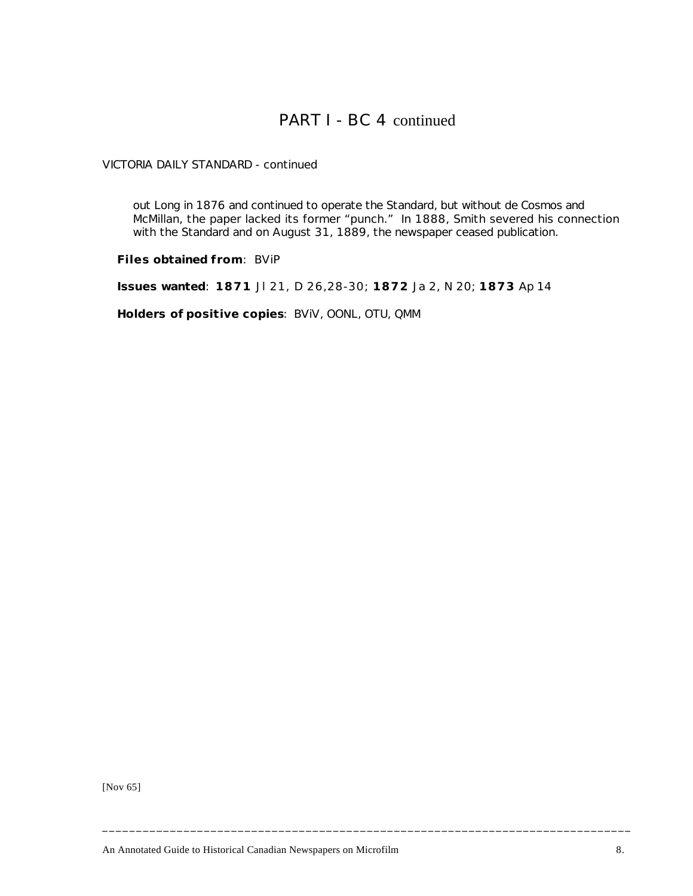# PART I - BC 4 continued

VICTORIA DAILY STANDARD - continued

out Long in 1876 and continued to operate the Standard, but without de Cosmos and McMillan, the paper lacked its former "punch." In 1888, Smith severed his connection with the Standard and on August 31, 1889, the newspaper ceased publication.

**Files obtained from**: BViP

**Issues wanted**: **1871** Jl 21, D 26,28-30; **1872** Ja 2, N 20; **1873** Ap 14

**Holders of positive copies**: BViV, OONL, OTU, QMM

[Nov 65]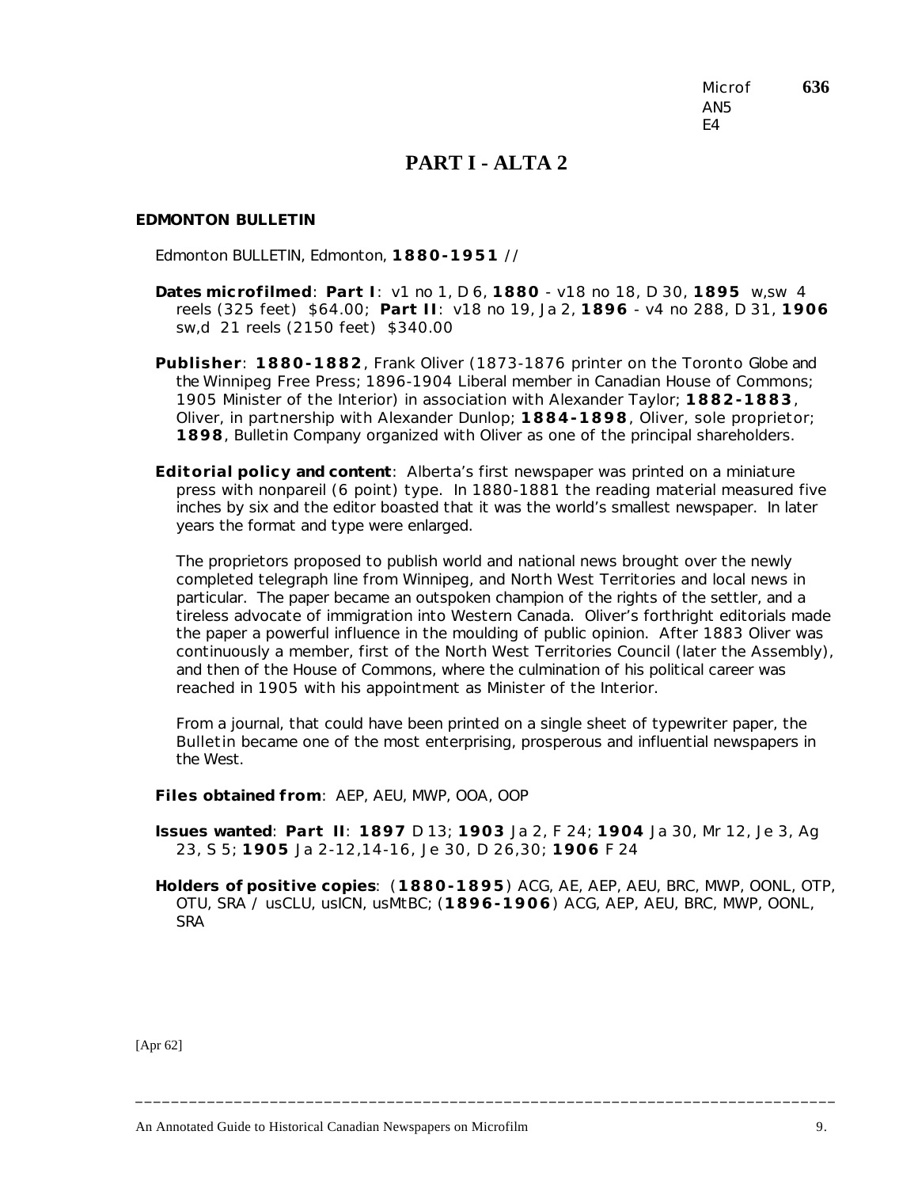Microf AN5 E4 **636**

# PART I - ALTA 2

**EDMONTON BULLETIN**

Edmonton BULLETIN, Edmonton, **1880-1951** //

**Dates microfilmed**: **Part I**: v1 no 1, D 6, **1880** - v18 no 18, D 30, **1895** w,sw 4 reels (325 feet) $64.00; **Part II**: v18 no 19, Ja 2, **1896** - v4 no 288, D 31, **1906** sw,d 21 reels (2150 feet) $340.00

**Publisher**: **1880-1882**, Frank Oliver (1873-1876 printer on the Toronto *Globe* and the *Winnipeg Free Press*; 1896-1904 Liberal member in Canadian House of Commons; 1905 Minister of the Interior) in association with Alexander Taylor; **1882-1883**, Oliver, in partnership with Alexander Dunlop; **1884-1898**, Oliver, sole proprietor; **1898**, Bulletin Company organized with Oliver as one of the principal shareholders.

**Editorial policy and content**: Alberta's first newspaper was printed on a miniature press with nonpareil (6 point) type. In 1880-1881 the reading material measured five inches by six and the editor boasted that it was the world's smallest newspaper. In later years the format and type were enlarged.

The proprietors proposed to publish world and national news brought over the newly completed telegraph line from Winnipeg, and North West Territories and local news in particular. The paper became an outspoken champion of the rights of the settler, and a tireless advocate of immigration into Western Canada. Oliver's forthright editorials made the paper a powerful influence in the moulding of public opinion. After 1883 Oliver was continuously a member, first of the North West Territories Council (later the Assembly), and then of the House of Commons, where the culmination of his political career was reached in 1905 with his appointment as Minister of the Interior.

From a journal, that could have been printed on a single sheet of typewriter paper, the *Bulletin* became one of the most enterprising, prosperous and influential newspapers in the West.

**Files obtained from**: AEP, AEU, MWP, OOA, OOP

**Issues wanted**: **Part II**: **1897** D 13; **1903** Ja 2, F 24; **1904** Ja 30, Mr 12, Je 3, Ag 23, S 5; **1905** Ja 2-12,14-16, Je 30, D 26,30; **1906** F 24

**Holders of positive copies**: (**1880-1895**) ACG, AE, AEP, AEU, BRC, MWP, OONL, OTP, OTU, SRA / usCLU, usICN, usMtBC; (**1896-1906**) ACG, AEP, AEU, BRC, MWP, OONL, SRA

[Apr 62]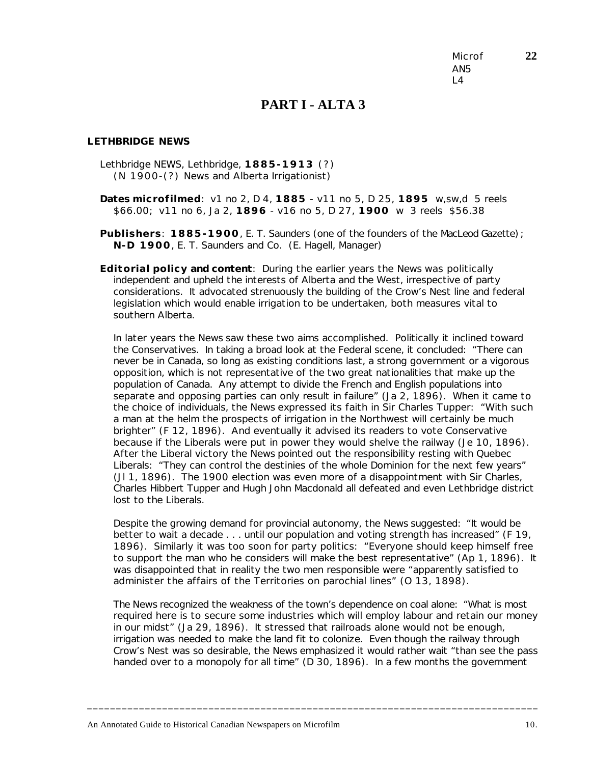Microf AN5 L4 **22**

# PART I - ALTA 3

## LETHBRIDGE NEWS

Lethbridge NEWS, Lethbridge, **1885-1913** (?)
(N 1900-(?) News and Alberta Irrigationist)

**Dates microfilmed**: v1 no 2, D 4, **1885** - v11 no 5, D 25, **1895** w,sw,d 5 reels $66.00; v11 no 6, Ja 2, **1896** - v16 no 5, D 27, **1900** w 3 reels $56.38

**Publishers**: **1885-1900**, E. T. Saunders (one of the founders of the MacLeod Gazette); **N-D 1900**, E. T. Saunders and Co. (E. Hagell, Manager)

**Editorial policy and content**: During the earlier years the News was politically independent and upheld the interests of Alberta and the West, irrespective of party considerations. It advocated strenuously the building of the Crow's Nest line and federal legislation which would enable irrigation to be undertaken, both measures vital to southern Alberta.

In later years the News saw these two aims accomplished. Politically it inclined toward the Conservatives. In taking a broad look at the Federal scene, it concluded: "There can never be in Canada, so long as existing conditions last, a strong government or a vigorous opposition, which is not representative of the two great nationalities that make up the population of Canada. Any attempt to divide the French and English populations into separate and opposing parties can only result in failure" (Ja 2, 1896). When it came to the choice of individuals, the News expressed its faith in Sir Charles Tupper: "With such a man at the helm the prospects of irrigation in the Northwest will certainly be much brighter" (F 12, 1896). And eventually it advised its readers to vote Conservative because if the Liberals were put in power they would shelve the railway (Je 10, 1896). After the Liberal victory the News pointed out the responsibility resting with Quebec Liberals: "They can control the destinies of the whole Dominion for the next few years" (Jl 1, 1896). The 1900 election was even more of a disappointment with Sir Charles, Charles Hibbert Tupper and Hugh John Macdonald all defeated and even Lethbridge district lost to the Liberals.

Despite the growing demand for provincial autonomy, the News suggested: "It would be better to wait a decade . . . until our population and voting strength has increased" (F 19, 1896). Similarly it was too soon for party politics: "Everyone should keep himself free to support the man who he considers will make the best representative" (Ap 1, 1896). It was disappointed that in reality the two men responsible were "apparently satisfied to administer the affairs of the Territories on parochial lines" (O 13, 1898).

The News recognized the weakness of the town's dependence on coal alone: "What is most required here is to secure some industries which will employ labour and retain our money in our midst" (Ja 29, 1896). It stressed that railroads alone would not be enough, irrigation was needed to make the land fit to colonize. Even though the railway through Crow's Nest was so desirable, the News emphasized it would rather wait "than see the pass handed over to a monopoly for all time" (D 30, 1896). In a few months the government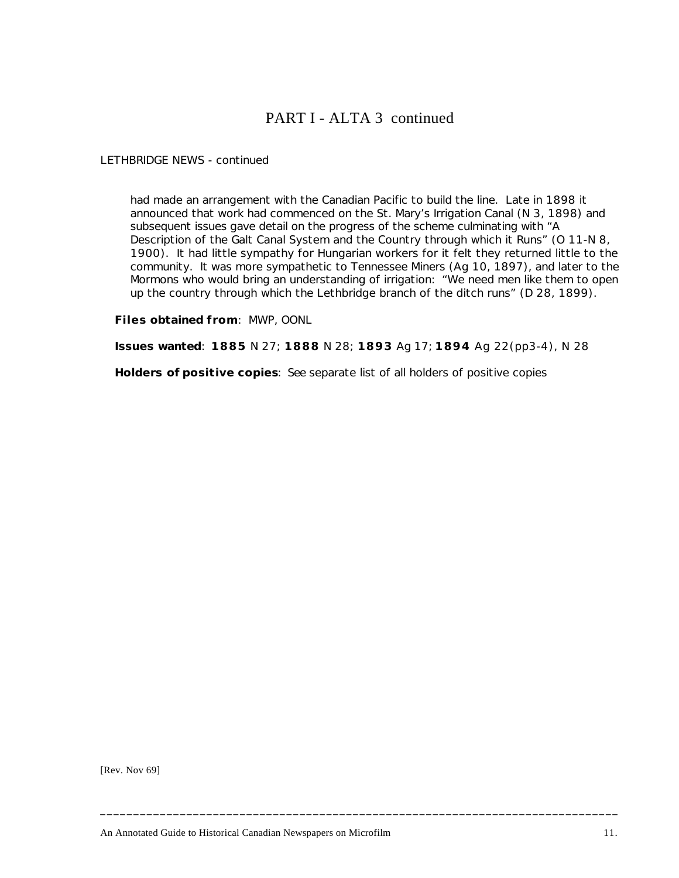# PART I - ALTA 3 continued

LETHBRIDGE NEWS - continued

had made an arrangement with the Canadian Pacific to build the line. Late in 1898 it announced that work had commenced on the St. Mary's Irrigation Canal (N 3, 1898) and subsequent issues gave detail on the progress of the scheme culminating with "A Description of the Galt Canal System and the Country through which it Runs" (O 11-N 8, 1900). It had little sympathy for Hungarian workers for it felt they returned little to the community. It was more sympathetic to Tennessee Miners (Ag 10, 1897), and later to the Mormons who would bring an understanding of irrigation: "We need men like them to open up the country through which the Lethbridge branch of the ditch runs" (D 28, 1899).

**Files obtained from**: MWP, OONL

**Issues wanted**: **1885** N 27; **1888** N 28; **1893** Ag 17; **1894** Ag 22(pp3-4), N 28

**Holders of positive copies**: See separate list of all holders of positive copies

[Rev. Nov 69]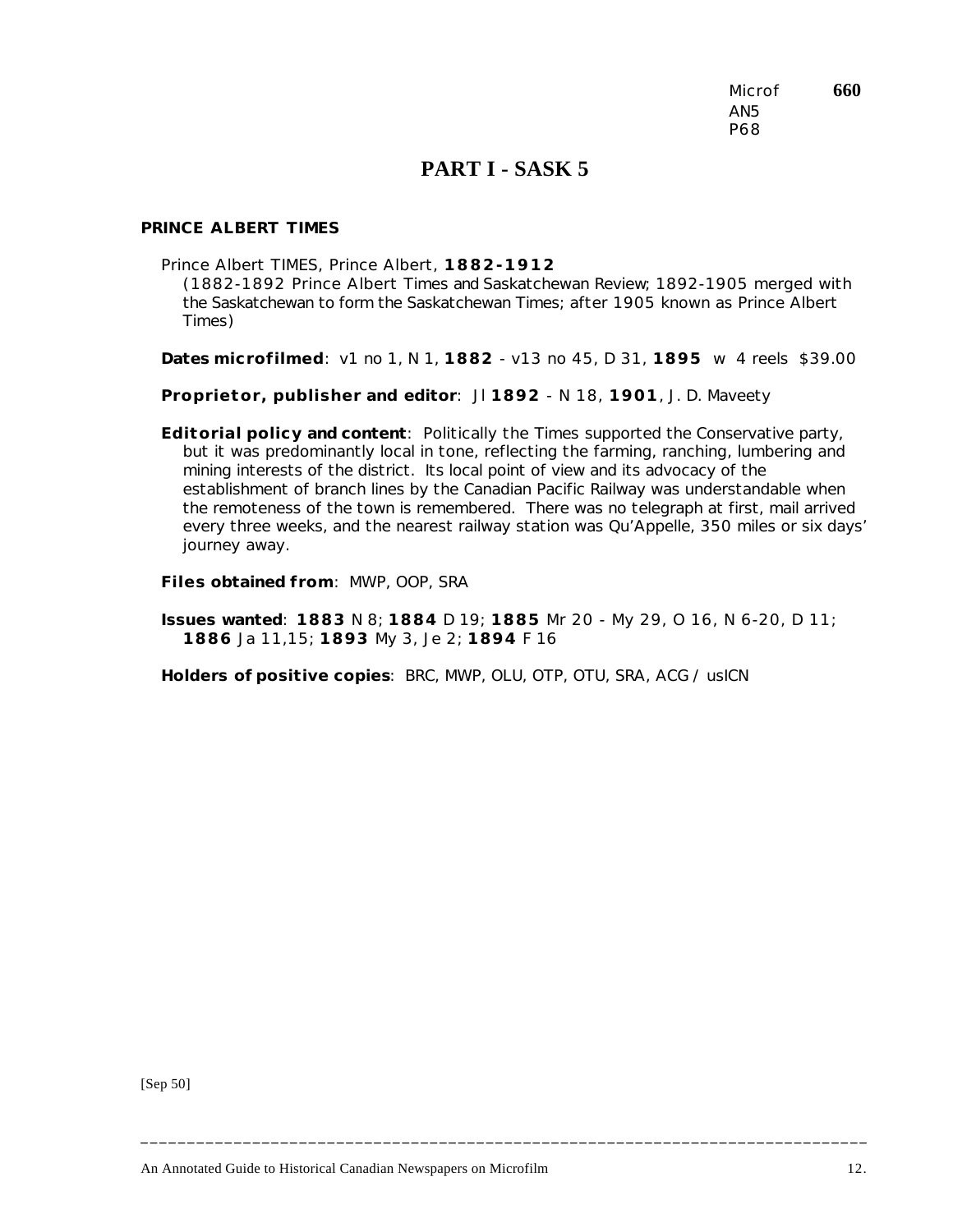Microf **660**
AN5
P68

# PART I - SASK 5

## PRINCE ALBERT TIMES

Prince Albert TIMES, Prince Albert, **1882-1912**
(1882-1892 Prince Albert Times and Saskatchewan Review; 1892-1905 merged with the Saskatchewan to form the Saskatchewan Times; after 1905 known as Prince Albert Times)

**Dates microfilmed**: v1 no 1, N 1, **1882** - v13 no 45, D 31, **1895** w 4 reels $39.00

**Proprietor, publisher and editor**: Jl **1892** - N 18, **1901**, J. D. Maveety

**Editorial policy and content**: Politically the Times supported the Conservative party, but it was predominantly local in tone, reflecting the farming, ranching, lumbering and mining interests of the district. Its local point of view and its advocacy of the establishment of branch lines by the Canadian Pacific Railway was understandable when the remoteness of the town is remembered. There was no telegraph at first, mail arrived every three weeks, and the nearest railway station was Qu'Appelle, 350 miles or six days' journey away.

**Files obtained from**: MWP, OOP, SRA

**Issues wanted**: **1883** N 8; **1884** D 19; **1885** Mr 20 - My 29, O 16, N 6-20, D 11; **1886** Ja 11,15; **1893** My 3, Je 2; **1894** F 16

**Holders of positive copies**: BRC, MWP, OLU, OTP, OTU, SRA, ACG / usICN

[Sep 50]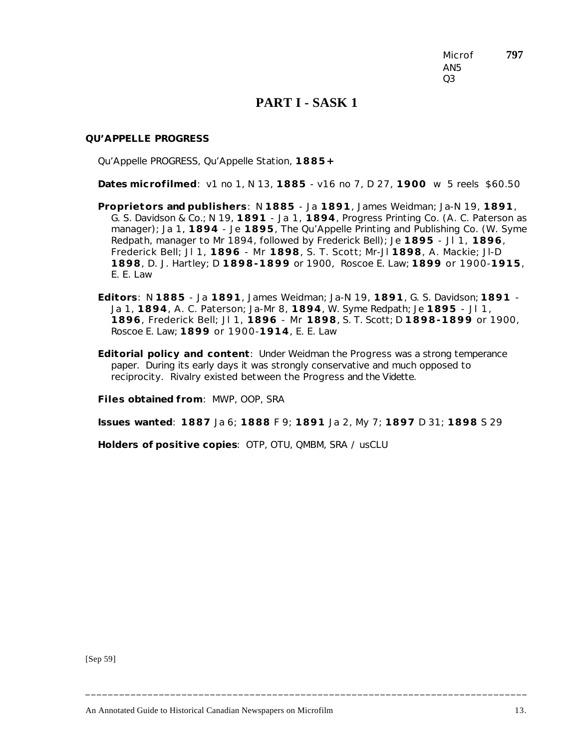Microf **797**
AN5
Q3

# PART I - SASK 1

**QU'APPELLE PROGRESS**

Qu'Appelle PROGRESS, Qu'Appelle Station, **1885+**

**Dates microfilmed**: v1 no 1, N 13, **1885** - v16 no 7, D 27, **1900** w 5 reels $60.50

**Proprietors and publishers**: N **1885** - Ja **1891**, James Weidman; Ja-N 19, **1891**, G. S. Davidson & Co.; N 19, **1891** - Ja 1, **1894**, Progress Printing Co. (A. C. Paterson as manager); Ja 1, **1894** - Je **1895**, The Qu'Appelle Printing and Publishing Co. (W. Syme Redpath, manager to Mr 1894, followed by Frederick Bell); Je **1895** - Jl 1, **1896**, Frederick Bell; Jl 1, **1896** - Mr **1898**, S. T. Scott; Mr-Jl **1898**, A. Mackie; Jl-D **1898**, D. J. Hartley; D **1898-1899** or 1900, Roscoe E. Law; **1899** or 1900-**1915**, E. E. Law

**Editors**: N **1885** - Ja **1891**, James Weidman; Ja-N 19, **1891**, G. S. Davidson; **1891** - Ja 1, **1894**, A. C. Paterson; Ja-Mr 8, **1894**, W. Syme Redpath; Je **1895** - Jl 1, **1896**, Frederick Bell; Jl 1, **1896** - Mr **1898**, S. T. Scott; D **1898-1899** or 1900, Roscoe E. Law; **1899** or 1900-**1914**, E. E. Law

**Editorial policy and content**: Under Weidman the *Progress* was a strong temperance paper. During its early days it was strongly conservative and much opposed to reciprocity. Rivalry existed between the *Progress* and the *Vidette*.

**Files obtained from**: MWP, OOP, SRA

**Issues wanted**: **1887** Ja 6; **1888** F 9; **1891** Ja 2, My 7; **1897** D 31; **1898** S 29

**Holders of positive copies**: OTP, OTU, QMBM, SRA / usCLU

[Sep 59]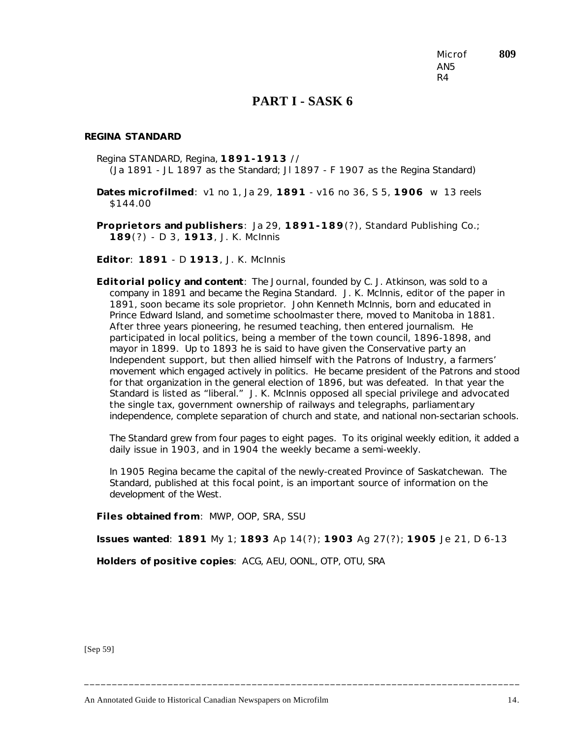Microf **809**
AN5
R4

# PART I - SASK 6

**REGINA STANDARD**

Regina STANDARD, Regina, **1891-1913** //
(Ja 1891 - JL 1897 as the Standard; Jl 1897 - F 1907 as the Regina Standard)

**Dates microfilmed**: v1 no 1, Ja 29, **1891** - v16 no 36, S 5, **1906** w 13 reels $144.00

**Proprietors and publishers**: Ja 29, **1891-189**(?), Standard Publishing Co.; **189**(?) - D 3, **1913**, J. K. McInnis

**Editor**: **1891** - D **1913**, J. K. McInnis

**Editorial policy and content**: The *Journal*, founded by C. J. Atkinson, was sold to a company in 1891 and became the Regina Standard. J. K. McInnis, editor of the paper in 1891, soon became its sole proprietor. John Kenneth McInnis, born and educated in Prince Edward Island, and sometime schoolmaster there, moved to Manitoba in 1881. After three years pioneering, he resumed teaching, then entered journalism. He participated in local politics, being a member of the town council, 1896-1898, and mayor in 1899. Up to 1893 he is said to have given the Conservative party an Independent support, but then allied himself with the Patrons of Industry, a farmers' movement which engaged actively in politics. He became president of the Patrons and stood for that organization in the general election of 1896, but was defeated. In that year the Standard is listed as "liberal." J. K. McInnis opposed all special privilege and advocated the single tax, government ownership of railways and telegraphs, parliamentary independence, complete separation of church and state, and national non-sectarian schools.

The Standard grew from four pages to eight pages. To its original weekly edition, it added a daily issue in 1903, and in 1904 the weekly became a semi-weekly.

In 1905 Regina became the capital of the newly-created Province of Saskatchewan. The Standard, published at this focal point, is an important source of information on the development of the West.

**Files obtained from**: MWP, OOP, SRA, SSU

**Issues wanted**: **1891** My 1; **1893** Ap 14(?); **1903** Ag 27(?); **1905** Je 21, D 6-13

**Holders of positive copies**: ACG, AEU, OONL, OTP, OTU, SRA

[Sep 59]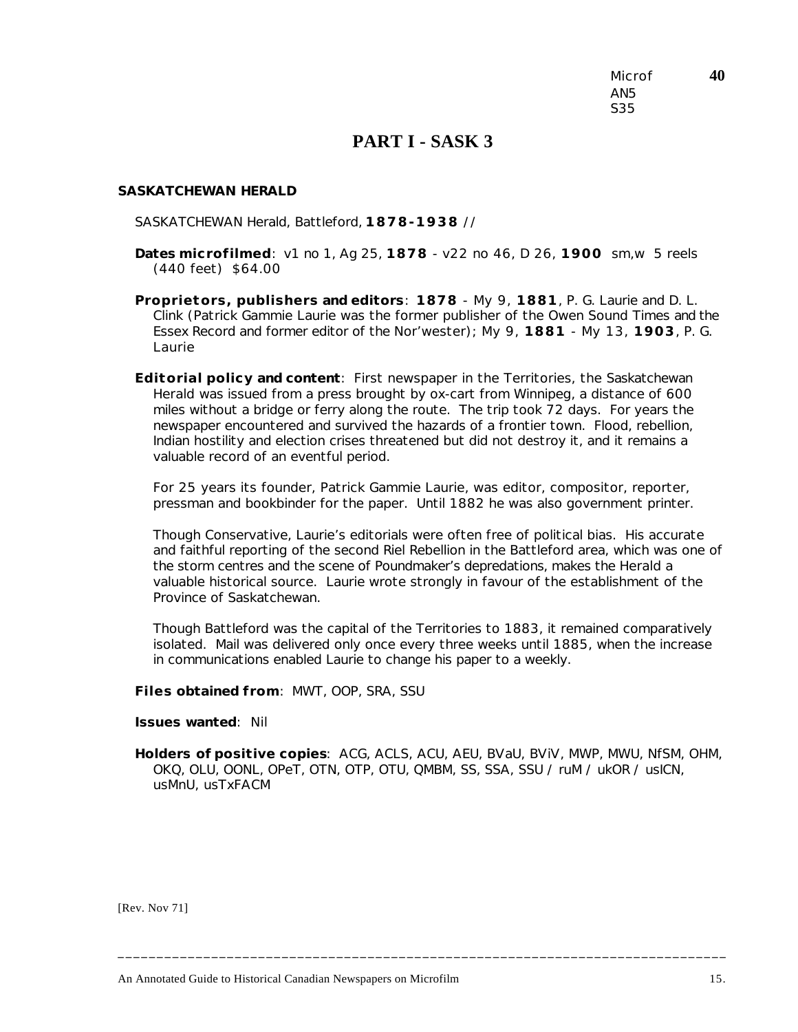Microf AN5 S35 **40**

# PART I - SASK 3

**SASKATCHEWAN HERALD**

SASKATCHEWAN Herald, Battleford, **1878-1938** //

**Dates microfilmed**: v1 no 1, Ag 25, **1878** - v22 no 46, D 26, **1900** sm,w 5 reels (440 feet) $64.00

**Proprietors, publishers and editors**: **1878** - My 9, **1881**, P. G. Laurie and D. L. Clink (Patrick Gammie Laurie was the former publisher of the Owen Sound Times and the Essex Record and former editor of the Nor'wester); My 9, **1881** - My 13, **1903**, P. G. Laurie

**Editorial policy and content**: First newspaper in the Territories, the Saskatchewan Herald was issued from a press brought by ox-cart from Winnipeg, a distance of 600 miles without a bridge or ferry along the route. The trip took 72 days. For years the newspaper encountered and survived the hazards of a frontier town. Flood, rebellion, Indian hostility and election crises threatened but did not destroy it, and it remains a valuable record of an eventful period.

For 25 years its founder, Patrick Gammie Laurie, was editor, compositor, reporter, pressman and bookbinder for the paper. Until 1882 he was also government printer.

Though Conservative, Laurie's editorials were often free of political bias. His accurate and faithful reporting of the second Riel Rebellion in the Battleford area, which was one of the storm centres and the scene of Poundmaker's depredations, makes the Herald a valuable historical source. Laurie wrote strongly in favour of the establishment of the Province of Saskatchewan.

Though Battleford was the capital of the Territories to 1883, it remained comparatively isolated. Mail was delivered only once every three weeks until 1885, when the increase in communications enabled Laurie to change his paper to a weekly.

**Files obtained from**: MWT, OOP, SRA, SSU

**Issues wanted**: Nil

**Holders of positive copies**: ACG, ACLS, ACU, AEU, BVaU, BViV, MWP, MWU, NfSM, OHM, OKQ, OLU, OONL, OPeT, OTN, OTP, OTU, QMBM, SS, SSA, SSU / ruM / ukOR / usICN, usMnU, usTxFACM

[Rev. Nov 71]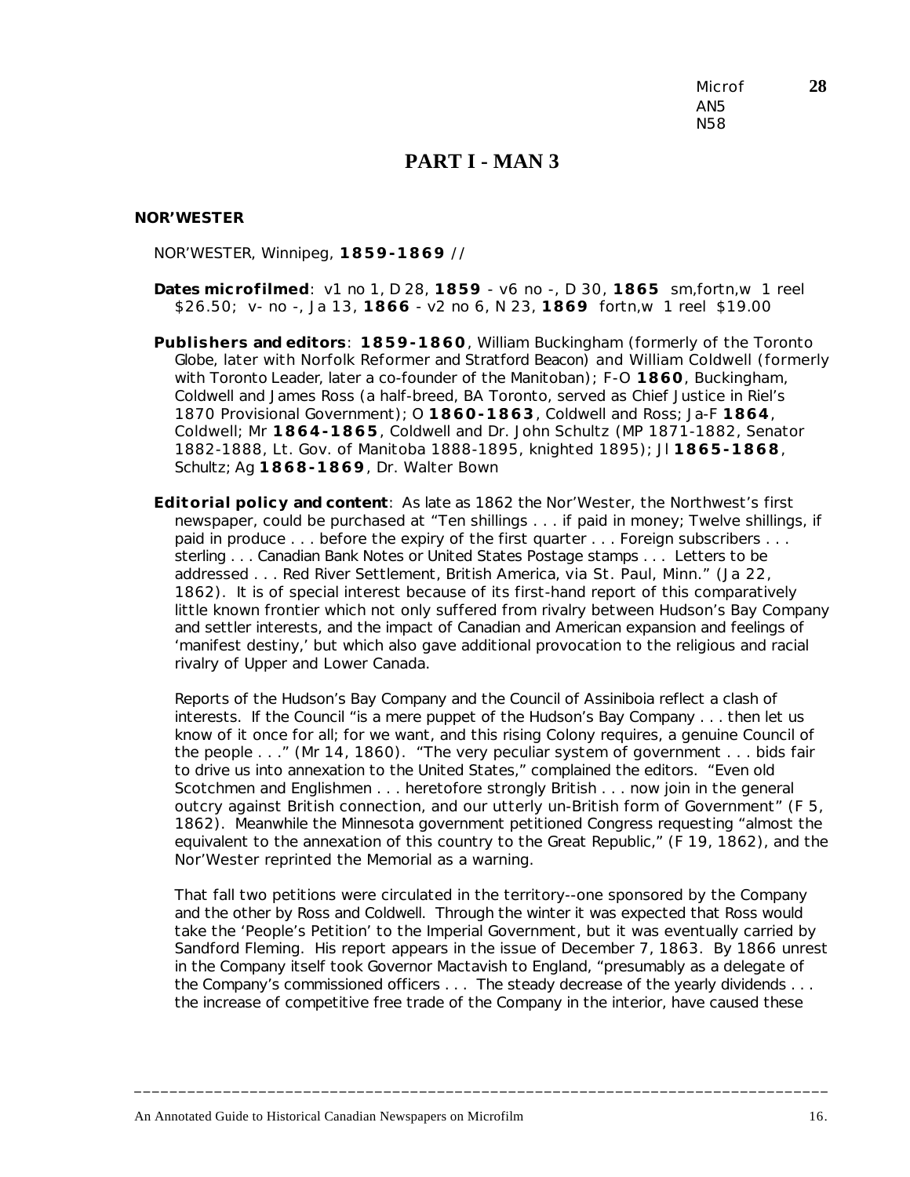Microf **28**
AN5
N58

# PART I - MAN 3

**NOR'WESTER**

NOR'WESTER, Winnipeg, **1859-1869** //

**Dates microfilmed**: v1 no 1, D 28, **1859** - v6 no -, D 30, **1865** sm,fortn,w 1 reel $26.50; v- no -, Ja 13, **1866** - v2 no 6, N 23, **1869** fortn,w 1 reel $19.00

**Publishers and editors**: **1859-1860**, William Buckingham (formerly of the Toronto Globe, later with Norfolk Reformer and Stratford Beacon) and William Coldwell (formerly with Toronto Leader, later a co-founder of the Manitoban); F-O **1860**, Buckingham, Coldwell and James Ross (a half-breed, BA Toronto, served as Chief Justice in Riel's 1870 Provisional Government); O **1860-1863**, Coldwell and Ross; Ja-F **1864**, Coldwell; Mr **1864-1865**, Coldwell and Dr. John Schultz (MP 1871-1882, Senator 1882-1888, Lt. Gov. of Manitoba 1888-1895, knighted 1895); Jl **1865-1868**, Schultz; Ag **1868-1869**, Dr. Walter Bown

**Editorial policy and content**: As late as 1862 the Nor'Wester, the Northwest's first newspaper, could be purchased at "Ten shillings . . . if paid in money; Twelve shillings, if paid in produce . . . before the expiry of the first quarter . . . Foreign subscribers . . . sterling . . . Canadian Bank Notes or United States Postage stamps . . . Letters to be addressed . . . Red River Settlement, British America, via St. Paul, Minn." (Ja 22, 1862). It is of special interest because of its first-hand report of this comparatively little known frontier which not only suffered from rivalry between Hudson's Bay Company and settler interests, and the impact of Canadian and American expansion and feelings of 'manifest destiny,' but which also gave additional provocation to the religious and racial rivalry of Upper and Lower Canada.

Reports of the Hudson's Bay Company and the Council of Assiniboia reflect a clash of interests. If the Council "is a mere puppet of the Hudson's Bay Company . . . then let us know of it once for all; for we want, and this rising Colony requires, a genuine Council of the people . . ." (Mr 14, 1860). "The very peculiar system of government . . . bids fair to drive us into annexation to the United States," complained the editors. "Even old Scotchmen and Englishmen . . . heretofore strongly British . . . now join in the general outcry against British connection, and our utterly un-British form of Government" (F 5, 1862). Meanwhile the Minnesota government petitioned Congress requesting "almost the equivalent to the annexation of this country to the Great Republic," (F 19, 1862), and the Nor'Wester reprinted the Memorial as a warning.

That fall two petitions were circulated in the territory--one sponsored by the Company and the other by Ross and Coldwell. Through the winter it was expected that Ross would take the 'People's Petition' to the Imperial Government, but it was eventually carried by Sandford Fleming. His report appears in the issue of December 7, 1863. By 1866 unrest in the Company itself took Governor Mactavish to England, "presumably as a delegate of the Company's commissioned officers . . . The steady decrease of the yearly dividends . . . the increase of competitive free trade of the Company in the interior, have caused these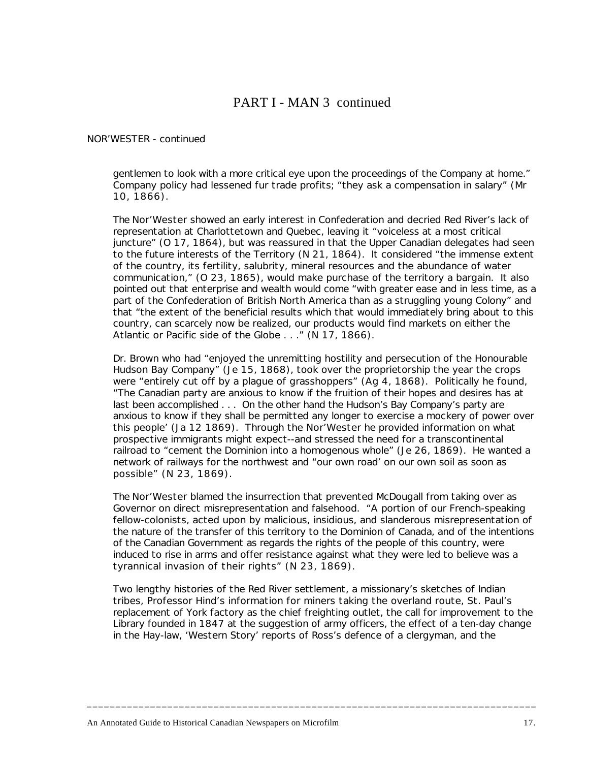# PART I - MAN 3 continued

NOR'WESTER - continued

gentlemen to look with a more critical eye upon the proceedings of the Company at home." Company policy had lessened fur trade profits; "they ask a compensation in salary" (Mr 10, 1866).

The *Nor'Wester* showed an early interest in Confederation and decried Red River's lack of representation at Charlottetown and Quebec, leaving it "voiceless at a most critical juncture" (O 17, 1864), but was reassured in that the Upper Canadian delegates had seen to the future interests of the Territory (N 21, 1864). It considered "the immense extent of the country, its fertility, salubrity, mineral resources and the abundance of water communication," (O 23, 1865), would make purchase of the territory a bargain. It also pointed out that enterprise and wealth would come "with greater ease and in less time, as a part of the Confederation of British North America than as a struggling young Colony" and that "the extent of the beneficial results which that would immediately bring about to this country, can scarcely now be realized, our products would find markets on either the Atlantic or Pacific side of the Globe . . ." (N 17, 1866).

Dr. Brown who had "enjoyed the unremitting hostility and persecution of the Honourable Hudson Bay Company" (Je 15, 1868), took over the proprietorship the year the crops were "entirely cut off by a plague of grasshoppers" (Ag 4, 1868). Politically he found, "The Canadian party are anxious to know if the fruition of their hopes and desires has at last been accomplished . . . On the other hand the Hudson's Bay Company's party are anxious to know if they shall be permitted any longer to exercise a mockery of power over this people' (Ja 12 1869). Through the *Nor'Wester* he provided information on what prospective immigrants might expect--and stressed the need for a transcontinental railroad to "cement the Dominion into a homogenous whole" (Je 26, 1869). He wanted a network of railways for the northwest and "our own road' on our own soil as soon as possible" (N 23, 1869).

The *Nor'Wester* blamed the insurrection that prevented McDougall from taking over as Governor on direct misrepresentation and falsehood. "A portion of our French-speaking fellow-colonists, acted upon by malicious, insidious, and slanderous misrepresentation of the nature of the transfer of this territory to the Dominion of Canada, and of the intentions of the Canadian Government as regards the rights of the people of this country, were induced to rise in arms and offer resistance against what they were led to believe was a tyrannical invasion of their rights" (N 23, 1869).

Two lengthy histories of the Red River settlement, a missionary's sketches of Indian tribes, Professor Hind's information for miners taking the overland route, St. Paul's replacement of York factory as the chief freighting outlet, the call for improvement to the Library founded in 1847 at the suggestion of army officers, the effect of a ten-day change in the Hay-law, 'Western Story' reports of Ross's defence of a clergyman, and the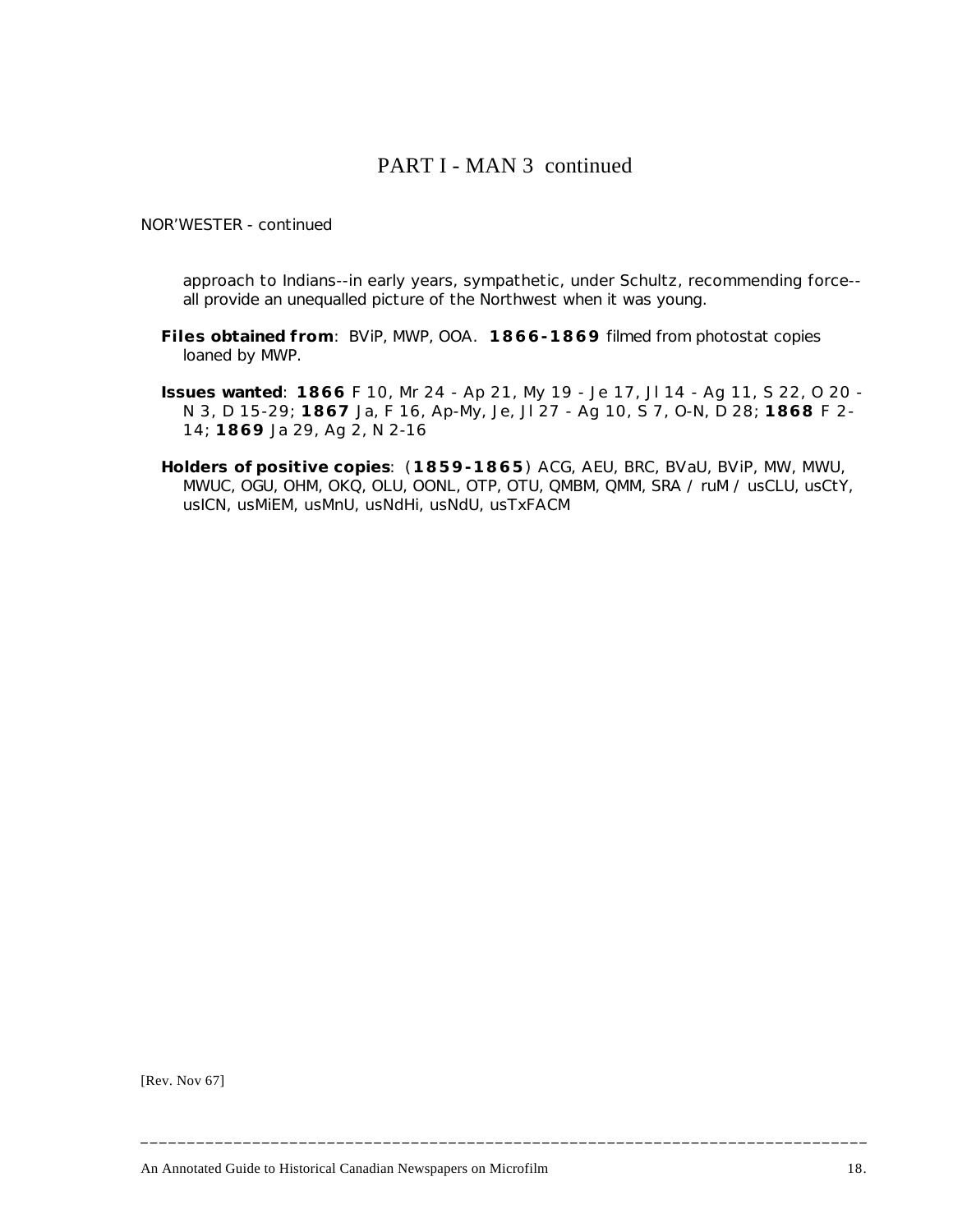# PART I - MAN 3 continued

NOR'WESTER - continued

approach to Indians--in early years, sympathetic, under Schultz, recommending force--all provide an unequalled picture of the Northwest when it was young.

**Files obtained from**: BViP, MWP, OOA. **1866-1869** filmed from photostat copies loaned by MWP.

**Issues wanted**: **1866** F 10, Mr 24 - Ap 21, My 19 - Je 17, Jl 14 - Ag 11, S 22, O 20 - N 3, D 15-29; **1867** Ja, F 16, Ap-My, Je, Jl 27 - Ag 10, S 7, O-N, D 28; **1868** F 2-14; **1869** Ja 29, Ag 2, N 2-16

**Holders of positive copies**: (**1859-1865**) ACG, AEU, BRC, BVaU, BViP, MW, MWU, MWUC, OGU, OHM, OKQ, OLU, OONL, OTP, OTU, QMBM, QMM, SRA / ruM / usCLU, usCtY, usICN, usMiEM, usMnU, usNdHi, usNdU, usTxFACM

[Rev. Nov 67]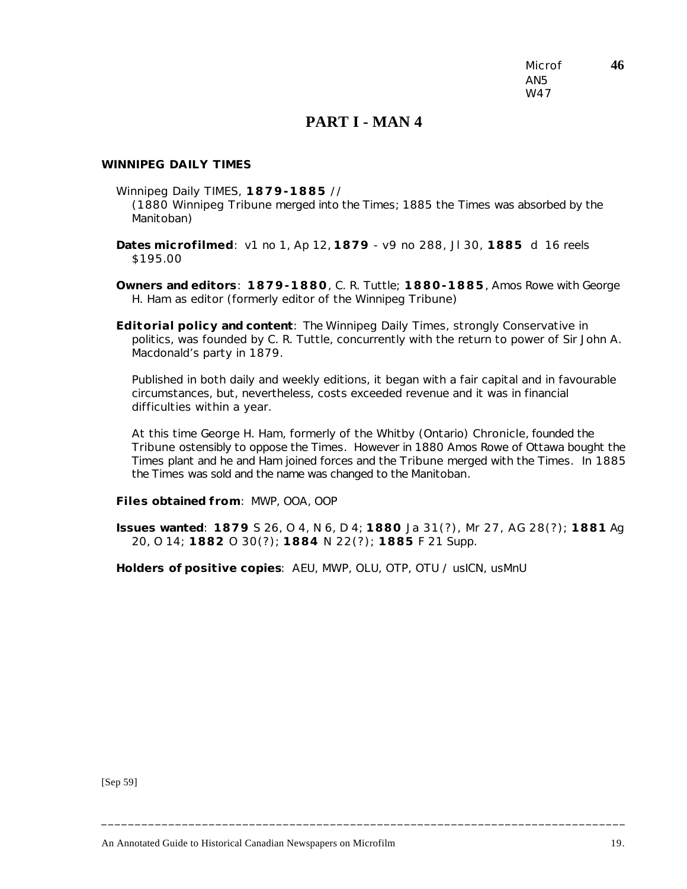Microf **46**
AN5
W47

# PART I - MAN 4

**WINNIPEG DAILY TIMES**

Winnipeg Daily TIMES, **1879-1885** //
(1880 Winnipeg Tribune merged into the Times; 1885 the Times was absorbed by the Manitoban)

**Dates microfilmed**: v1 no 1, Ap 12, **1879** - v9 no 288, Jl 30, **1885** d 16 reels $195.00

**Owners and editors**: **1879-1880**, C. R. Tuttle; **1880-1885**, Amos Rowe with George H. Ham as editor (formerly editor of the Winnipeg Tribune)

**Editorial policy and content**: The Winnipeg Daily Times, strongly Conservative in politics, was founded by C. R. Tuttle, concurrently with the return to power of Sir John A. Macdonald's party in 1879.

Published in both daily and weekly editions, it began with a fair capital and in favourable circumstances, but, nevertheless, costs exceeded revenue and it was in financial difficulties within a year.

At this time George H. Ham, formerly of the Whitby (Ontario) Chronicle, founded the Tribune ostensibly to oppose the Times. However in 1880 Amos Rowe of Ottawa bought the Times plant and he and Ham joined forces and the Tribune merged with the Times. In 1885 the Times was sold and the name was changed to the Manitoban.

**Files obtained from**: MWP, OOA, OOP

**Issues wanted**: **1879** S 26, O 4, N 6, D 4; **1880** Ja 31(?), Mr 27, AG 28(?); **1881** Ag 20, O 14; **1882** O 30(?); **1884** N 22(?); **1885** F 21 Supp.

**Holders of positive copies**: AEU, MWP, OLU, OTP, OTU / usICN, usMnU

[Sep 59]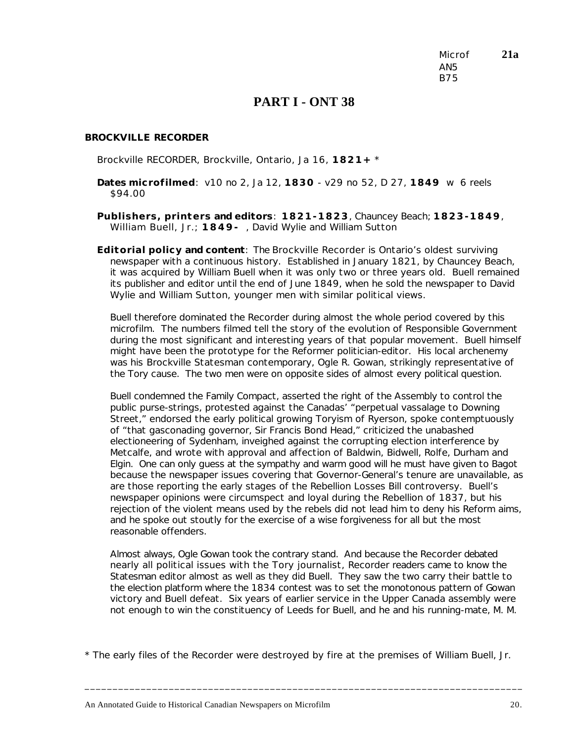Microf **21a**
AN5
B75

# PART I - ONT 38

### BROCKVILLE RECORDER

Brockville RECORDER, Brockville, Ontario, Ja 16, **1821+** *

**Dates microfilmed**: v10 no 2, Ja 12, **1830** - v29 no 52, D 27, **1849** w 6 reels $94.00

**Publishers, printers and editors**: **1821-1823**, Chauncey Beach; **1823-1849**, William Buell, Jr.; **1849-** , David Wylie and William Sutton

**Editorial policy and content**: The Brockville Recorder is Ontario's oldest surviving newspaper with a continuous history. Established in January 1821, by Chauncey Beach, it was acquired by William Buell when it was only two or three years old. Buell remained its publisher and editor until the end of June 1849, when he sold the newspaper to David Wylie and William Sutton, younger men with similar political views.

Buell therefore dominated the Recorder during almost the whole period covered by this microfilm. The numbers filmed tell the story of the evolution of Responsible Government during the most significant and interesting years of that popular movement. Buell himself might have been the prototype for the Reformer politician-editor. His local archenemy was his Brockville Statesman contemporary, Ogle R. Gowan, strikingly representative of the Tory cause. The two men were on opposite sides of almost every political question.

Buell condemned the Family Compact, asserted the right of the Assembly to control the public purse-strings, protested against the Canadas' "perpetual vassalage to Downing Street," endorsed the early political growing Toryism of Ryerson, spoke contemptuously of "that gasconading governor, Sir Francis Bond Head," criticized the unabashed electioneering of Sydenham, inveighed against the corrupting election interference by Metcalfe, and wrote with approval and affection of Baldwin, Bidwell, Rolfe, Durham and Elgin. One can only guess at the sympathy and warm good will he must have given to Bagot because the newspaper issues covering that Governor-General's tenure are unavailable, as are those reporting the early stages of the Rebellion Losses Bill controversy. Buell's newspaper opinions were circumspect and loyal during the Rebellion of 1837, but his rejection of the violent means used by the rebels did not lead him to deny his Reform aims, and he spoke out stoutly for the exercise of a wise forgiveness for all but the most reasonable offenders.

Almost always, Ogle Gowan took the contrary stand. And because the Recorder debated nearly all political issues with the Tory journalist, Recorder readers came to know the Statesman editor almost as well as they did Buell. They saw the two carry their battle to the election platform where the 1834 contest was to set the monotonous pattern of Gowan victory and Buell defeat. Six years of earlier service in the Upper Canada assembly were not enough to win the constituency of Leeds for Buell, and he and his running-mate, M. M.

* The early files of the Recorder were destroyed by fire at the premises of William Buell, Jr.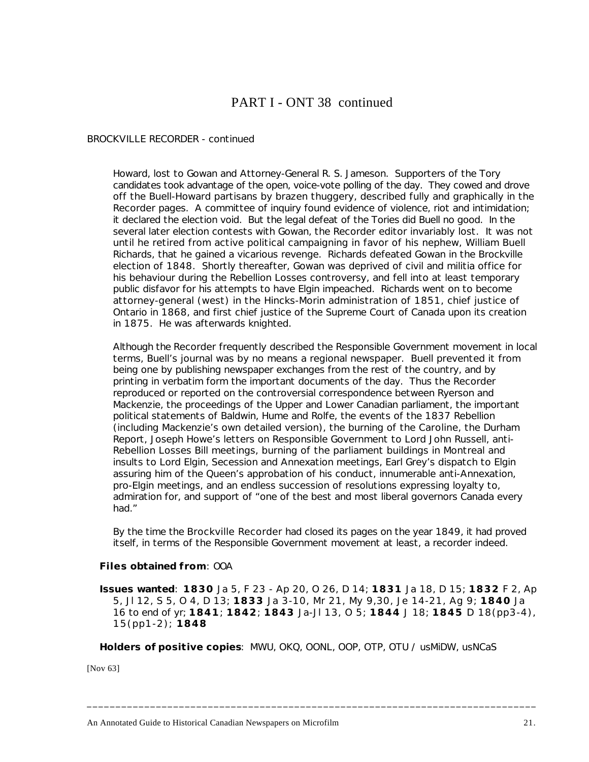# PART I - ONT 38 continued

BROCKVILLE RECORDER - continued

Howard, lost to Gowan and Attorney-General R. S. Jameson. Supporters of the Tory candidates took advantage of the open, voice-vote polling of the day. They cowed and drove off the Buell-Howard partisans by brazen thuggery, described fully and graphically in the Recorder pages. A committee of inquiry found evidence of violence, riot and intimidation; it declared the election void. But the legal defeat of the Tories did Buell no good. In the several later election contests with Gowan, the Recorder editor invariably lost. It was not until he retired from active political campaigning in favor of his nephew, William Buell Richards, that he gained a vicarious revenge. Richards defeated Gowan in the Brockville election of 1848. Shortly thereafter, Gowan was deprived of civil and militia office for his behaviour during the Rebellion Losses controversy, and fell into at least temporary public disfavor for his attempts to have Elgin impeached. Richards went on to become attorney-general (west) in the Hincks-Morin administration of 1851, chief justice of Ontario in 1868, and first chief justice of the Supreme Court of Canada upon its creation in 1875. He was afterwards knighted.

Although the Recorder frequently described the Responsible Government movement in local terms, Buell's journal was by no means a regional newspaper. Buell prevented it from being one by publishing newspaper exchanges from the rest of the country, and by printing in verbatim form the important documents of the day. Thus the Recorder reproduced or reported on the controversial correspondence between Ryerson and Mackenzie, the proceedings of the Upper and Lower Canadian parliament, the important political statements of Baldwin, Hume and Rolfe, the events of the 1837 Rebellion (including Mackenzie's own detailed version), the burning of the Caroline, the Durham Report, Joseph Howe's letters on Responsible Government to Lord John Russell, anti-Rebellion Losses Bill meetings, burning of the parliament buildings in Montreal and insults to Lord Elgin, Secession and Annexation meetings, Earl Grey's dispatch to Elgin assuring him of the Queen's approbation of his conduct, innumerable anti-Annexation, pro-Elgin meetings, and an endless succession of resolutions expressing loyalty to, admiration for, and support of "one of the best and most liberal governors Canada every had."

By the time the Brockville Recorder had closed its pages on the year 1849, it had proved itself, in terms of the Responsible Government movement at least, a recorder indeed.

**Files obtained from**: OOA

**Issues wanted**: **1830** Ja 5, F 23 - Ap 20, O 26, D 14; **1831** Ja 18, D 15; **1832** F 2, Ap 5, Jl 12, S 5, O 4, D 13; **1833** Ja 3-10, Mr 21, My 9,30, Je 14-21, Ag 9; **1840** Ja 16 to end of yr; **1841**; **1842**; **1843** Ja-Jl 13, O 5; **1844** J 18; **1845** D 18(pp3-4), 15(pp1-2); **1848**

**Holders of positive copies**: MWU, OKQ, OONL, OOP, OTP, OTU / usMiDW, usNCaS

[Nov 63]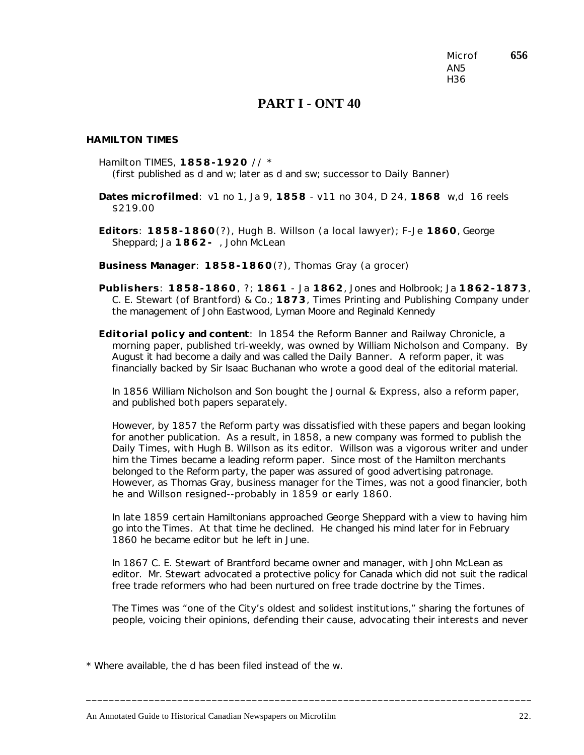Microf **656**
AN5
H36

# PART I - ONT 40

## HAMILTON TIMES

Hamilton TIMES, **1858-1920** // *
(first published as d and w; later as d and sw; successor to Daily Banner)

**Dates microfilmed**: v1 no 1, Ja 9, **1858** - v11 no 304, D 24, **1868** w,d 16 reels $219.00

**Editors**: **1858-1860**(?), Hugh B. Willson (a local lawyer); F-Je **1860**, George Sheppard; Ja **1862-** , John McLean

**Business Manager**: **1858-1860**(?), Thomas Gray (a grocer)

**Publishers**: **1858-1860**, ?; **1861** - Ja **1862**, Jones and Holbrook; Ja **1862-1873**, C. E. Stewart (of Brantford) & Co.; **1873**, Times Printing and Publishing Company under the management of John Eastwood, Lyman Moore and Reginald Kennedy

**Editorial policy and content**: In 1854 the Reform Banner and Railway Chronicle, a morning paper, published tri-weekly, was owned by William Nicholson and Company. By August it had become a daily and was called the Daily Banner. A reform paper, it was financially backed by Sir Isaac Buchanan who wrote a good deal of the editorial material.

In 1856 William Nicholson and Son bought the Journal & Express, also a reform paper, and published both papers separately.

However, by 1857 the Reform party was dissatisfied with these papers and began looking for another publication. As a result, in 1858, a new company was formed to publish the Daily Times, with Hugh B. Willson as its editor. Willson was a vigorous writer and under him the Times became a leading reform paper. Since most of the Hamilton merchants belonged to the Reform party, the paper was assured of good advertising patronage. However, as Thomas Gray, business manager for the Times, was not a good financier, both he and Willson resigned--probably in 1859 or early 1860.

In late 1859 certain Hamiltonians approached George Sheppard with a view to having him go into the Times. At that time he declined. He changed his mind later for in February 1860 he became editor but he left in June.

In 1867 C. E. Stewart of Brantford became owner and manager, with John McLean as editor. Mr. Stewart advocated a protective policy for Canada which did not suit the radical free trade reformers who had been nurtured on free trade doctrine by the Times.

The Times was "one of the City's oldest and solidest institutions," sharing the fortunes of people, voicing their opinions, defending their cause, advocating their interests and never

* Where available, the d has been filed instead of the w.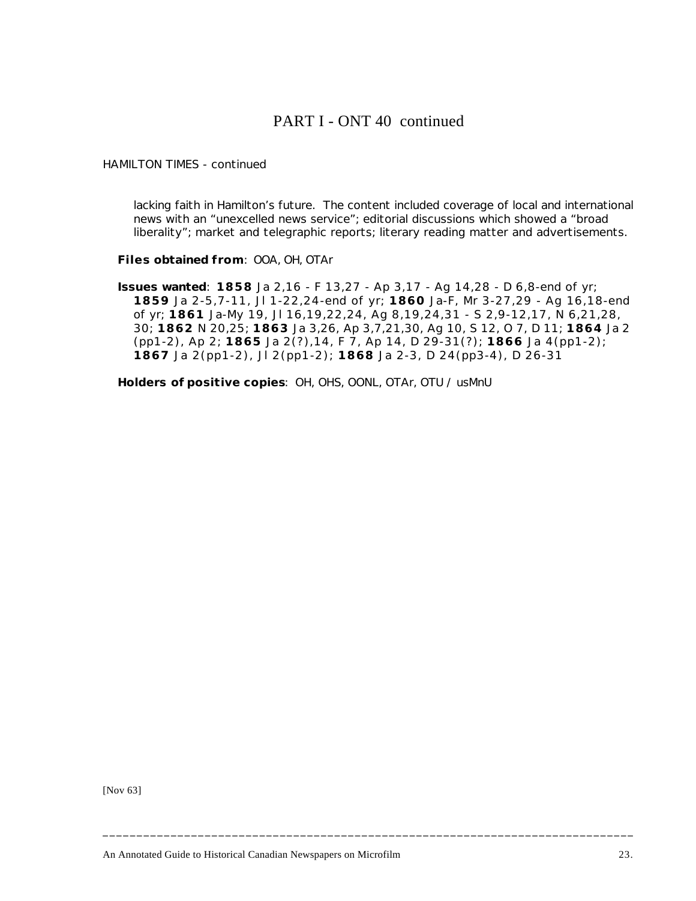# PART I - ONT 40 continued

HAMILTON TIMES - continued

lacking faith in Hamilton's future. The content included coverage of local and international news with an "unexcelled news service"; editorial discussions which showed a "broad liberality"; market and telegraphic reports; literary reading matter and advertisements.

**Files obtained from**: OOA, OH, OTAr

**Issues wanted**: **1858** Ja 2,16 - F 13,27 - Ap 3,17 - Ag 14,28 - D 6,8-end of yr; **1859** Ja 2-5,7-11, Jl 1-22,24-end of yr; **1860** Ja-F, Mr 3-27,29 - Ag 16,18-end of yr; **1861** Ja-My 19, Jl 16,19,22,24, Ag 8,19,24,31 - S 2,9-12,17, N 6,21,28, 30; **1862** N 20,25; **1863** Ja 3,26, Ap 3,7,21,30, Ag 10, S 12, O 7, D 11; **1864** Ja 2 (pp1-2), Ap 2; **1865** Ja 2(?),14, F 7, Ap 14, D 29-31(?); **1866** Ja 4(pp1-2); **1867** Ja 2(pp1-2), Jl 2(pp1-2); **1868** Ja 2-3, D 24(pp3-4), D 26-31

**Holders of positive copies**: OH, OHS, OONL, OTAr, OTU / usMnU

[Nov 63]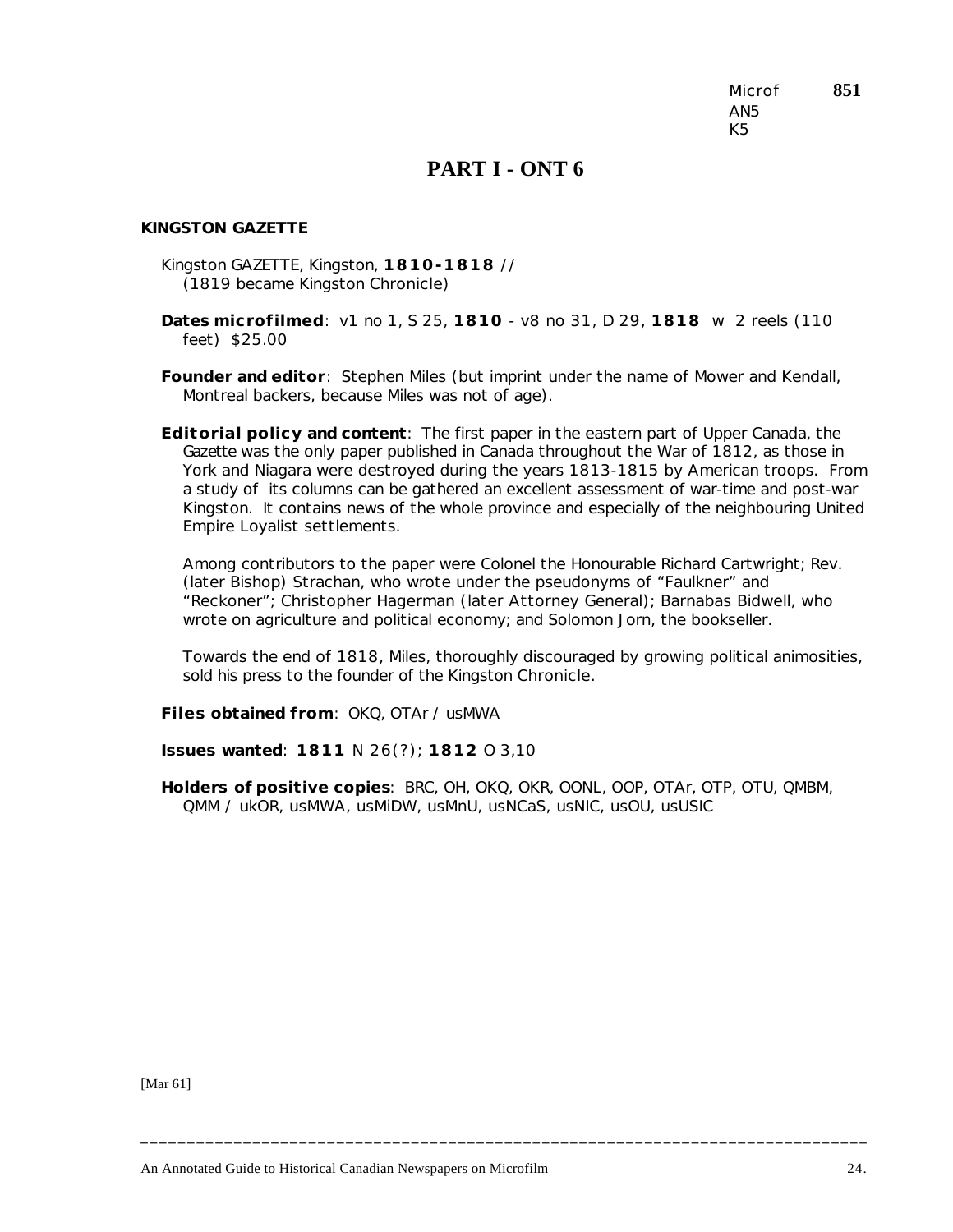Microf **851**
AN5
K5

# PART I - ONT 6

**KINGSTON GAZETTE**

Kingston GAZETTE, Kingston, **1810-1818** //
(1819 became Kingston Chronicle)

**Dates microfilmed**: v1 no 1, S 25, **1810** - v8 no 31, D 29, **1818** w 2 reels (110 feet) $25.00

**Founder and editor**: Stephen Miles (but imprint under the name of Mower and Kendall, Montreal backers, because Miles was not of age).

**Editorial policy and content**: The first paper in the eastern part of Upper Canada, the *Gazette* was the only paper published in Canada throughout the War of 1812, as those in York and Niagara were destroyed during the years 1813-1815 by American troops. From a study of its columns can be gathered an excellent assessment of war-time and post-war Kingston. It contains news of the whole province and especially of the neighbouring United Empire Loyalist settlements.

Among contributors to the paper were Colonel the Honourable Richard Cartwright; Rev. (later Bishop) Strachan, who wrote under the pseudonyms of "Faulkner" and "Reckoner"; Christopher Hagerman (later Attorney General); Barnabas Bidwell, who wrote on agriculture and political economy; and Solomon Jorn, the bookseller.

Towards the end of 1818, Miles, thoroughly discouraged by growing political animosities, sold his press to the founder of the Kingston Chronicle.

**Files obtained from**: OKQ, OTAr / usMWA

**Issues wanted**: **1811** N 26(?); **1812** O 3,10

**Holders of positive copies**: BRC, OH, OKQ, OKR, OONL, OOP, OTAr, OTP, OTU, QMBM, QMM / ukOR, usMWA, usMiDW, usMnU, usNCaS, usNIC, usOU, usUSIC

[Mar 61]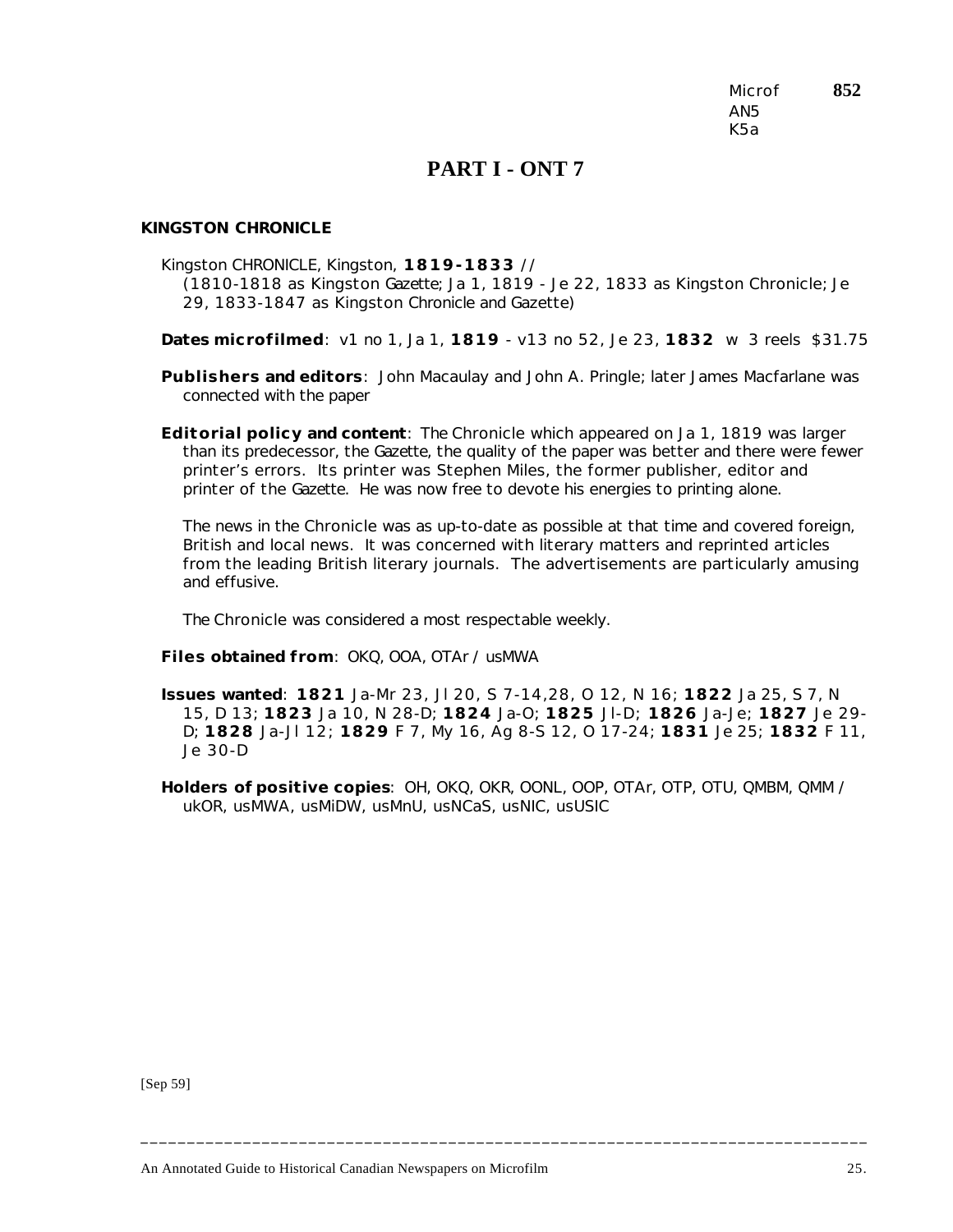Microf **852**
AN5
K5a

# PART I - ONT 7

## KINGSTON CHRONICLE

Kingston CHRONICLE, Kingston, **1819-1833** //
(1810-1818 as *Kingston Gazette*; Ja 1, 1819 - Je 22, 1833 as *Kingston Chronicle*; Je 29, 1833-1847 as *Kingston Chronicle and Gazette*)

**Dates microfilmed**: v1 no 1, Ja 1, **1819** - v13 no 52, Je 23, **1832** w 3 reels $31.75

**Publishers and editors**: John Macaulay and John A. Pringle; later James Macfarlane was connected with the paper

**Editorial policy and content**: The *Chronicle* which appeared on Ja 1, 1819 was larger than its predecessor, the *Gazette*, the quality of the paper was better and there were fewer printer's errors. Its printer was Stephen Miles, the former publisher, editor and printer of the *Gazette*. He was now free to devote his energies to printing alone.

The news in the *Chronicle* was as up-to-date as possible at that time and covered foreign, British and local news. It was concerned with literary matters and reprinted articles from the leading British literary journals. The advertisements are particularly amusing and effusive.

The *Chronicle* was considered a most respectable weekly.

**Files obtained from**: OKQ, OOA, OTAr / usMWA

**Issues wanted**: **1821** Ja-Mr 23, Jl 20, S 7-14,28, O 12, N 16; **1822** Ja 25, S 7, N 15, D 13; **1823** Ja 10, N 28-D; **1824** Ja-O; **1825** Jl-D; **1826** Ja-Je; **1827** Je 29-D; **1828** Ja-Jl 12; **1829** F 7, My 16, Ag 8-S 12, O 17-24; **1831** Je 25; **1832** F 11, Je 30-D

**Holders of positive copies**: OH, OKQ, OKR, OONL, OOP, OTAr, OTP, OTU, QMBM, QMM / ukOR, usMWA, usMiDW, usMnU, usNCaS, usNIC, usUSIC

[Sep 59]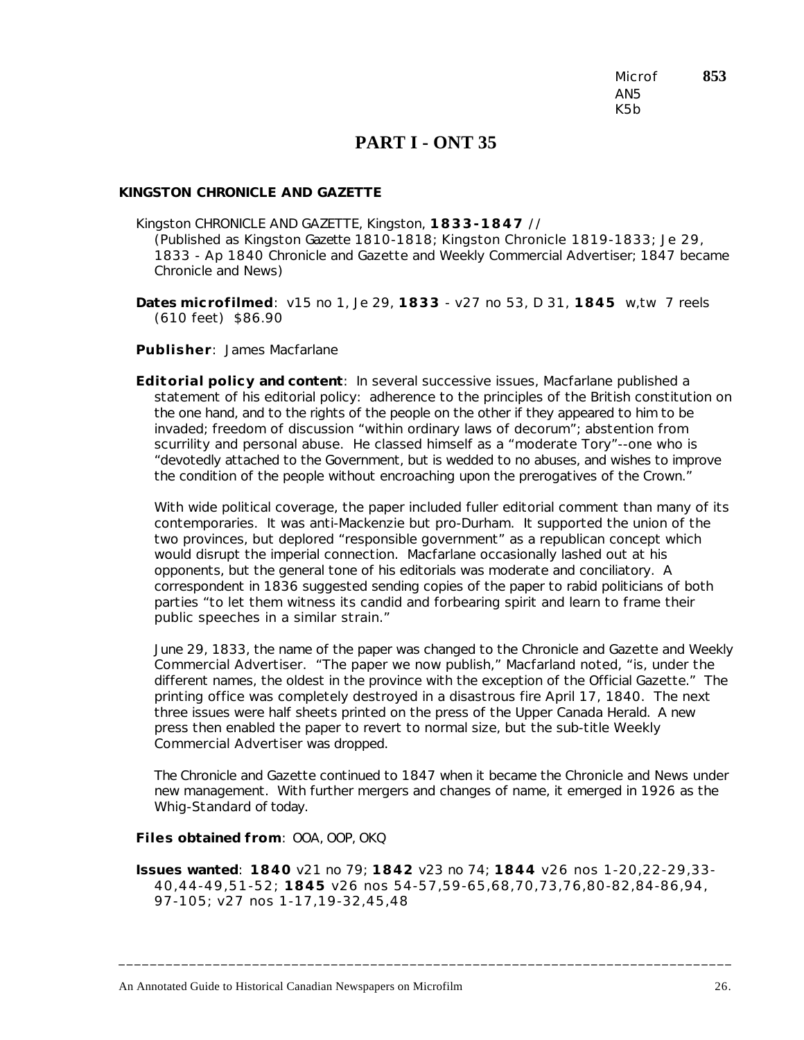Microf **853**
AN5
K5b

# PART I - ONT 35

**KINGSTON CHRONICLE AND GAZETTE**

Kingston CHRONICLE AND GAZETTE, Kingston, **1833-1847** //
(Published as *Kingston Gazette* 1810-1818; Kingston Chronicle 1819-1833; Je 29, 1833 - Ap 1840 Chronicle and Gazette and Weekly Commercial Advertiser; 1847 became Chronicle and News)

**Dates microfilmed**: v15 no 1, Je 29, **1833** - v27 no 53, D 31, **1845** w,tw 7 reels (610 feet) $86.90

**Publisher**: James Macfarlane

**Editorial policy and content**: In several successive issues, Macfarlane published a statement of his editorial policy: adherence to the principles of the British constitution on the one hand, and to the rights of the people on the other if they appeared to him to be invaded; freedom of discussion "within ordinary laws of decorum"; abstention from scurrility and personal abuse. He classed himself as a "moderate Tory"--one who is "devotedly attached to the Government, but is wedded to no abuses, and wishes to improve the condition of the people without encroaching upon the prerogatives of the Crown."

With wide political coverage, the paper included fuller editorial comment than many of its contemporaries. It was anti-Mackenzie but pro-Durham. It supported the union of the two provinces, but deplored "responsible government" as a republican concept which would disrupt the imperial connection. Macfarlane occasionally lashed out at his opponents, but the general tone of his editorials was moderate and conciliatory. A correspondent in 1836 suggested sending copies of the paper to rabid politicians of both parties "to let them witness its candid and forbearing spirit and learn to frame their public speeches in a similar strain."

June 29, 1833, the name of the paper was changed to the Chronicle and Gazette and Weekly Commercial Advertiser. "The paper we now publish," Macfarland noted, "is, under the different names, the oldest in the province with the exception of the Official Gazette." The printing office was completely destroyed in a disastrous fire April 17, 1840. The next three issues were half sheets printed on the press of the Upper Canada Herald. A new press then enabled the paper to revert to normal size, but the sub-title Weekly Commercial Advertiser was dropped.

The Chronicle and Gazette continued to 1847 when it became the Chronicle and News under new management. With further mergers and changes of name, it emerged in 1926 as the Whig-Standard of today.

**Files obtained from**: OOA, OOP, OKQ

**Issues wanted**: **1840** v21 no 79; **1842** v23 no 74; **1844** v26 nos 1-20,22-29,33-40,44-49,51-52; **1845** v26 nos 54-57,59-65,68,70,73,76,80-82,84-86,94, 97-105; v27 nos 1-17,19-32,45,48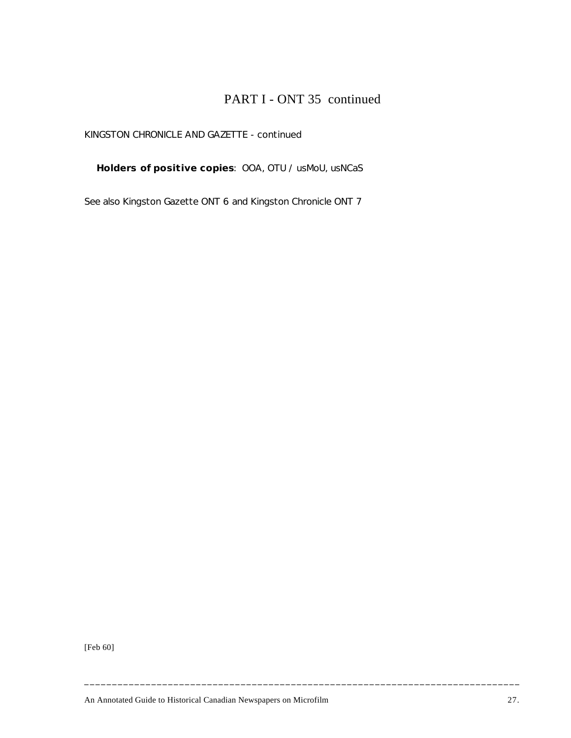# PART I - ONT 35 continued

KINGSTON CHRONICLE AND GAZETTE - continued

**Holders of positive copies**: OOA, OTU / usMoU, usNCaS

See also Kingston Gazette ONT 6 and Kingston Chronicle ONT 7

[Feb 60]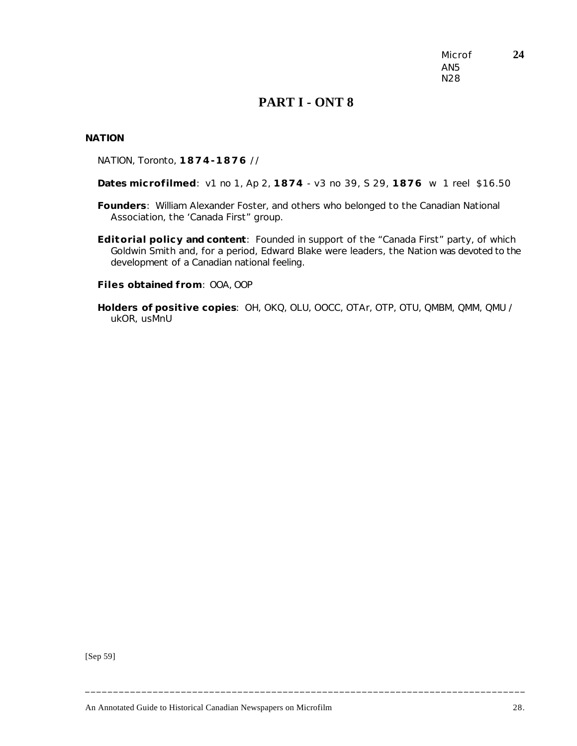Microf
AN5
N28

**24**

# PART I - ONT 8

## NATION

NATION, Toronto, **1874-1876** //

**Dates microfilmed**: v1 no 1, Ap 2, **1874** - v3 no 39, S 29, **1876** w 1 reel $16.50

**Founders**: William Alexander Foster, and others who belonged to the Canadian National Association, the 'Canada First" group.

**Editorial policy and content**: Founded in support of the "Canada First" party, of which Goldwin Smith and, for a period, Edward Blake were leaders, the Nation was devoted to the development of a Canadian national feeling.

**Files obtained from**: OOA, OOP

**Holders of positive copies**: OH, OKQ, OLU, OOCC, OTAr, OTP, OTU, QMBM, QMM, QMU / ukOR, usMnU

[Sep 59]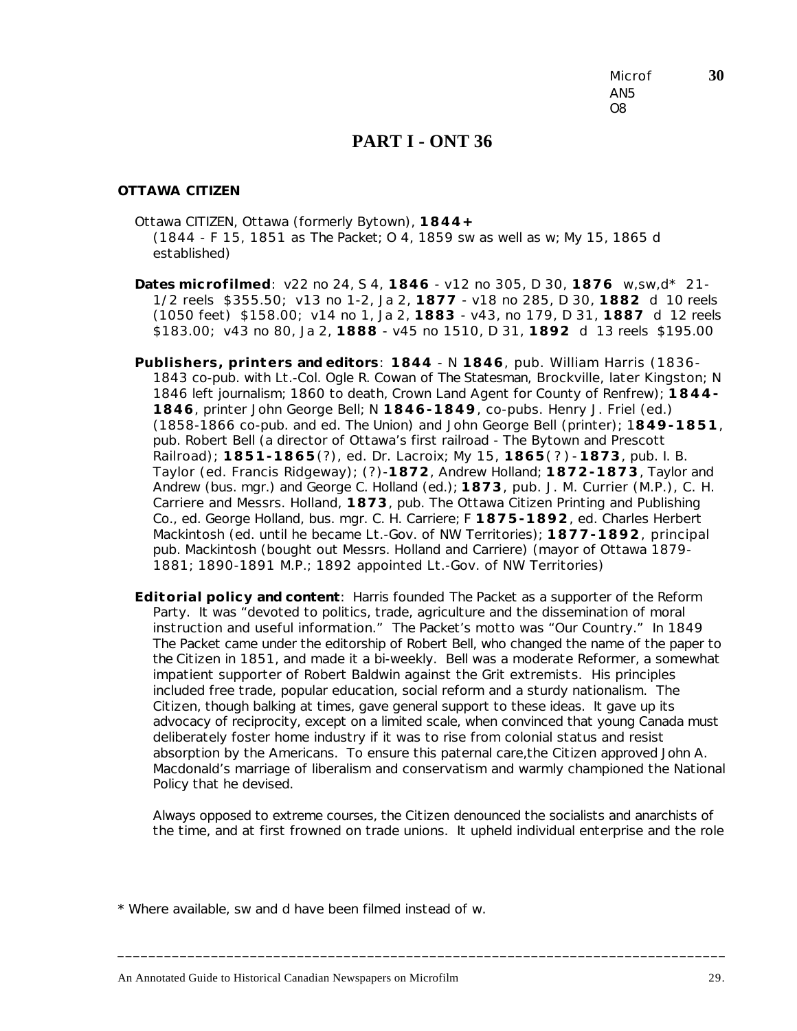Microf AN5 O8 **30**

## PART I - ONT 36

**OTTAWA CITIZEN**

Ottawa CITIZEN, Ottawa (formerly Bytown), **1844+**
(1844 - F 15, 1851 as *The Packet*; O 4, 1859 sw as well as w; My 15, 1865 d established)

**Dates microfilmed**: v22 no 24, S 4, **1846** - v12 no 305, D 30, **1876** w,sw,d* 21-1/2 reels $355.50; v13 no 1-2, Ja 2, **1877** - v18 no 285, D 30, **1882** d 10 reels (1050 feet) $158.00; v14 no 1, Ja 2, **1883** - v43, no 179, D 31, **1887** d 12 reels $183.00; v43 no 80, Ja 2, **1888** - v45 no 1510, D 31, **1892** d 13 reels $195.00

**Publishers, printers and editors**: **1844** - N **1846**, pub. William Harris (1836-1843 co-pub. with Lt.-Col. Ogle R. Cowan of *The Statesman*, Brockville, later Kingston; N 1846 left journalism; 1860 to death, Crown Land Agent for County of Renfrew); **1844-1846**, printer John George Bell; N **1846-1849**, co-pubs. Henry J. Friel (ed.) (1858-1866 co-pub. and ed. *The Union*) and John George Bell (printer); 1**849-1851**, pub. Robert Bell (a director of Ottawa's first railroad - The Bytown and Prescott Railroad); **1851-1865**(?), ed. Dr. Lacroix; My 15, **1865**(?)-**1873**, pub. I. B. Taylor (ed. Francis Ridgeway); (?)-**1872**, Andrew Holland; **1872-1873**, Taylor and Andrew (bus. mgr.) and George C. Holland (ed.); **1873**, pub. J. M. Currier (M.P.), C. H. Carriere and Messrs. Holland, **1873**, pub. The Ottawa Citizen Printing and Publishing Co., ed. George Holland, bus. mgr. C. H. Carriere; F **1875-1892**, ed. Charles Herbert Mackintosh (ed. until he became Lt.-Gov. of NW Territories); **1877-1892**, principal pub. Mackintosh (bought out Messrs. Holland and Carriere) (mayor of Ottawa 1879-1881; 1890-1891 M.P.; 1892 appointed Lt.-Gov. of NW Territories)

**Editorial policy and content**: Harris founded *The Packet* as a supporter of the Reform Party. It was "devoted to politics, trade, agriculture and the dissemination of moral instruction and useful information." *The Packet*'s motto was "Our Country." In 1849 *The Packet* came under the editorship of Robert Bell, who changed the name of the paper to the *Citizen* in 1851, and made it a bi-weekly. Bell was a moderate Reformer, a somewhat impatient supporter of Robert Baldwin against the Grit extremists. His principles included free trade, popular education, social reform and a sturdy nationalism. The *Citizen*, though balking at times, gave general support to these ideas. It gave up its advocacy of reciprocity, except on a limited scale, when convinced that young Canada must deliberately foster home industry if it was to rise from colonial status and resist absorption by the Americans. To ensure this paternal care,the *Citizen* approved John A. Macdonald's marriage of liberalism and conservatism and warmly championed the National Policy that he devised.

Always opposed to extreme courses, the *Citizen* denounced the socialists and anarchists of the time, and at first frowned on trade unions. It upheld individual enterprise and the role

\* Where available, sw and d have been filmed instead of w.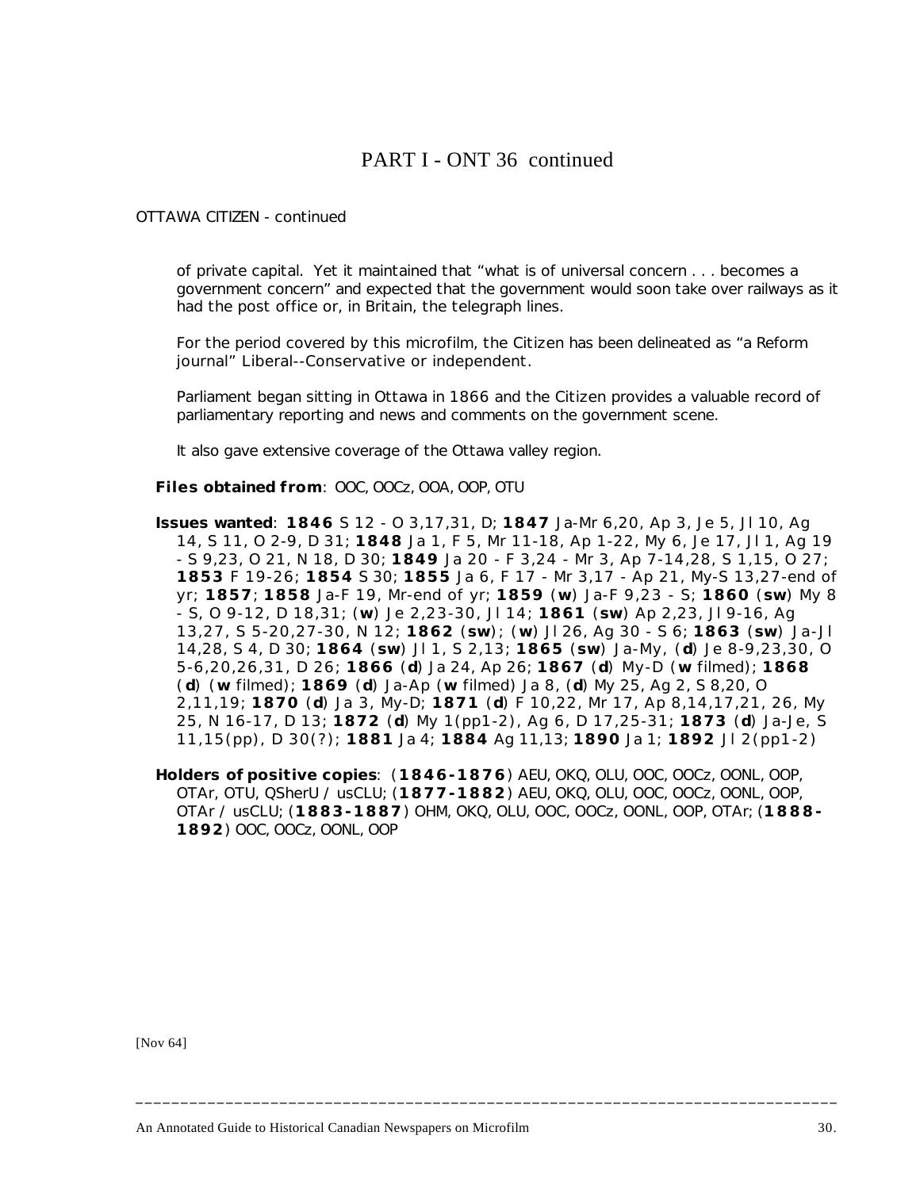# PART I - ONT 36 continued

OTTAWA CITIZEN - continued

of private capital. Yet it maintained that "what is of universal concern . . . becomes a government concern" and expected that the government would soon take over railways as it had the post office or, in Britain, the telegraph lines.

For the period covered by this microfilm, the Citizen has been delineated as "a Reform journal" Liberal--Conservative or independent.

Parliament began sitting in Ottawa in 1866 and the Citizen provides a valuable record of parliamentary reporting and news and comments on the government scene.

It also gave extensive coverage of the Ottawa valley region.

**Files obtained from**: OOC, OOCz, OOA, OOP, OTU

**Issues wanted**: **1846** S 12 - O 3,17,31, D; **1847** Ja-Mr 6,20, Ap 3, Je 5, Jl 10, Ag 14, S 11, O 2-9, D 31; **1848** Ja 1, F 5, Mr 11-18, Ap 1-22, My 6, Je 17, Jl 1, Ag 19 - S 9,23, O 21, N 18, D 30; **1849** Ja 20 - F 3,24 - Mr 3, Ap 7-14,28, S 1,15, O 27; **1853** F 19-26; **1854** S 30; **1855** Ja 6, F 17 - Mr 3,17 - Ap 21, My-S 13,27-end of yr; **1857**; **1858** Ja-F 19, Mr-end of yr; **1859** (**w**) Ja-F 9,23 - S; **1860** (**sw**) My 8 - S, O 9-12, D 18,31; (**w**) Je 2,23-30, Jl 14; **1861** (**sw**) Ap 2,23, Jl 9-16, Ag 13,27, S 5-20,27-30, N 12; **1862** (**sw**); (**w**) Jl 26, Ag 30 - S 6; **1863** (**sw**) Ja-Jl 14,28, S 4, D 30; **1864** (**sw**) Jl 1, S 2,13; **1865** (**sw**) Ja-My, (**d**) Je 8-9,23,30, O 5-6,20,26,31, D 26; **1866** (**d**) Ja 24, Ap 26; **1867** (**d**) My-D (**w** filmed); **1868** (**d**) (**w** filmed); **1869** (**d**) Ja-Ap (**w** filmed) Ja 8, (**d**) My 25, Ag 2, S 8,20, O 2,11,19; **1870** (**d**) Ja 3, My-D; **1871** (**d**) F 10,22, Mr 17, Ap 8,14,17,21, 26, My 25, N 16-17, D 13; **1872** (**d**) My 1(pp1-2), Ag 6, D 17,25-31; **1873** (**d**) Ja-Je, S 11,15(pp), D 30(?); **1881** Ja 4; **1884** Ag 11,13; **1890** Ja 1; **1892** Jl 2(pp1-2)

**Holders of positive copies**: (**1846-1876**) AEU, OKQ, OLU, OOC, OOCz, OONL, OOP, OTAr, OTU, QSherU / usCLU; (**1877-1882**) AEU, OKQ, OLU, OOC, OOCz, OONL, OOP, OTAr / usCLU; (**1883-1887**) OHM, OKQ, OLU, OOC, OOCz, OONL, OOP, OTAr; (**1888-1892**) OOC, OOCz, OONL, OOP

[Nov 64]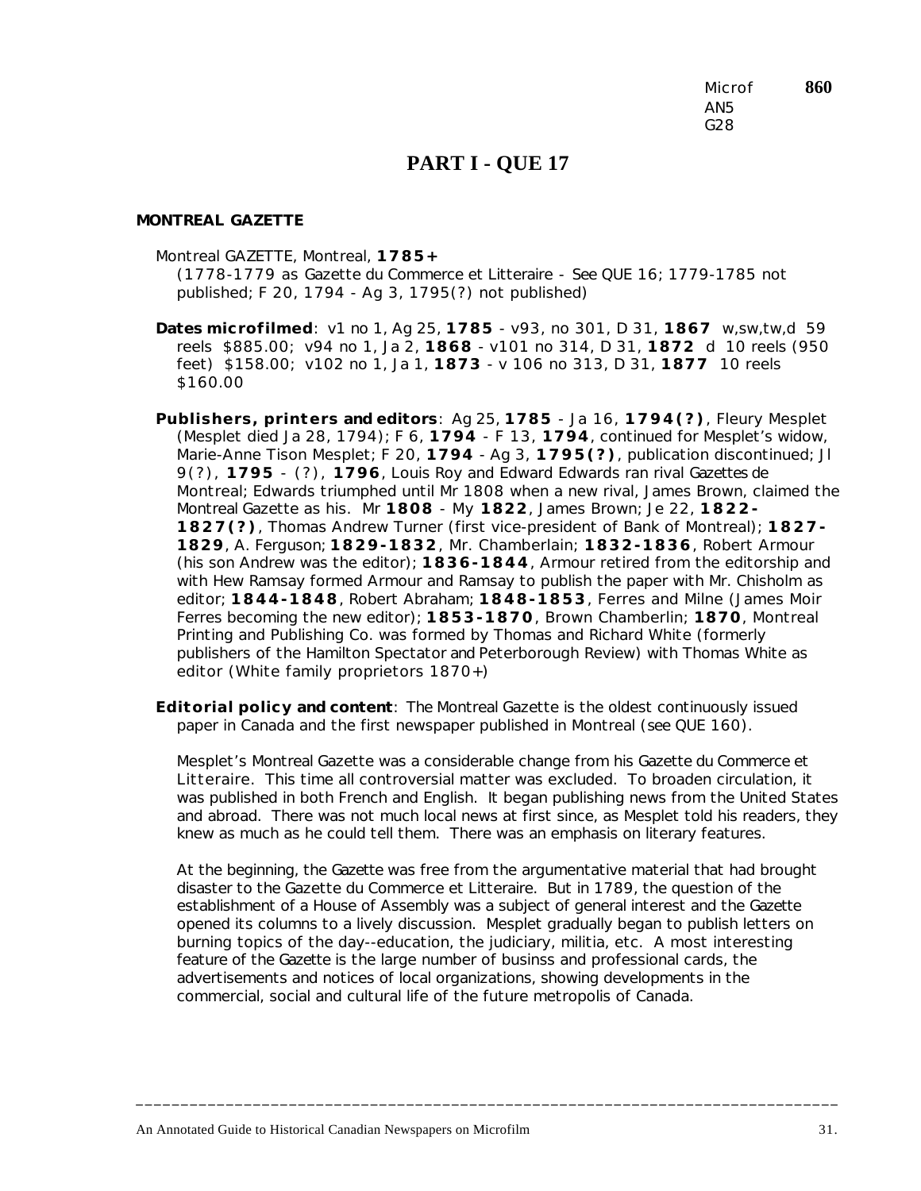Microf AN5 G28 **860**

# PART I - QUE 17

**MONTREAL GAZETTE**

Montreal GAZETTE, Montreal, **1785+**
(1778-1779 as *Gazette du Commerce et Litteraire* - See QUE 16; 1779-1785 not published; F 20, 1794 - Ag 3, 1795(?) not published)

**Dates microfilmed**: v1 no 1, Ag 25, **1785** - v93, no 301, D 31, **1867** w,sw,tw,d 59 reels $885.00; v94 no 1, Ja 2, **1868** - v101 no 314, D 31, **1872** d 10 reels (950 feet) $158.00; v102 no 1, Ja 1, **1873** - v 106 no 313, D 31, **1877** 10 reels $160.00

**Publishers, printers and editors**: Ag 25, **1785** - Ja 16, **1794(?)**, Fleury Mesplet (Mesplet died Ja 28, 1794); F 6, **1794** - F 13, **1794**, continued for Mesplet's widow, Marie-Anne Tison Mesplet; F 20, **1794** - Ag 3, **1795(?)**, publication discontinued; Jl 9(?), **1795** - (?), **1796**, Louis Roy and Edward Edwards ran rival *Gazettes de Montreal*; Edwards triumphed until Mr 1808 when a new rival, James Brown, claimed the *Montreal Gazette* as his. Mr **1808** - My **1822**, James Brown; Je 22, **1822-1827(?)**, Thomas Andrew Turner (first vice-president of Bank of Montreal); **1827-1829**, A. Ferguson; **1829-1832**, Mr. Chamberlain; **1832-1836**, Robert Armour (his son Andrew was the editor); **1836-1844**, Armour retired from the editorship and with Hew Ramsay formed Armour and Ramsay to publish the paper with Mr. Chisholm as editor; **1844-1848**, Robert Abraham; **1848-1853**, Ferres and Milne (James Moir Ferres becoming the new editor); **1853-1870**, Brown Chamberlin; **1870**, Montreal Printing and Publishing Co. was formed by Thomas and Richard White (formerly publishers of the *Hamilton Spectator* and *Peterborough Review*) with Thomas White as editor (White family proprietors 1870+)

**Editorial policy and content**: The *Montreal Gazette* is the oldest continuously issued paper in Canada and the first newspaper published in Montreal (see QUE 160).

Mesplet's *Montreal Gazette* was a considerable change from his *Gazette du Commerce et Litteraire*. This time all controversial matter was excluded. To broaden circulation, it was published in both French and English. It began publishing news from the United States and abroad. There was not much local news at first since, as Mesplet told his readers, they knew as much as he could tell them. There was an emphasis on literary features.

At the beginning, the *Gazette* was free from the argumentative material that had brought disaster to the *Gazette du Commerce et Litteraire*. But in 1789, the question of the establishment of a House of Assembly was a subject of general interest and the *Gazette* opened its columns to a lively discussion. Mesplet gradually began to publish letters on burning topics of the day--education, the judiciary, militia, etc. A most interesting feature of the *Gazette* is the large number of businss and professional cards, the advertisements and notices of local organizations, showing developments in the commercial, social and cultural life of the future metropolis of Canada.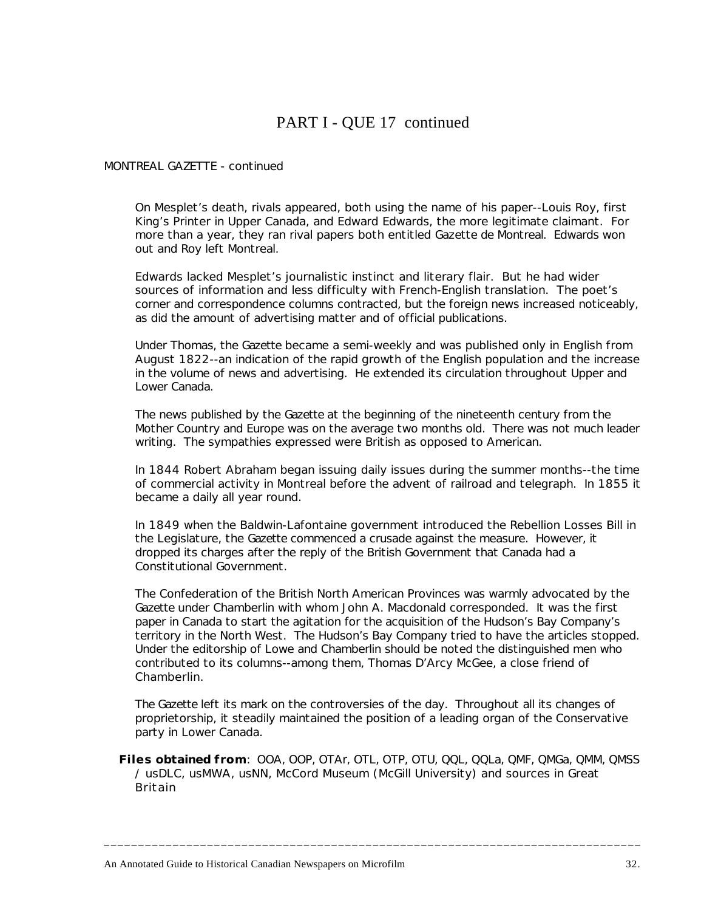# PART I - QUE 17 continued

MONTREAL GAZETTE - continued

On Mesplet's death, rivals appeared, both using the name of his paper--Louis Roy, first King's Printer in Upper Canada, and Edward Edwards, the more legitimate claimant. For more than a year, they ran rival papers both entitled *Gazette de Montreal*. Edwards won out and Roy left Montreal.

Edwards lacked Mesplet's journalistic instinct and literary flair. But he had wider sources of information and less difficulty with French-English translation. The poet's corner and correspondence columns contracted, but the foreign news increased noticeably, as did the amount of advertising matter and of official publications.

Under Thomas, the *Gazette* became a semi-weekly and was published only in English from August 1822--an indication of the rapid growth of the English population and the increase in the volume of news and advertising. He extended its circulation throughout Upper and Lower Canada.

The news published by the *Gazette* at the beginning of the nineteenth century from the Mother Country and Europe was on the average two months old. There was not much leader writing. The sympathies expressed were British as opposed to American.

In 1844 Robert Abraham began issuing daily issues during the summer months--the time of commercial activity in Montreal before the advent of railroad and telegraph. In 1855 it became a daily all year round.

In 1849 when the Baldwin-Lafontaine government introduced the Rebellion Losses Bill in the Legislature, the *Gazette* commenced a crusade against the measure. However, it dropped its charges after the reply of the British Government that Canada had a Constitutional Government.

The Confederation of the British North American Provinces was warmly advocated by the *Gazette* under Chamberlin with whom John A. Macdonald corresponded. It was the first paper in Canada to start the agitation for the acquisition of the Hudson's Bay Company's territory in the North West. The Hudson's Bay Company tried to have the articles stopped. Under the editorship of Lowe and Chamberlin should be noted the distinguished men who contributed to its columns--among them, Thomas D'Arcy McGee, a close friend of Chamberlin.

The *Gazette* left its mark on the controversies of the day. Throughout all its changes of proprietorship, it steadily maintained the position of a leading organ of the Conservative party in Lower Canada.

**Files obtained from**: OOA, OOP, OTAr, OTL, OTP, OTU, QQL, QQLa, QMF, QMGa, QMM, QMSS / usDLC, usMWA, usNN, McCord Museum (McGill University) and sources in Great Britain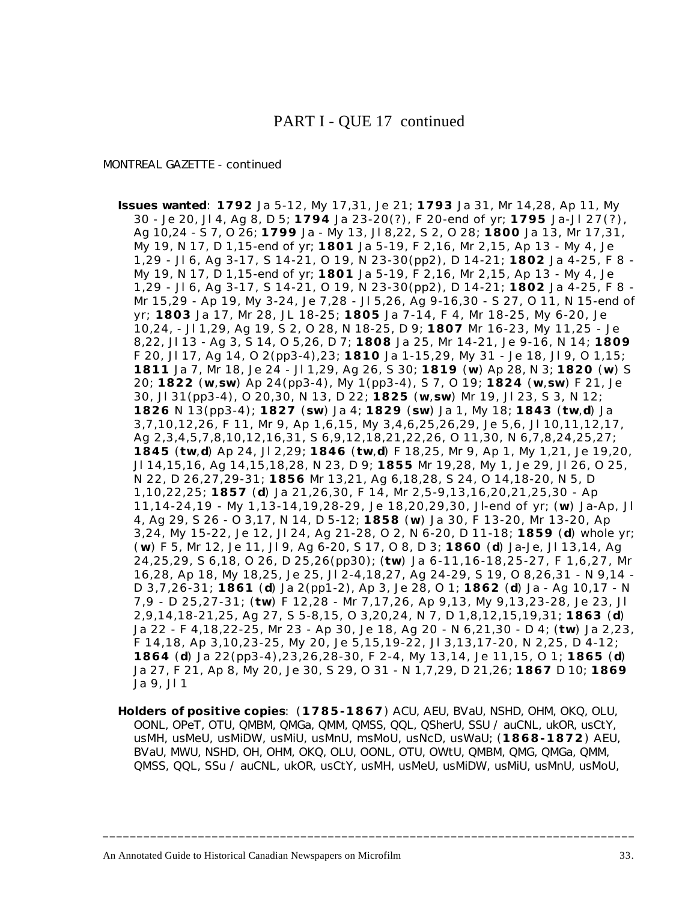# PART I - QUE 17 continued

MONTREAL GAZETTE - continued

**Issues wanted**: **1792** Ja 5-12, My 17,31, Je 21; **1793** Ja 31, Mr 14,28, Ap 11, My 30 - Je 20, Jl 4, Ag 8, D 5; **1794** Ja 23-20(?), F 20-end of yr; **1795** Ja-Jl 27(?), Ag 10,24 - S 7, O 26; **1799** Ja - My 13, Jl 8,22, S 2, O 28; **1800** Ja 13, Mr 17,31, My 19, N 17, D 1,15-end of yr; **1801** Ja 5-19, F 2,16, Mr 2,15, Ap 13 - My 4, Je 1,29 - Jl 6, Ag 3-17, S 14-21, O 19, N 23-30(pp2), D 14-21; **1802** Ja 4-25, F 8 - My 19, N 17, D 1,15-end of yr; **1801** Ja 5-19, F 2,16, Mr 2,15, Ap 13 - My 4, Je 1,29 - Jl 6, Ag 3-17, S 14-21, O 19, N 23-30(pp2), D 14-21; **1802** Ja 4-25, F 8 - Mr 15,29 - Ap 19, My 3-24, Je 7,28 - Jl 5,26, Ag 9-16,30 - S 27, O 11, N 15-end of yr; **1803** Ja 17, Mr 28, JL 18-25; **1805** Ja 7-14, F 4, Mr 18-25, My 6-20, Je 10,24, - Jl 1,29, Ag 19, S 2, O 28, N 18-25, D 9; **1807** Mr 16-23, My 11,25 - Je 8,22, Jl 13 - Ag 3, S 14, O 5,26, D 7; **1808** Ja 25, Mr 14-21, Je 9-16, N 14; **1809** F 20, Jl 17, Ag 14, O 2(pp3-4),23; **1810** Ja 1-15,29, My 31 - Je 18, Jl 9, O 1,15; **1811** Ja 7, Mr 18, Je 24 - Jl 1,29, Ag 26, S 30; **1819** (**w**) Ap 28, N 3; **1820** (**w**) S 20; **1822** (**w**,**sw**) Ap 24(pp3-4), My 1(pp3-4), S 7, O 19; **1824** (**w**,**sw**) F 21, Je 30, Jl 31(pp3-4), O 20,30, N 13, D 22; **1825** (**w**,**sw**) Mr 19, Jl 23, S 3, N 12; **1826** N 13(pp3-4); **1827** (**sw**) Ja 4; **1829** (**sw**) Ja 1, My 18; **1843** (**tw**,**d**) Ja 3,7,10,12,26, F 11, Mr 9, Ap 1,6,15, My 3,4,6,25,26,29, Je 5,6, Jl 10,11,12,17, Ag 2,3,4,5,7,8,10,12,16,31, S 6,9,12,18,21,22,26, O 11,30, N 6,7,8,24,25,27; **1845** (**tw**,**d**) Ap 24, Jl 2,29; **1846** (**tw**,**d**) F 18,25, Mr 9, Ap 1, My 1,21, Je 19,20, Jl 14,15,16, Ag 14,15,18,28, N 23, D 9; **1855** Mr 19,28, My 1, Je 29, Jl 26, O 25, N 22, D 26,27,29-31; **1856** Mr 13,21, Ag 6,18,28, S 24, O 14,18-20, N 5, D 1,10,22,25; **1857** (**d**) Ja 21,26,30, F 14, Mr 2,5-9,13,16,20,21,25,30 - Ap 11,14-24,19 - My 1,13-14,19,28-29, Je 18,20,29,30, Jl-end of yr; (**w**) Ja-Ap, Jl 4, Ag 29, S 26 - O 3,17, N 14, D 5-12; **1858** (**w**) Ja 30, F 13-20, Mr 13-20, Ap 3,24, My 15-22, Je 12, Jl 24, Ag 21-28, O 2, N 6-20, D 11-18; **1859** (**d**) whole yr; (**w**) F 5, Mr 12, Je 11, Jl 9, Ag 6-20, S 17, O 8, D 3; **1860** (**d**) Ja-Je, Jl 13,14, Ag 24,25,29, S 6,18, O 26, D 25,26(pp30); (**tw**) Ja 6-11,16-18,25-27, F 1,6,27, Mr 16,28, Ap 18, My 18,25, Je 25, Jl 2-4,18,27, Ag 24-29, S 19, O 8,26,31 - N 9,14 - D 3,7,26-31; **1861** (**d**) Ja 2(pp1-2), Ap 3, Je 28, O 1; **1862** (**d**) Ja - Ag 10,17 - N 7,9 - D 25,27-31; (**tw**) F 12,28 - Mr 7,17,26, Ap 9,13, My 9,13,23-28, Je 23, Jl 2,9,14,18-21,25, Ag 27, S 5-8,15, O 3,20,24, N 7, D 1,8,12,15,19,31; **1863** (**d**) Ja 22 - F 4,18,22-25, Mr 23 - Ap 30, Je 18, Ag 20 - N 6,21,30 - D 4; (**tw**) Ja 2,23, F 14,18, Ap 3,10,23-25, My 20, Je 5,15,19-22, Jl 3,13,17-20, N 2,25, D 4-12; **1864** (**d**) Ja 22(pp3-4),23,26,28-30, F 2-4, My 13,14, Je 11,15, O 1; **1865** (**d**) Ja 27, F 21, Ap 8, My 20, Je 30, S 29, O 31 - N 1,7,29, D 21,26; **1867** D 10; **1869** Ja 9, Jl 1

**Holders of positive copies**: (**1785-1867**) ACU, AEU, BVaU, NSHD, OHM, OKQ, OLU, OONL, OPeT, OTU, QMBM, QMGa, QMM, QMSS, QQL, QSherU, SSU / auCNL, ukOR, usCtY, usMH, usMeU, usMiDW, usMiU, usMnU, msMoU, usNcD, usWaU; (**1868-1872**) AEU, BVaU, MWU, NSHD, OH, OHM, OKQ, OLU, OONL, OTU, OWtU, QMBM, QMG, QMGa, QMM, QMSS, QQL, SSu / auCNL, ukOR, usCtY, usMH, usMeU, usMiDW, usMiU, usMnU, usMoU,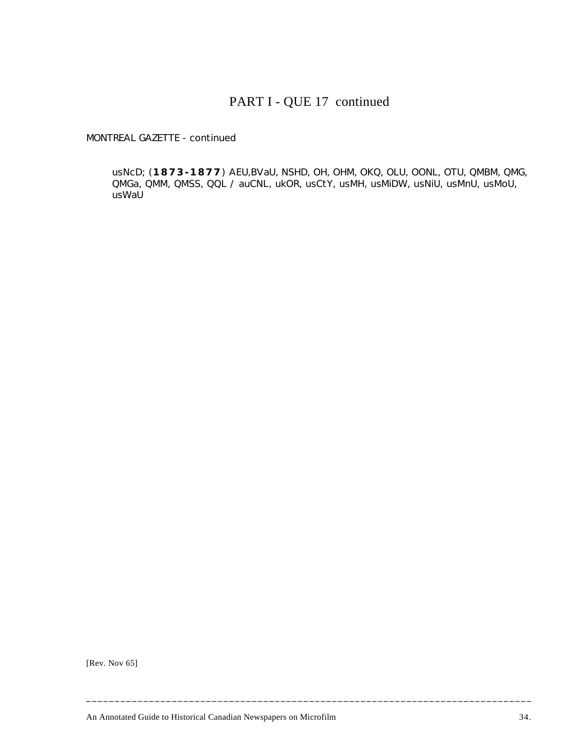# PART I - QUE 17 continued

MONTREAL GAZETTE - continued

usNcD; (**1873-1877**) AEU,BVaU, NSHD, OH, OHM, OKQ, OLU, OONL, OTU, QMBM, QMG, QMGa, QMM, QMSS, QQL / auCNL, ukOR, usCtY, usMH, usMiDW, usNiU, usMnU, usMoU, usWaU

[Rev. Nov 65]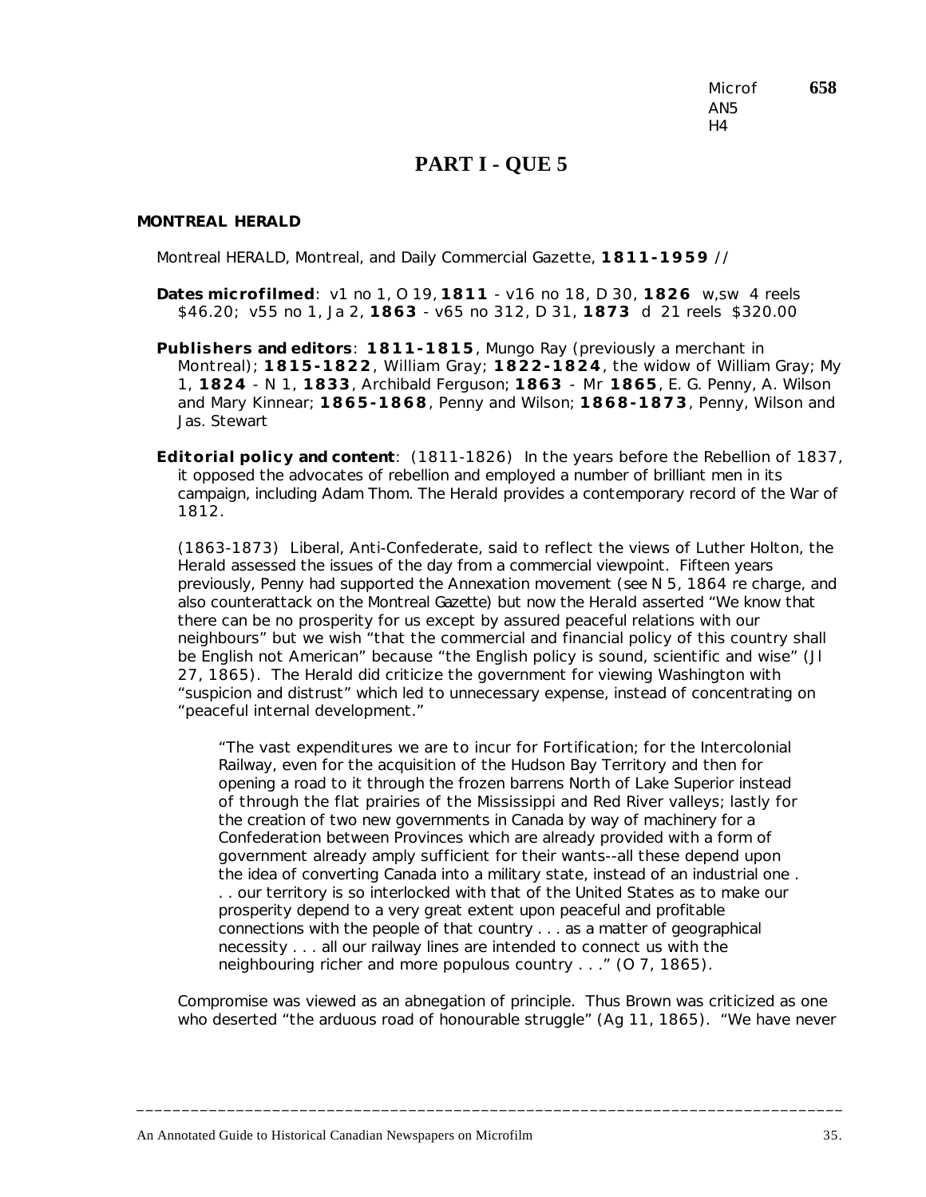Microf AN5 H4 **658**

# PART I - QUE 5

**MONTREAL HERALD**

Montreal HERALD, Montreal, and Daily Commercial Gazette, **1811-1959** //

**Dates microfilmed**: v1 no 1, O 19, **1811** - v16 no 18, D 30, **1826** w,sw 4 reels $46.20; v55 no 1, Ja 2, **1863** - v65 no 312, D 31, **1873** d 21 reels $320.00

**Publishers and editors**: **1811-1815**, Mungo Ray (previously a merchant in Montreal); **1815-1822**, William Gray; **1822-1824**, the widow of William Gray; My 1, **1824** - N 1, **1833**, Archibald Ferguson; **1863** - Mr **1865**, E. G. Penny, A. Wilson and Mary Kinnear; **1865-1868**, Penny and Wilson; **1868-1873**, Penny, Wilson and Jas. Stewart

**Editorial policy and content**: (1811-1826) In the years before the Rebellion of 1837, it opposed the advocates of rebellion and employed a number of brilliant men in its campaign, including Adam Thom. The Herald provides a contemporary record of the War of 1812.

(1863-1873) Liberal, Anti-Confederate, said to reflect the views of Luther Holton, the Herald assessed the issues of the day from a commercial viewpoint. Fifteen years previously, Penny had supported the Annexation movement (see N 5, 1864 re charge, and also counterattack on the *Montreal Gazette*) but now the Herald asserted "We know that there can be no prosperity for us except by assured peaceful relations with our neighbours" but we wish "that the commercial and financial policy of this country shall be English not American" because "the English policy is sound, scientific and wise" (Jl 27, 1865). The Herald did criticize the government for viewing Washington with "suspicion and distrust" which led to unnecessary expense, instead of concentrating on "peaceful internal development."

> "The vast expenditures we are to incur for Fortification; for the Intercolonial Railway, even for the acquisition of the Hudson Bay Territory and then for opening a road to it through the frozen barrens North of Lake Superior instead of through the flat prairies of the Mississippi and Red River valleys; lastly for the creation of two new governments in Canada by way of machinery for a Confederation between Provinces which are already provided with a form of government already amply sufficient for their wants--all these depend upon the idea of converting Canada into a military state, instead of an industrial one . . . our territory is so interlocked with that of the United States as to make our prosperity depend to a very great extent upon peaceful and profitable connections with the people of that country . . . as a matter of geographical necessity . . . all our railway lines are intended to connect us with the neighbouring richer and more populous country . . ." (O 7, 1865).

Compromise was viewed as an abnegation of principle. Thus Brown was criticized as one who deserted "the arduous road of honourable struggle" (Ag 11, 1865). "We have never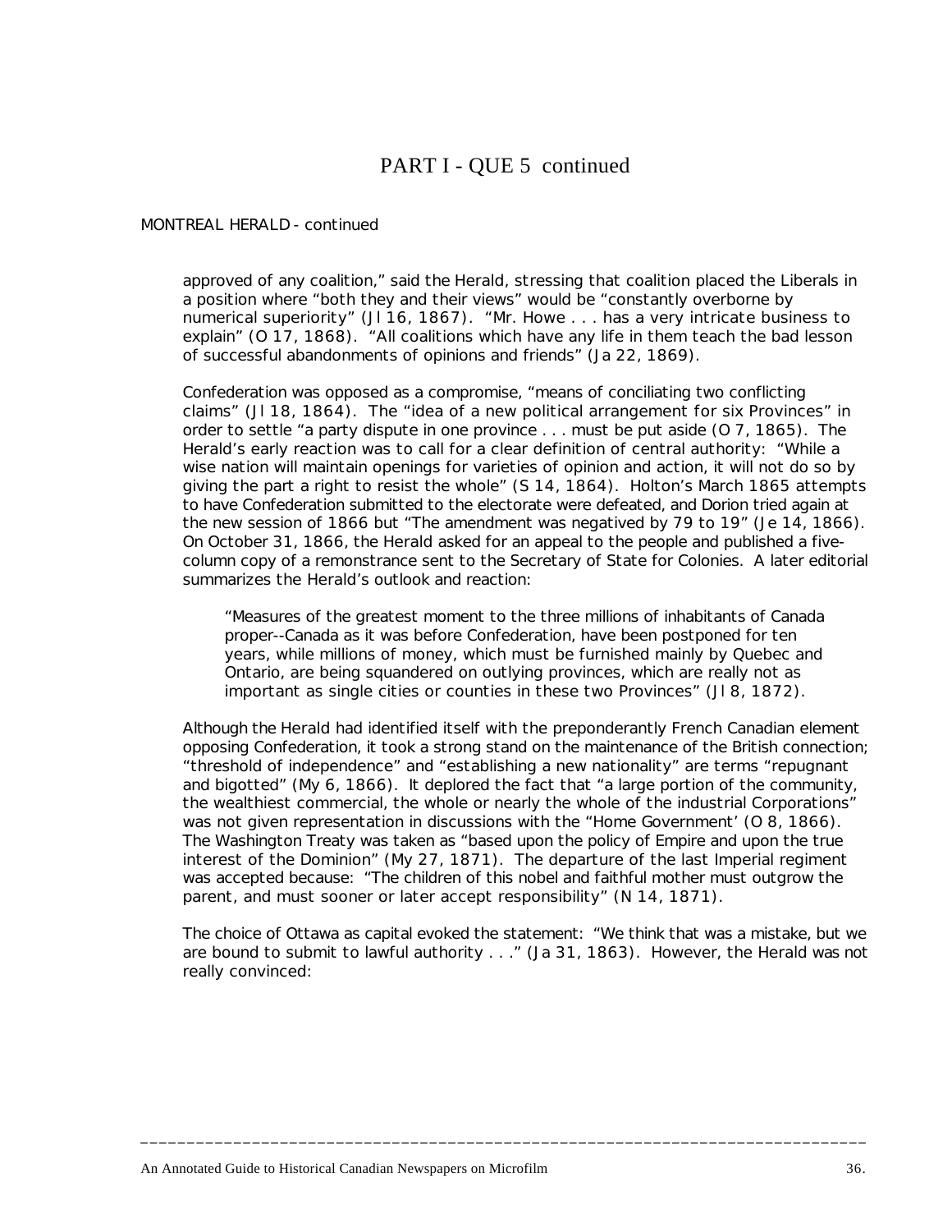# PART I - QUE 5 continued

MONTREAL HERALD - continued

approved of any coalition," said the Herald, stressing that coalition placed the Liberals in a position where "both they and their views" would be "constantly overborne by numerical superiority" (Jl 16, 1867). "Mr. Howe . . . has a very intricate business to explain" (O 17, 1868). "All coalitions which have any life in them teach the bad lesson of successful abandonments of opinions and friends" (Ja 22, 1869).

Confederation was opposed as a compromise, "means of conciliating two conflicting claims" (Jl 18, 1864). The "idea of a new political arrangement for six Provinces" in order to settle "a party dispute in one province . . . must be put aside (O 7, 1865). The Herald's early reaction was to call for a clear definition of central authority: "While a wise nation will maintain openings for varieties of opinion and action, it will not do so by giving the part a right to resist the whole" (S 14, 1864). Holton's March 1865 attempts to have Confederation submitted to the electorate were defeated, and Dorion tried again at the new session of 1866 but "The amendment was negatived by 79 to 19" (Je 14, 1866). On October 31, 1866, the Herald asked for an appeal to the people and published a five-column copy of a remonstrance sent to the Secretary of State for Colonies. A later editorial summarizes the Herald's outlook and reaction:

> "Measures of the greatest moment to the three millions of inhabitants of Canada proper--Canada as it was before Confederation, have been postponed for ten years, while millions of money, which must be furnished mainly by Quebec and Ontario, are being squandered on outlying provinces, which are really not as important as single cities or counties in these two Provinces" (Jl 8, 1872).

Although the Herald had identified itself with the preponderantly French Canadian element opposing Confederation, it took a strong stand on the maintenance of the British connection; "threshold of independence" and "establishing a new nationality" are terms "repugnant and bigotted" (My 6, 1866). It deplored the fact that "a large portion of the community, the wealthiest commercial, the whole or nearly the whole of the industrial Corporations" was not given representation in discussions with the "Home Government' (O 8, 1866). The Washington Treaty was taken as "based upon the policy of Empire and upon the true interest of the Dominion" (My 27, 1871). The departure of the last Imperial regiment was accepted because: "The children of this nobel and faithful mother must outgrow the parent, and must sooner or later accept responsibility" (N 14, 1871).

The choice of Ottawa as capital evoked the statement: "We think that was a mistake, but we are bound to submit to lawful authority . . ." (Ja 31, 1863). However, the Herald was not really convinced: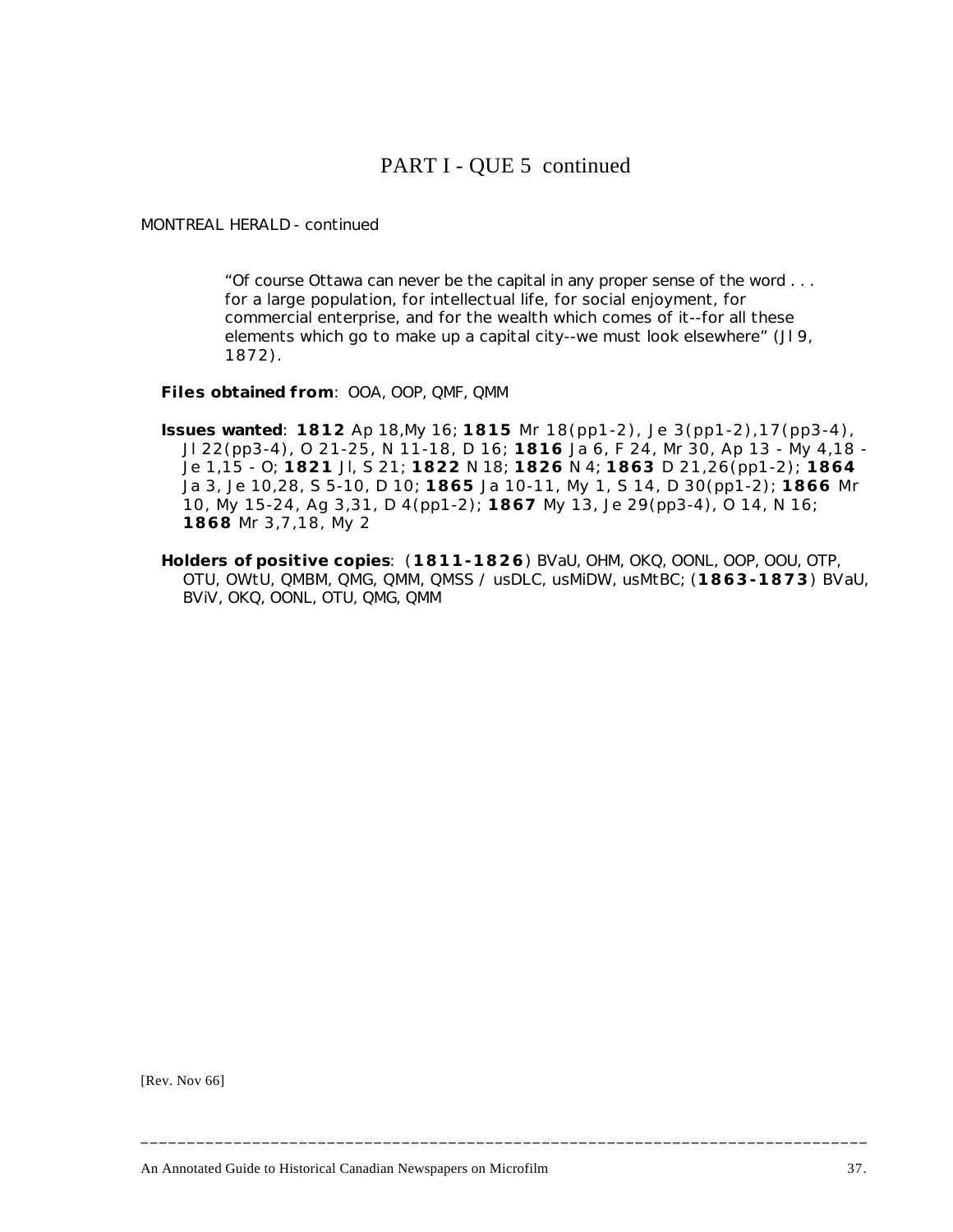# PART I - QUE 5 continued

MONTREAL HERALD - continued

> "Of course Ottawa can never be the capital in any proper sense of the word . . . for a large population, for intellectual life, for social enjoyment, for commercial enterprise, and for the wealth which comes of it--for all these elements which go to make up a capital city--we must look elsewhere" (Jl 9, 1872).

**Files obtained from**: OOA, OOP, QMF, QMM

**Issues wanted**: **1812** Ap 18,My 16; **1815** Mr 18(pp1-2), Je 3(pp1-2),17(pp3-4), Jl 22(pp3-4), O 21-25, N 11-18, D 16; **1816** Ja 6, F 24, Mr 30, Ap 13 - My 4,18 - Je 1,15 - O; **1821** Jl, S 21; **1822** N 18; **1826** N 4; **1863** D 21,26(pp1-2); **1864** Ja 3, Je 10,28, S 5-10, D 10; **1865** Ja 10-11, My 1, S 14, D 30(pp1-2); **1866** Mr 10, My 15-24, Ag 3,31, D 4(pp1-2); **1867** My 13, Je 29(pp3-4), O 14, N 16; **1868** Mr 3,7,18, My 2

**Holders of positive copies**: (**1811-1826**) BVaU, OHM, OKQ, OONL, OOP, OOU, OTP, OTU, OWtU, QMBM, QMG, QMM, QMSS / usDLC, usMiDW, usMtBC; (**1863-1873**) BVaU, BViV, OKQ, OONL, OTU, QMG, QMM

[Rev. Nov 66]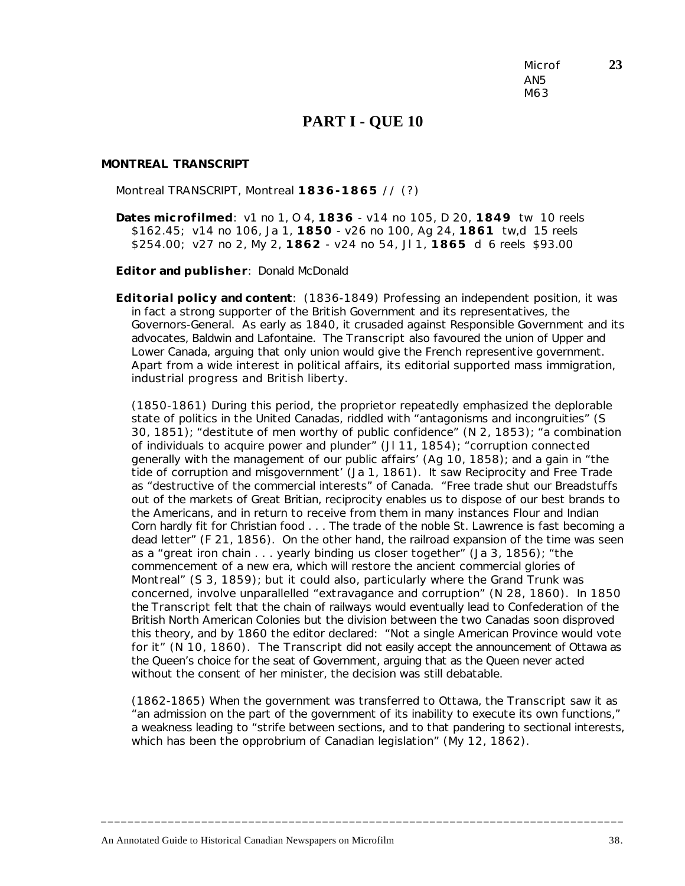Microf AN5 M63 **23**

# PART I - QUE 10

## MONTREAL TRANSCRIPT

Montreal TRANSCRIPT, Montreal **1836-1865** // (?)

**Dates microfilmed**: v1 no 1, O 4, **1836** - v14 no 105, D 20, **1849** tw 10 reels $162.45; v14 no 106, Ja 1, **1850** - v26 no 100, Ag 24, **1861** tw,d 15 reels $254.00; v27 no 2, My 2, **1862** - v24 no 54, Jl 1, **1865** d 6 reels $93.00

**Editor and publisher**: Donald McDonald

**Editorial policy and content**: (1836-1849) Professing an independent position, it was in fact a strong supporter of the British Government and its representatives, the Governors-General. As early as 1840, it crusaded against Responsible Government and its advocates, Baldwin and Lafontaine. The Transcript also favoured the union of Upper and Lower Canada, arguing that only union would give the French representive government. Apart from a wide interest in political affairs, its editorial supported mass immigration, industrial progress and British liberty.

(1850-1861) During this period, the proprietor repeatedly emphasized the deplorable state of politics in the United Canadas, riddled with "antagonisms and incongruities" (S 30, 1851); "destitute of men worthy of public confidence" (N 2, 1853); "a combination of individuals to acquire power and plunder" (Jl 11, 1854); "corruption connected generally with the management of our public affairs' (Ag 10, 1858); and a gain in "the tide of corruption and misgovernment' (Ja 1, 1861). It saw Reciprocity and Free Trade as "destructive of the commercial interests" of Canada. "Free trade shut our Breadstuffs out of the markets of Great Britian, reciprocity enables us to dispose of our best brands to the Americans, and in return to receive from them in many instances Flour and Indian Corn hardly fit for Christian food . . . The trade of the noble St. Lawrence is fast becoming a dead letter" (F 21, 1856). On the other hand, the railroad expansion of the time was seen as a "great iron chain . . . yearly binding us closer together" (Ja 3, 1856); "the commencement of a new era, which will restore the ancient commercial glories of Montreal" (S 3, 1859); but it could also, particularly where the Grand Trunk was concerned, involve unparallelled "extravagance and corruption" (N 28, 1860). In 1850 the Transcript felt that the chain of railways would eventually lead to Confederation of the British North American Colonies but the division between the two Canadas soon disproved this theory, and by 1860 the editor declared: "Not a single American Province would vote for it" (N 10, 1860). The Transcript did not easily accept the announcement of Ottawa as the Queen's choice for the seat of Government, arguing that as the Queen never acted without the consent of her minister, the decision was still debatable.

(1862-1865) When the government was transferred to Ottawa, the Transcript saw it as "an admission on the part of the government of its inability to execute its own functions," a weakness leading to "strife between sections, and to that pandering to sectional interests, which has been the opprobrium of Canadian legislation" (My 12, 1862).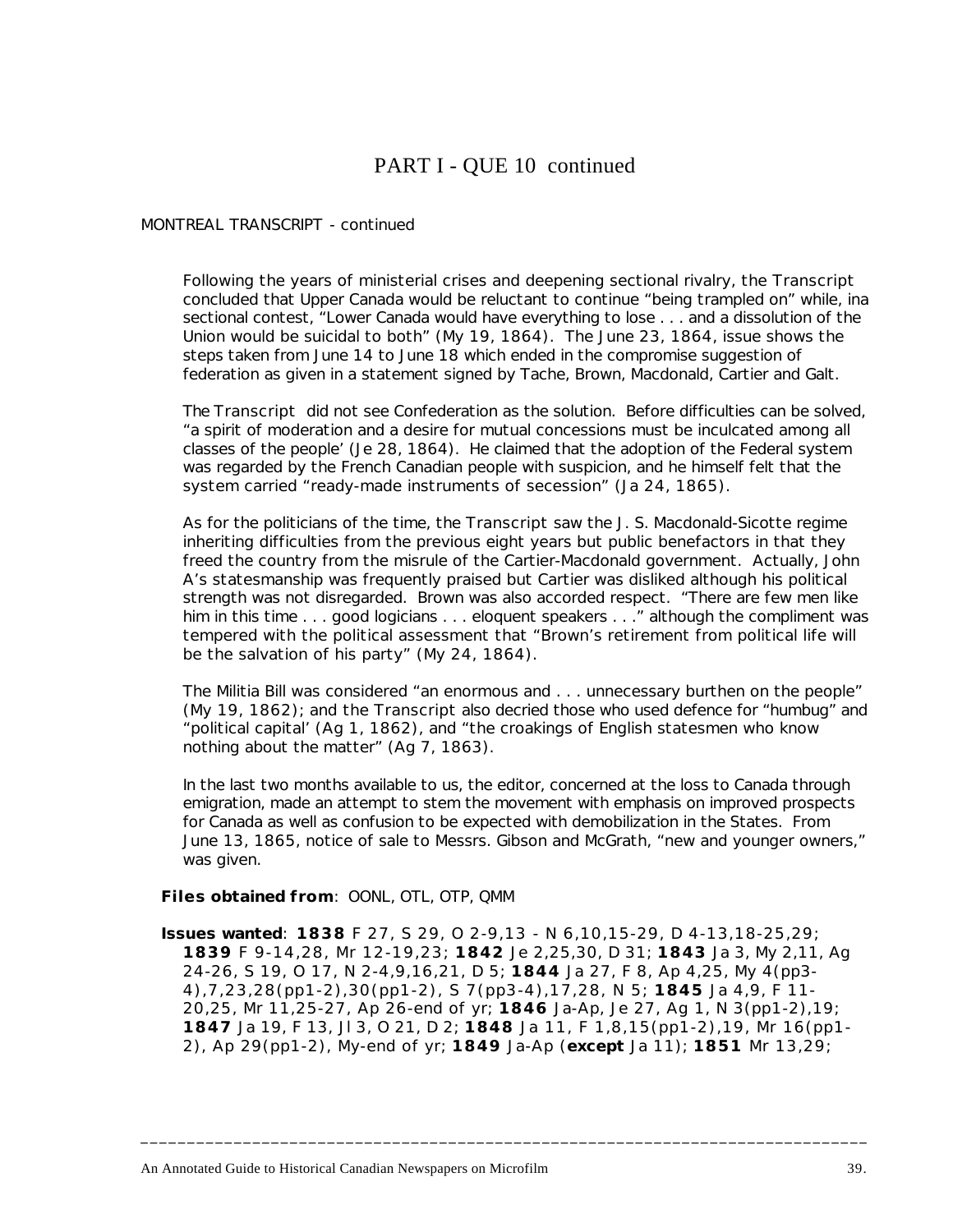# PART I - QUE 10 continued

MONTREAL TRANSCRIPT - continued

Following the years of ministerial crises and deepening sectional rivalry, the *Transcript* concluded that Upper Canada would be reluctant to continue "being trampled on" while, ina sectional contest, "Lower Canada would have everything to lose . . . and a dissolution of the Union would be suicidal to both" (My 19, 1864). The June 23, 1864, issue shows the steps taken from June 14 to June 18 which ended in the compromise suggestion of federation as given in a statement signed by Tache, Brown, Macdonald, Cartier and Galt.

The *Transcript* did not see Confederation as the solution. Before difficulties can be solved, "a spirit of moderation and a desire for mutual concessions must be inculcated among all classes of the people' (Je 28, 1864). He claimed that the adoption of the Federal system was regarded by the French Canadian people with suspicion, and he himself felt that the system carried "ready-made instruments of secession" (Ja 24, 1865).

As for the politicians of the time, the *Transcript* saw the J. S. Macdonald-Sicotte regime inheriting difficulties from the previous eight years but public benefactors in that they freed the country from the misrule of the Cartier-Macdonald government. Actually, John A's statesmanship was frequently praised but Cartier was disliked although his political strength was not disregarded. Brown was also accorded respect. "There are few men like him in this time . . . good logicians . . . eloquent speakers . . ." although the compliment was tempered with the political assessment that "Brown's retirement from political life will be the salvation of his party" (My 24, 1864).

The Militia Bill was considered "an enormous and . . . unnecessary burthen on the people" (My 19, 1862); and the *Transcript* also decried those who used defence for "humbug" and "political capital' (Ag 1, 1862), and "the croakings of English statesmen who know nothing about the matter" (Ag 7, 1863).

In the last two months available to us, the editor, concerned at the loss to Canada through emigration, made an attempt to stem the movement with emphasis on improved prospects for Canada as well as confusion to be expected with demobilization in the States. From June 13, 1865, notice of sale to Messrs. Gibson and McGrath, "new and younger owners," was given.

**Files obtained from**: OONL, OTL, OTP, QMM

**Issues wanted**: **1838** F 27, S 29, O 2-9,13 - N 6,10,15-29, D 4-13,18-25,29; **1839** F 9-14,28, Mr 12-19,23; **1842** Je 2,25,30, D 31; **1843** Ja 3, My 2,11, Ag 24-26, S 19, O 17, N 2-4,9,16,21, D 5; **1844** Ja 27, F 8, Ap 4,25, My 4(pp3-4),7,23,28(pp1-2),30(pp1-2), S 7(pp3-4),17,28, N 5; **1845** Ja 4,9, F 11-20,25, Mr 11,25-27, Ap 26-end of yr; **1846** Ja-Ap, Je 27, Ag 1, N 3(pp1-2),19; **1847** Ja 19, F 13, Jl 3, O 21, D 2; **1848** Ja 11, F 1,8,15(pp1-2),19, Mr 16(pp1-2), Ap 29(pp1-2), My-end of yr; **1849** Ja-Ap (**except** Ja 11); **1851** Mr 13,29;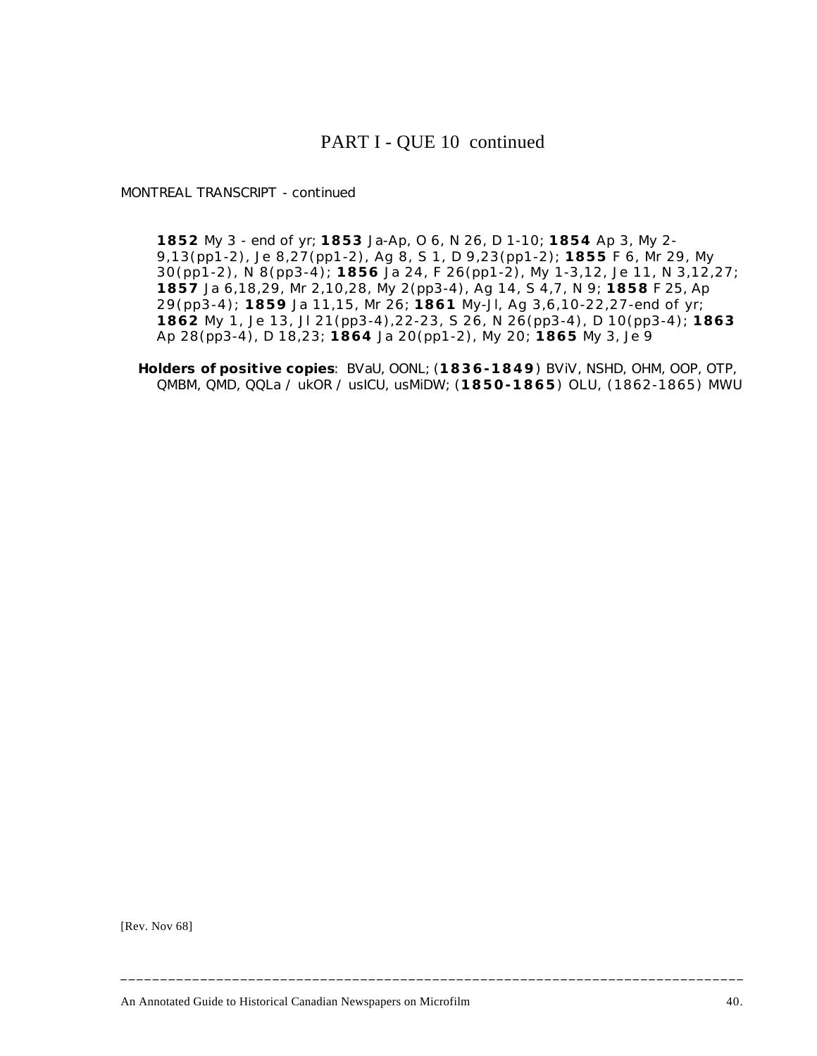# PART I - QUE 10 continued

MONTREAL TRANSCRIPT - continued

**1852** My 3 - end of yr; **1853** Ja-Ap, O 6, N 26, D 1-10; **1854** Ap 3, My 2-9,13(pp1-2), Je 8,27(pp1-2), Ag 8, S 1, D 9,23(pp1-2); **1855** F 6, Mr 29, My 30(pp1-2), N 8(pp3-4); **1856** Ja 24, F 26(pp1-2), My 1-3,12, Je 11, N 3,12,27; **1857** Ja 6,18,29, Mr 2,10,28, My 2(pp3-4), Ag 14, S 4,7, N 9; **1858** F 25, Ap 29(pp3-4); **1859** Ja 11,15, Mr 26; **1861** My-Jl, Ag 3,6,10-22,27-end of yr; **1862** My 1, Je 13, Jl 21(pp3-4),22-23, S 26, N 26(pp3-4), D 10(pp3-4); **1863** Ap 28(pp3-4), D 18,23; **1864** Ja 20(pp1-2), My 20; **1865** My 3, Je 9

**Holders of positive copies**: BVaU, OONL; (**1836-1849**) BViV, NSHD, OHM, OOP, OTP, QMBM, QMD, QQLa / ukOR / usICU, usMiDW; (**1850-1865**) OLU, (1862-1865) MWU

[Rev. Nov 68]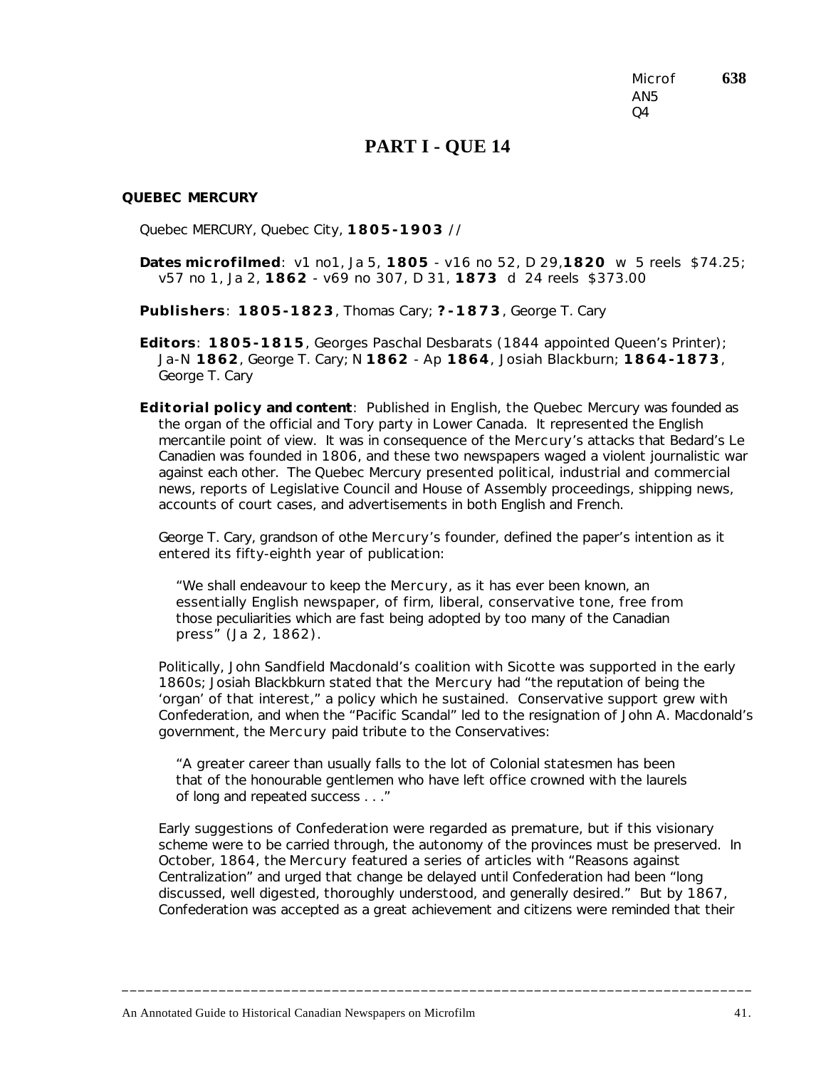Microf **638**
AN5
Q4

# PART I - QUE 14

**QUEBEC MERCURY**

Quebec MERCURY, Quebec City, **1805-1903** //

**Dates microfilmed**: v1 no1, Ja 5, **1805** - v16 no 52, D 29,**1820** w 5 reels $74.25; v57 no 1, Ja 2, **1862** - v69 no 307, D 31, **1873** d 24 reels $373.00

**Publishers**: **1805-1823**, Thomas Cary; **?-1873**, George T. Cary

**Editors**: **1805-1815**, Georges Paschal Desbarats (1844 appointed Queen's Printer); Ja-N **1862**, George T. Cary; N **1862** - Ap **1864**, Josiah Blackburn; **1864-1873**, George T. Cary

**Editorial policy and content**: Published in English, the Quebec Mercury was founded as the organ of the official and Tory party in Lower Canada. It represented the English mercantile point of view. It was in consequence of the *Mercury*'s attacks that Bedard's Le Canadien was founded in 1806, and these two newspapers waged a violent journalistic war against each other. The Quebec Mercury presented political, industrial and commercial news, reports of Legislative Council and House of Assembly proceedings, shipping news, accounts of court cases, and advertisements in both English and French.

George T. Cary, grandson of othe *Mercury*'s founder, defined the paper's intention as it entered its fifty-eighth year of publication:

> "We shall endeavour to keep the *Mercury*, as it has ever been known, an essentially English newspaper, of firm, liberal, conservative tone, free from those peculiarities which are fast being adopted by too many of the Canadian press" (Ja 2, 1862).

Politically, John Sandfield Macdonald's coalition with Sicotte was supported in the early 1860s; Josiah Blackbkurn stated that the *Mercury* had "the reputation of being the 'organ' of that interest," a policy which he sustained. Conservative support grew with Confederation, and when the "Pacific Scandal" led to the resignation of John A. Macdonald's government, the *Mercury* paid tribute to the Conservatives:

> "A greater career than usually falls to the lot of Colonial statesmen has been that of the honourable gentlemen who have left office crowned with the laurels of long and repeated success . . ."

Early suggestions of Confederation were regarded as premature, but if this visionary scheme were to be carried through, the autonomy of the provinces must be preserved. In October, 1864, the *Mercury* featured a series of articles with "Reasons against Centralization" and urged that change be delayed until Confederation had been "long discussed, well digested, thoroughly understood, and generally desired." But by 1867, Confederation was accepted as a great achievement and citizens were reminded that their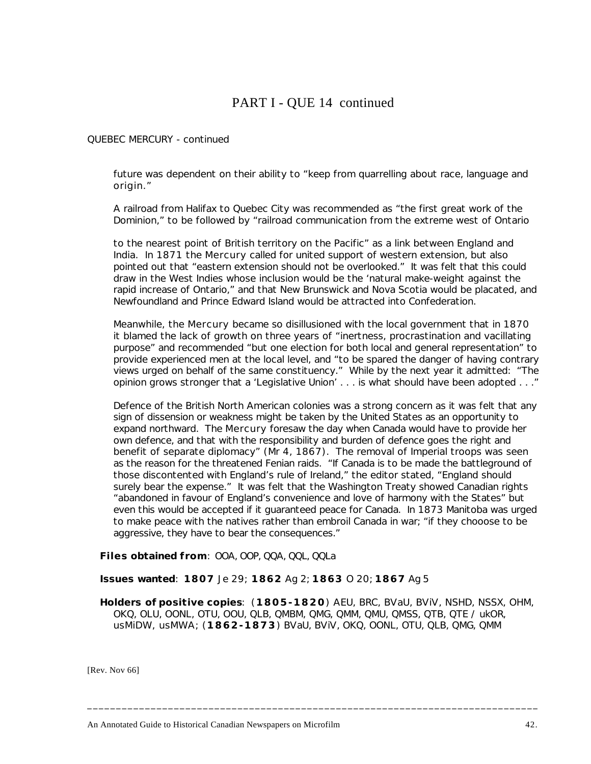# PART I - QUE 14 continued

QUEBEC MERCURY - continued

future was dependent on their ability to "keep from quarrelling about race, language and origin."

A railroad from Halifax to Quebec City was recommended as "the first great work of the Dominion," to be followed by "railroad communication from the extreme west of Ontario to the nearest point of British territory on the Pacific" as a link between England and India. In 1871 the *Mercury* called for united support of western extension, but also pointed out that "eastern extension should not be overlooked." It was felt that this could draw in the West Indies whose inclusion would be the 'natural make-weight against the rapid increase of Ontario," and that New Brunswick and Nova Scotia would be placated, and Newfoundland and Prince Edward Island would be attracted into Confederation.

Meanwhile, the *Mercury* became so disillusioned with the local government that in 1870 it blamed the lack of growth on three years of "inertness, procrastination and vacillating purpose" and recommended "but one election for both local and general representation" to provide experienced men at the local level, and "to be spared the danger of having contrary views urged on behalf of the same constituency." While by the next year it admitted: "The opinion grows stronger that a 'Legislative Union' . . . is what should have been adopted . . ."

Defence of the British North American colonies was a strong concern as it was felt that any sign of dissension or weakness might be taken by the United States as an opportunity to expand northward. The *Mercury* foresaw the day when Canada would have to provide her own defence, and that with the responsibility and burden of defence goes the right and benefit of separate diplomacy" (Mr 4, 1867). The removal of Imperial troops was seen as the reason for the threatened Fenian raids. "If Canada is to be made the battleground of those discontented with England's rule of Ireland," the editor stated, "England should surely bear the expense." It was felt that the Washington Treaty showed Canadian rights "abandoned in favour of England's convenience and love of harmony with the States" but even this would be accepted if it guaranteed peace for Canada. In 1873 Manitoba was urged to make peace with the natives rather than embroil Canada in war; "if they chooose to be aggressive, they have to bear the consequences."

**Files obtained from**: OOA, OOP, QQA, QQL, QQLa

**Issues wanted**: **1807** Je 29; **1862** Ag 2; **1863** O 20; **1867** Ag 5

**Holders of positive copies**: (**1805-1820**) AEU, BRC, BVaU, BViV, NSHD, NSSX, OHM, OKQ, OLU, OONL, OTU, OOU, QLB, QMBM, QMG, QMM, QMU, QMSS, QTB, QTE / ukOR, usMiDW, usMWA; (**1862-1873**) BVaU, BViV, OKQ, OONL, OTU, QLB, QMG, QMM

[Rev. Nov 66]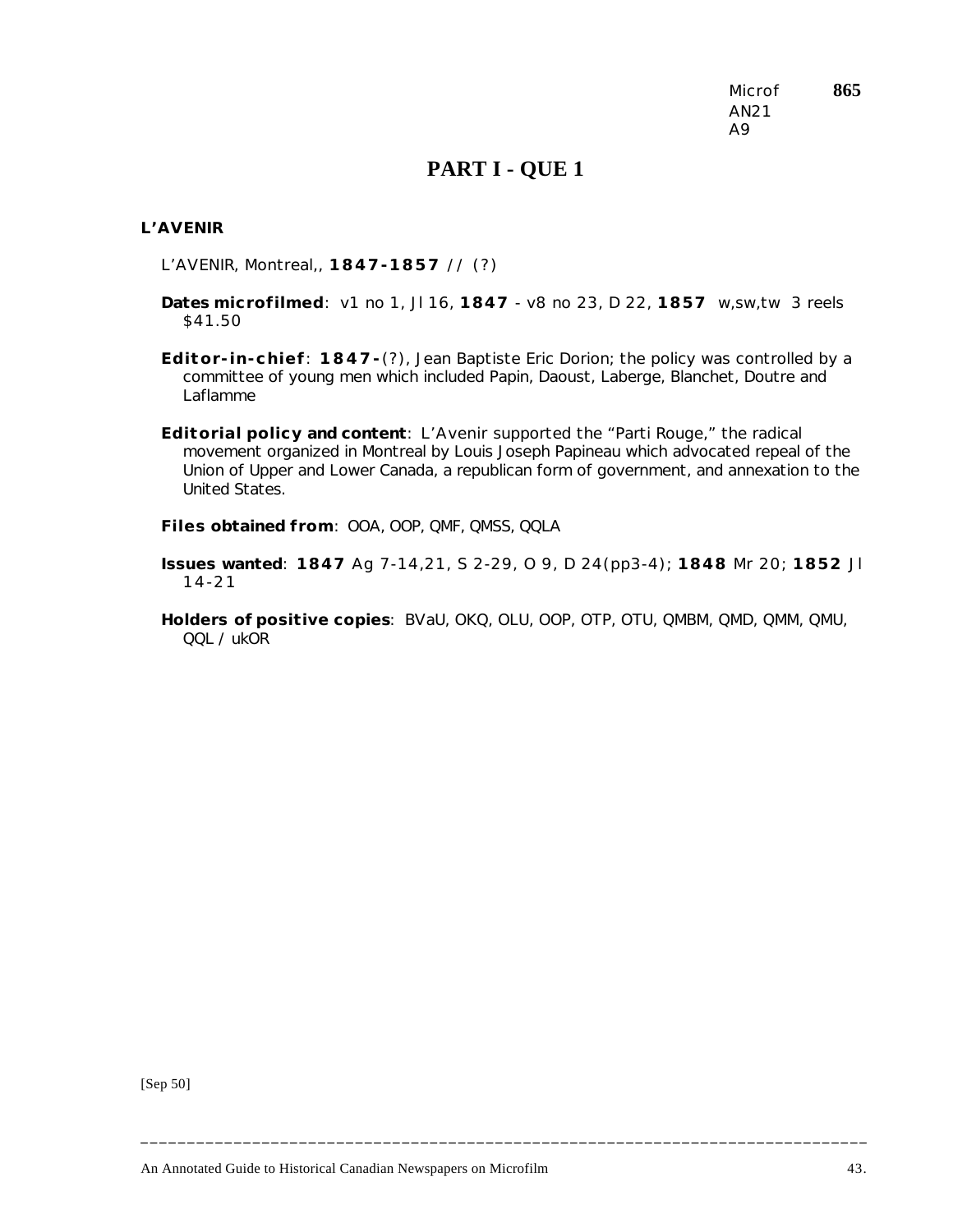Microf **865**
AN21
A9

# PART I - QUE 1

**L'AVENIR**

L'AVENIR, Montreal,, **1847-1857** // (?)

**Dates microfilmed**: v1 no 1, Jl 16, **1847** - v8 no 23, D 22, **1857** w,sw,tw 3 reels $41.50

**Editor-in-chief**: **1847-**(?), Jean Baptiste Eric Dorion; the policy was controlled by a committee of young men which included Papin, Daoust, Laberge, Blanchet, Doutre and Laflamme

**Editorial policy and content**: L'Avenir supported the "Parti Rouge," the radical movement organized in Montreal by Louis Joseph Papineau which advocated repeal of the Union of Upper and Lower Canada, a republican form of government, and annexation to the United States.

**Files obtained from**: OOA, OOP, QMF, QMSS, QQLA

**Issues wanted**: **1847** Ag 7-14,21, S 2-29, O 9, D 24(pp3-4); **1848** Mr 20; **1852** Jl 14-21

**Holders of positive copies**: BVaU, OKQ, OLU, OOP, OTP, OTU, QMBM, QMD, QMM, QMU, QQL / ukOR

[Sep 50]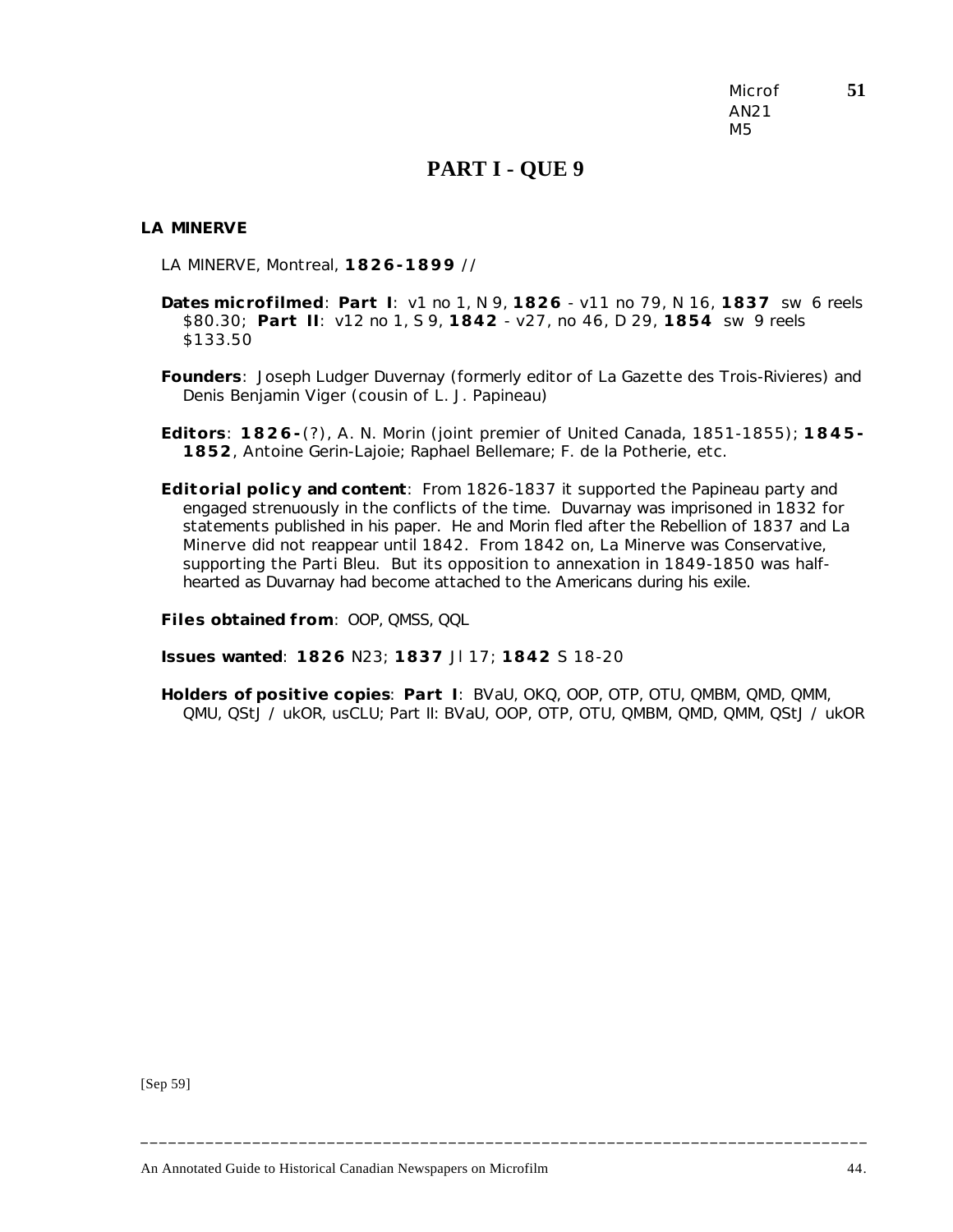Microf
AN21
M5

# PART I - QUE 9

**LA MINERVE**

LA MINERVE, Montreal, **1826-1899** //

**Dates microfilmed**: **Part I**: v1 no 1, N 9, **1826** - v11 no 79, N 16, **1837** sw 6 reels $80.30; **Part II**: v12 no 1, S 9, **1842** - v27, no 46, D 29, **1854** sw 9 reels $133.50

**Founders**: Joseph Ludger Duvernay (formerly editor of La Gazette des Trois-Rivieres) and Denis Benjamin Viger (cousin of L. J. Papineau)

**Editors**: **1826-**(?), A. N. Morin (joint premier of United Canada, 1851-1855); **1845-1852**, Antoine Gerin-Lajoie; Raphael Bellemare; F. de la Potherie, etc.

**Editorial policy and content**: From 1826-1837 it supported the Papineau party and engaged strenuously in the conflicts of the time. Duvarnay was imprisoned in 1832 for statements published in his paper. He and Morin fled after the Rebellion of 1837 and La Minerve did not reappear until 1842. From 1842 on, La Minerve was Conservative, supporting the Parti Bleu. But its opposition to annexation in 1849-1850 was half-hearted as Duvarnay had become attached to the Americans during his exile.

**Files obtained from**: OOP, QMSS, QQL

**Issues wanted**: **1826** N23; **1837** Jl 17; **1842** S 18-20

**Holders of positive copies**: **Part I**: BVaU, OKQ, OOP, OTP, OTU, QMBM, QMD, QMM, QMU, QStJ / ukOR, usCLU; Part II: BVaU, OOP, OTP, OTU, QMBM, QMD, QMM, QStJ / ukOR

[Sep 59]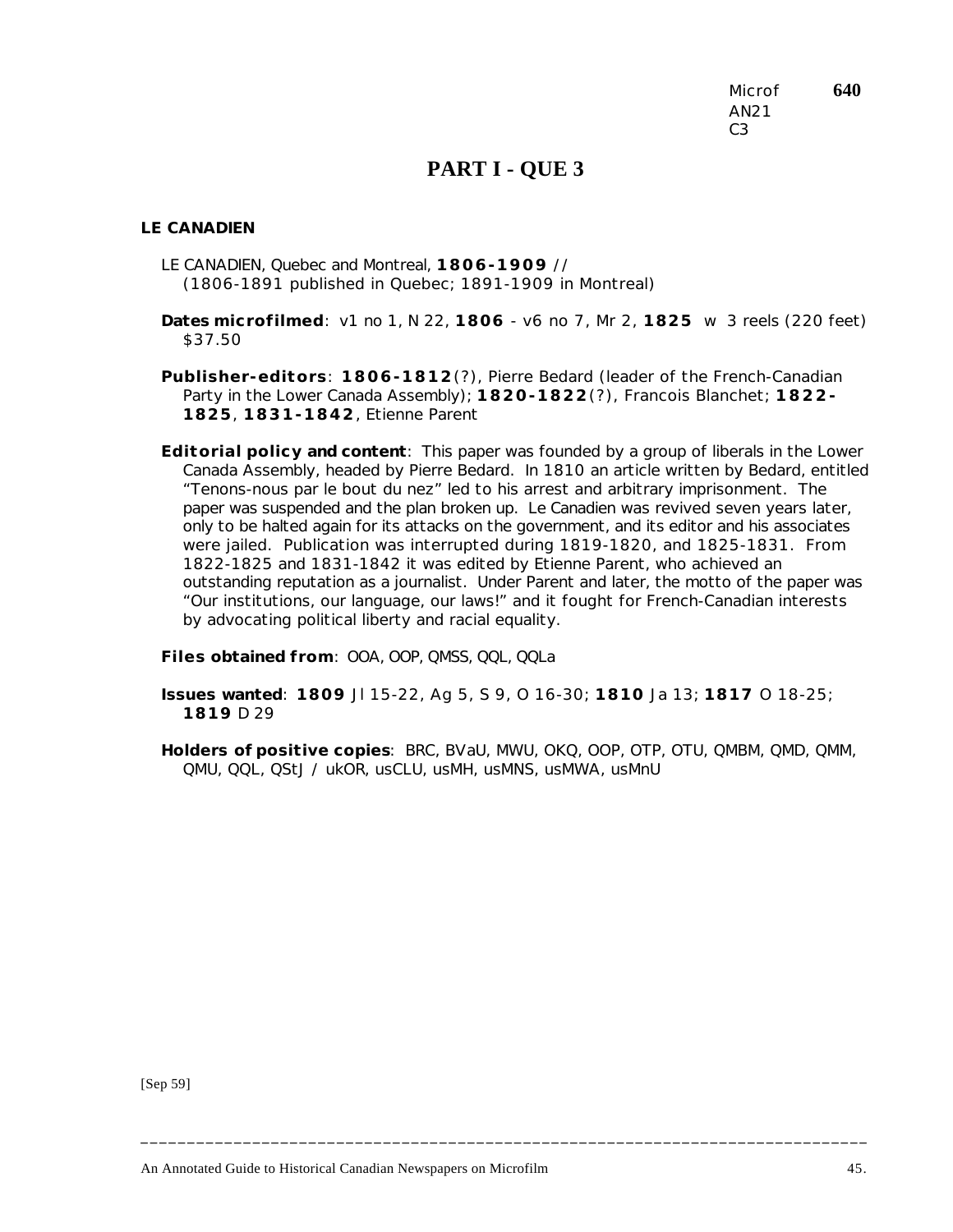Microf **640**
AN21
C3

# PART I - QUE 3

**LE CANADIEN**

LE CANADIEN, Quebec and Montreal, **1806-1909** //
(1806-1891 published in Quebec; 1891-1909 in Montreal)

**Dates microfilmed**: v1 no 1, N 22, **1806** - v6 no 7, Mr 2, **1825** w 3 reels (220 feet) $37.50

**Publisher-editors**: **1806-1812**(?), Pierre Bedard (leader of the French-Canadian Party in the Lower Canada Assembly); **1820-1822**(?), Francois Blanchet; **1822-1825**, **1831-1842**, Etienne Parent

**Editorial policy and content**: This paper was founded by a group of liberals in the Lower Canada Assembly, headed by Pierre Bedard. In 1810 an article written by Bedard, entitled "Tenons-nous par le bout du nez" led to his arrest and arbitrary imprisonment. The paper was suspended and the plan broken up. Le Canadien was revived seven years later, only to be halted again for its attacks on the government, and its editor and his associates were jailed. Publication was interrupted during 1819-1820, and 1825-1831. From 1822-1825 and 1831-1842 it was edited by Etienne Parent, who achieved an outstanding reputation as a journalist. Under Parent and later, the motto of the paper was "Our institutions, our language, our laws!" and it fought for French-Canadian interests by advocating political liberty and racial equality.

**Files obtained from**: OOA, OOP, QMSS, QQL, QQLa

**Issues wanted**: **1809** Jl 15-22, Ag 5, S 9, O 16-30; **1810** Ja 13; **1817** O 18-25; **1819** D 29

**Holders of positive copies**: BRC, BVaU, MWU, OKQ, OOP, OTP, OTU, QMBM, QMD, QMM, QMU, QQL, QStJ / ukOR, usCLU, usMH, usMNS, usMWA, usMnU

[Sep 59]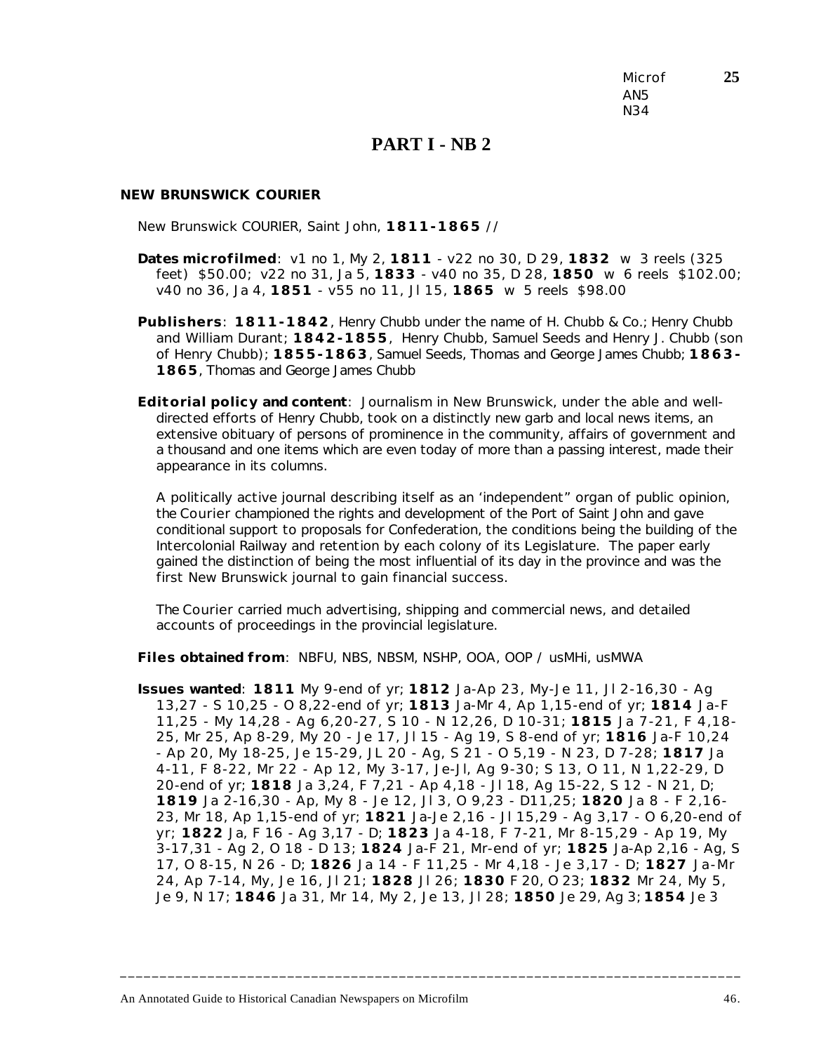Microf AN5 N34

## PART I - NB 2

### NEW BRUNSWICK COURIER

New Brunswick COURIER, Saint John, **1811-1865** //

**Dates microfilmed**: v1 no 1, My 2, **1811** - v22 no 30, D 29, **1832** w 3 reels (325 feet) $50.00; v22 no 31, Ja 5, **1833** - v40 no 35, D 28, **1850** w 6 reels $102.00; v40 no 36, Ja 4, **1851** - v55 no 11, Jl 15, **1865** w 5 reels $98.00

**Publishers**: **1811-1842**, Henry Chubb under the name of H. Chubb & Co.; Henry Chubb and William Durant; **1842-1855**, Henry Chubb, Samuel Seeds and Henry J. Chubb (son of Henry Chubb); **1855-1863**, Samuel Seeds, Thomas and George James Chubb; **1863-1865**, Thomas and George James Chubb

**Editorial policy and content**: Journalism in New Brunswick, under the able and well-directed efforts of Henry Chubb, took on a distinctly new garb and local news items, an extensive obituary of persons of prominence in the community, affairs of government and a thousand and one items which are even today of more than a passing interest, made their appearance in its columns.

A politically active journal describing itself as an 'independent" organ of public opinion, the *Courier* championed the rights and development of the Port of Saint John and gave conditional support to proposals for Confederation, the conditions being the building of the Intercolonial Railway and retention by each colony of its Legislature. The paper early gained the distinction of being the most influential of its day in the province and was the first New Brunswick journal to gain financial success.

The *Courier* carried much advertising, shipping and commercial news, and detailed accounts of proceedings in the provincial legislature.

**Files obtained from**: NBFU, NBS, NBSM, NSHP, OOA, OOP / usMHi, usMWA

**Issues wanted**: **1811** My 9-end of yr; **1812** Ja-Ap 23, My-Je 11, Jl 2-16,30 - Ag 13,27 - S 10,25 - O 8,22-end of yr; **1813** Ja-Mr 4, Ap 1,15-end of yr; **1814** Ja-F 11,25 - My 14,28 - Ag 6,20-27, S 10 - N 12,26, D 10-31; **1815** Ja 7-21, F 4,18-25, Mr 25, Ap 8-29, My 20 - Je 17, Jl 15 - Ag 19, S 8-end of yr; **1816** Ja-F 10,24 - Ap 20, My 18-25, Je 15-29, JL 20 - Ag, S 21 - O 5,19 - N 23, D 7-28; **1817** Ja 4-11, F 8-22, Mr 22 - Ap 12, My 3-17, Je-Jl, Ag 9-30; S 13, O 11, N 1,22-29, D 20-end of yr; **1818** Ja 3,24, F 7,21 - Ap 4,18 - Jl 18, Ag 15-22, S 12 - N 21, D; **1819** Ja 2-16,30 - Ap, My 8 - Je 12, Jl 3, O 9,23 - D11,25; **1820** Ja 8 - F 2,16-23, Mr 18, Ap 1,15-end of yr; **1821** Ja-Je 2,16 - Jl 15,29 - Ag 3,17 - O 6,20-end of yr; **1822** Ja, F 16 - Ag 3,17 - D; **1823** Ja 4-18, F 7-21, Mr 8-15,29 - Ap 19, My 3-17,31 - Ag 2, O 18 - D 13; **1824** Ja-F 21, Mr-end of yr; **1825** Ja-Ap 2,16 - Ag, S 17, O 8-15, N 26 - D; **1826** Ja 14 - F 11,25 - Mr 4,18 - Je 3,17 - D; **1827** Ja-Mr 24, Ap 7-14, My, Je 16, Jl 21; **1828** Jl 26; **1830** F 20, O 23; **1832** Mr 24, My 5, Je 9, N 17; **1846** Ja 31, Mr 14, My 2, Je 13, Jl 28; **1850** Je 29, Ag 3; **1854** Je 3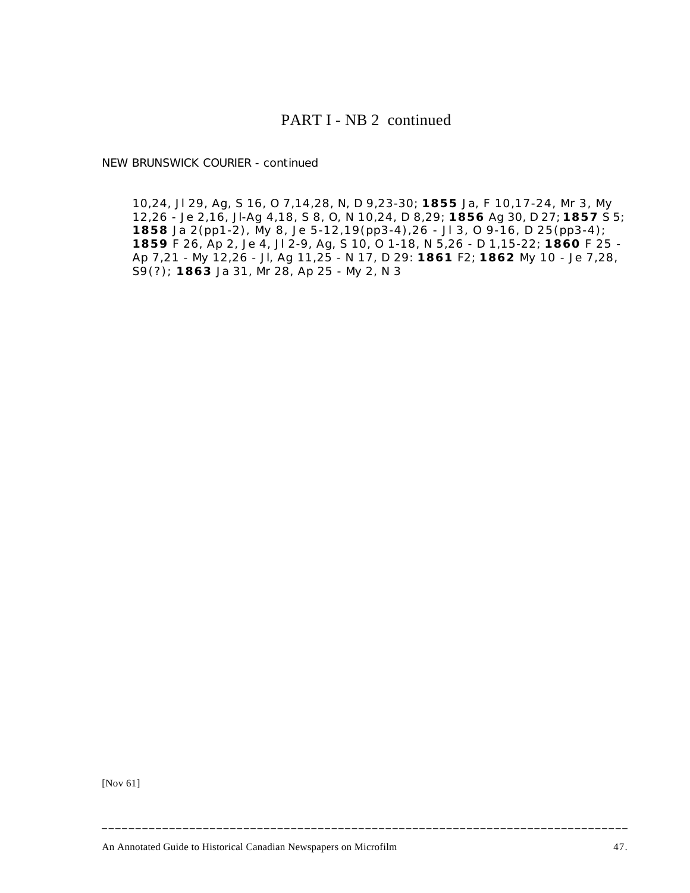# PART I - NB 2 continued

NEW BRUNSWICK COURIER - continued

10,24, Jl 29, Ag, S 16, O 7,14,28, N, D 9,23-30; **1855** Ja, F 10,17-24, Mr 3, My 12,26 - Je 2,16, Jl-Ag 4,18, S 8, O, N 10,24, D 8,29; **1856** Ag 30, D 27; **1857** S 5; **1858** Ja 2(pp1-2), My 8, Je 5-12,19(pp3-4),26 - Jl 3, O 9-16, D 25(pp3-4); **1859** F 26, Ap 2, Je 4, Jl 2-9, Ag, S 10, O 1-18, N 5,26 - D 1,15-22; **1860** F 25 - Ap 7,21 - My 12,26 - Jl, Ag 11,25 - N 17, D 29: **1861** F2; **1862** My 10 - Je 7,28, S9(?); **1863** Ja 31, Mr 28, Ap 25 - My 2, N 3

[Nov 61]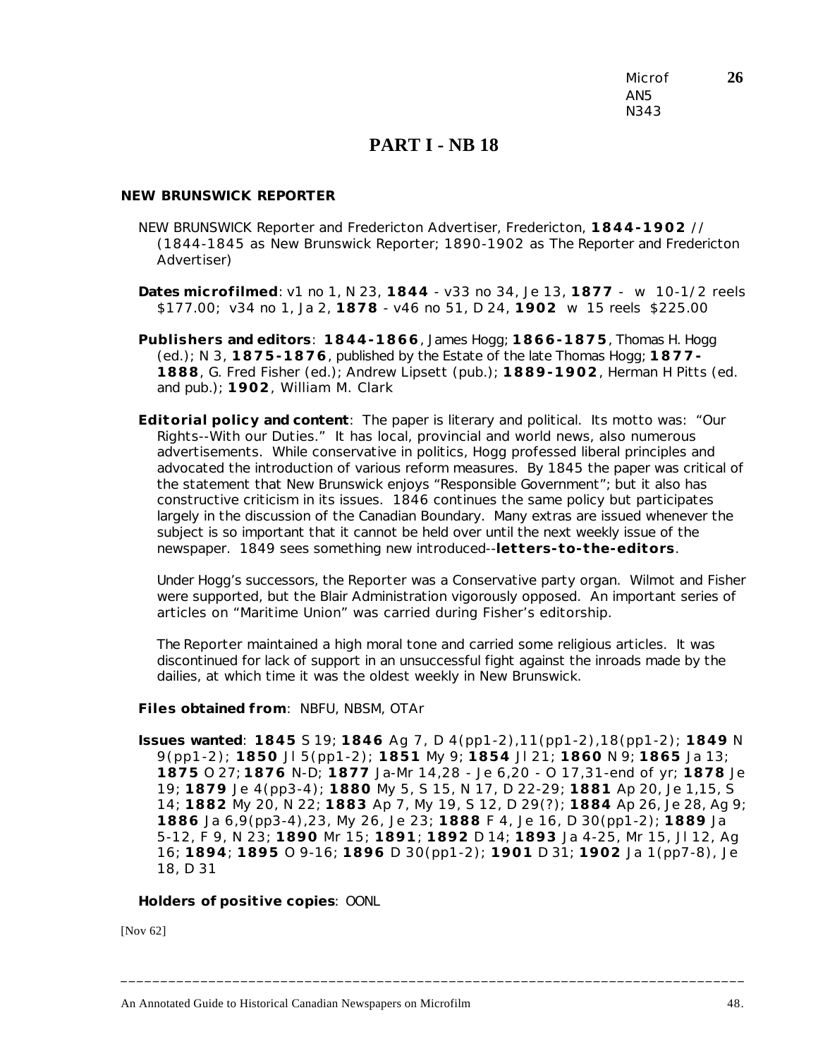Microf AN5 N343

# PART I - NB 18

## NEW BRUNSWICK REPORTER

NEW BRUNSWICK Reporter and Fredericton Advertiser, Fredericton, **1844-1902** // (1844-1845 as New Brunswick Reporter; 1890-1902 as The Reporter and Fredericton Advertiser)

**Dates microfilmed**: v1 no 1, N 23, **1844** - v33 no 34, Je 13, **1877** - w 10-1/2 reels $177.00; v34 no 1, Ja 2, **1878** - v46 no 51, D 24, **1902** w 15 reels $225.00

**Publishers and editors**: **1844-1866**, James Hogg; **1866-1875**, Thomas H. Hogg (ed.); N 3, **1875-1876**, published by the Estate of the late Thomas Hogg; **1877-1888**, G. Fred Fisher (ed.); Andrew Lipsett (pub.); **1889-1902**, Herman H Pitts (ed. and pub.); **1902**, William M. Clark

**Editorial policy and content**: The paper is literary and political. Its motto was: "Our Rights--With our Duties." It has local, provincial and world news, also numerous advertisements. While conservative in politics, Hogg professed liberal principles and advocated the introduction of various reform measures. By 1845 the paper was critical of the statement that New Brunswick enjoys "Responsible Government"; but it also has constructive criticism in its issues. 1846 continues the same policy but participates largely in the discussion of the Canadian Boundary. Many extras are issued whenever the subject is so important that it cannot be held over until the next weekly issue of the newspaper. 1849 sees something new introduced--**letters-to-the-editors**.

Under Hogg's successors, the Reporter was a Conservative party organ. Wilmot and Fisher were supported, but the Blair Administration vigorously opposed. An important series of articles on "Maritime Union" was carried during Fisher's editorship.

The Reporter maintained a high moral tone and carried some religious articles. It was discontinued for lack of support in an unsuccessful fight against the inroads made by the dailies, at which time it was the oldest weekly in New Brunswick.

**Files obtained from**: NBFU, NBSM, OTAr

**Issues wanted**: **1845** S 19; **1846** Ag 7, D 4(pp1-2),11(pp1-2),18(pp1-2); **1849** N 9(pp1-2); **1850** Jl 5(pp1-2); **1851** My 9; **1854** Jl 21; **1860** N 9; **1865** Ja 13; **1875** O 27; **1876** N-D; **1877** Ja-Mr 14,28 - Je 6,20 - O 17,31-end of yr; **1878** Je 19; **1879** Je 4(pp3-4); **1880** My 5, S 15, N 17, D 22-29; **1881** Ap 20, Je 1,15, S 14; **1882** My 20, N 22; **1883** Ap 7, My 19, S 12, D 29(?); **1884** Ap 26, Je 28, Ag 9; **1886** Ja 6,9(pp3-4),23, My 26, Je 23; **1888** F 4, Je 16, D 30(pp1-2); **1889** Ja 5-12, F 9, N 23; **1890** Mr 15; **1891**; **1892** D 14; **1893** Ja 4-25, Mr 15, Jl 12, Ag 16; **1894**; **1895** O 9-16; **1896** D 30(pp1-2); **1901** D 31; **1902** Ja 1(pp7-8), Je 18, D 31

**Holders of positive copies**: OONL

[Nov 62]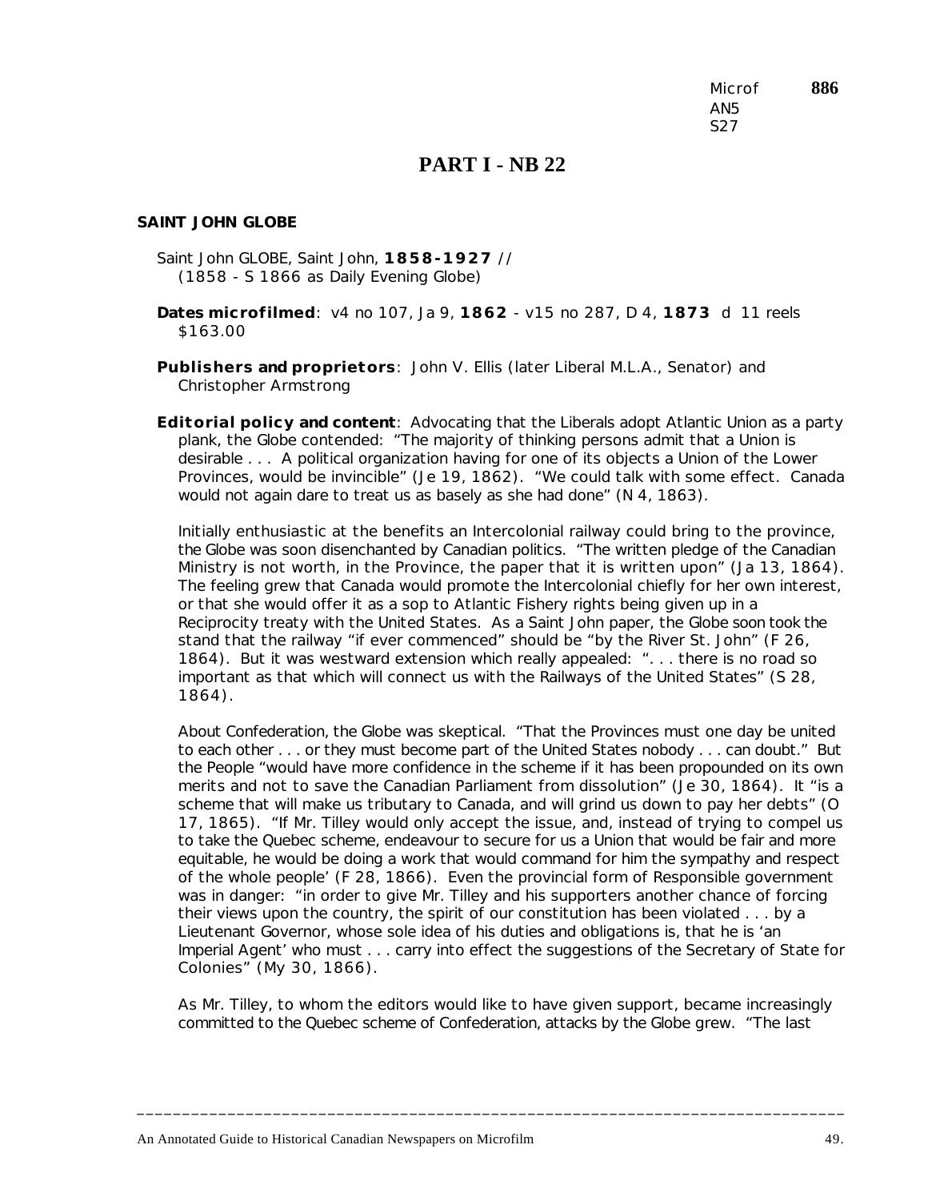Microf AN5 S27 **886**

# PART I - NB 22

### SAINT JOHN GLOBE

Saint John GLOBE, Saint John, **1858-1927** //
(1858 - S 1866 as Daily Evening Globe)

**Dates microfilmed**: v4 no 107, Ja 9, **1862** - v15 no 287, D 4, **1873** d 11 reels $163.00

**Publishers and proprietors**: John V. Ellis (later Liberal M.L.A., Senator) and Christopher Armstrong

**Editorial policy and content**: Advocating that the Liberals adopt Atlantic Union as a party plank, the *Globe* contended: "The majority of thinking persons admit that a Union is desirable . . . A political organization having for one of its objects a Union of the Lower Provinces, would be invincible" (Je 19, 1862). "We could talk with some effect. Canada would not again dare to treat us as basely as she had done" (N 4, 1863).

Initially enthusiastic at the benefits an Intercolonial railway could bring to the province, the *Globe* was soon disenchanted by Canadian politics. "The written pledge of the Canadian Ministry is not worth, in the Province, the paper that it is written upon" (Ja 13, 1864). The feeling grew that Canada would promote the Intercolonial chiefly for her own interest, or that she would offer it as a sop to Atlantic Fishery rights being given up in a Reciprocity treaty with the United States. As a Saint John paper, the *Globe* soon took the stand that the railway "if ever commenced" should be "by the River St. John" (F 26, 1864). But it was westward extension which really appealed: ". . . there is no road so important as that which will connect us with the Railways of the United States" (S 28, 1864).

About Confederation, the *Globe* was skeptical. "That the Provinces must one day be united to each other . . . or they must become part of the United States nobody . . . can doubt." But the People "would have more confidence in the scheme if it has been propounded on its own merits and not to save the Canadian Parliament from dissolution" (Je 30, 1864). It "is a scheme that will make us tributary to Canada, and will grind us down to pay her debts" (O 17, 1865). "If Mr. Tilley would only accept the issue, and, instead of trying to compel us to take the Quebec scheme, endeavour to secure for us a Union that would be fair and more equitable, he would be doing a work that would command for him the sympathy and respect of the whole people' (F 28, 1866). Even the provincial form of Responsible government was in danger: "in order to give Mr. Tilley and his supporters another chance of forcing their views upon the country, the spirit of our constitution has been violated . . . by a Lieutenant Governor, whose sole idea of his duties and obligations is, that he is 'an Imperial Agent' who must . . . carry into effect the suggestions of the Secretary of State for Colonies" (My 30, 1866).

As Mr. Tilley, to whom the editors would like to have given support, became increasingly committed to the Quebec scheme of Confederation, attacks by the *Globe* grew. "The last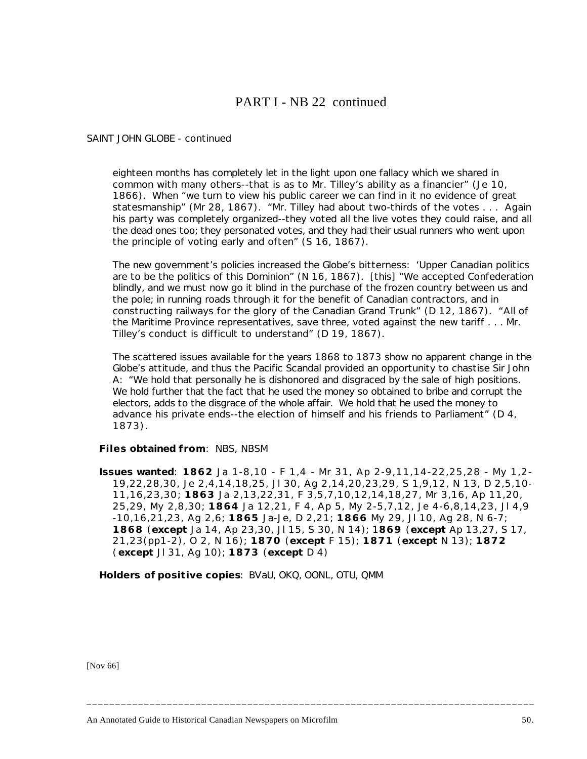# PART I - NB 22 continued

SAINT JOHN GLOBE - continued

eighteen months has completely let in the light upon one fallacy which we shared in common with many others--that is as to Mr. Tilley's ability as a financier" (Je 10, 1866). When "we turn to view his public career we can find in it no evidence of great statesmanship" (Mr 28, 1867). "Mr. Tilley had about two-thirds of the votes . . . Again his party was completely organized--they voted all the live votes they could raise, and all the dead ones too; they personated votes, and they had their usual runners who went upon the principle of voting early and often" (S 16, 1867).

The new government's policies increased the Globe's bitterness: 'Upper Canadian politics are to be the politics of this Dominion" (N 16, 1867). [this] "We accepted Confederation blindly, and we must now go it blind in the purchase of the frozen country between us and the pole; in running roads through it for the benefit of Canadian contractors, and in constructing railways for the glory of the Canadian Grand Trunk" (D 12, 1867). "All of the Maritime Province representatives, save three, voted against the new tariff . . . Mr. Tilley's conduct is difficult to understand" (D 19, 1867).

The scattered issues available for the years 1868 to 1873 show no apparent change in the Globe's attitude, and thus the Pacific Scandal provided an opportunity to chastise Sir John A: "We hold that personally he is dishonored and disgraced by the sale of high positions. We hold further that the fact that he used the money so obtained to bribe and corrupt the electors, adds to the disgrace of the whole affair. We hold that he used the money to advance his private ends--the election of himself and his friends to Parliament" (D 4, 1873).

**Files obtained from**: NBS, NBSM

**Issues wanted**: **1862** Ja 1-8,10 - F 1,4 - Mr 31, Ap 2-9,11,14-22,25,28 - My 1,2-19,22,28,30, Je 2,4,14,18,25, Jl 30, Ag 2,14,20,23,29, S 1,9,12, N 13, D 2,5,10-11,16,23,30; **1863** Ja 2,13,22,31, F 3,5,7,10,12,14,18,27, Mr 3,16, Ap 11,20, 25,29, My 2,8,30; **1864** Ja 12,21, F 4, Ap 5, My 2-5,7,12, Je 4-6,8,14,23, Jl 4,9 -10,16,21,23, Ag 2,6; **1865** Ja-Je, D 2,21; **1866** My 29, Jl 10, Ag 28, N 6-7; **1868** (**except** Ja 14, Ap 23,30, Jl 15, S 30, N 14); 1**869** (**except** Ap 13,27, S 17, 21,23(pp1-2), O 2, N 16); **1870** (**except** F 15); **1871** (**except** N 13); **1872** (**except** Jl 31, Ag 10); **1873** (**except** D 4)

**Holders of positive copies**: BVaU, OKQ, OONL, OTU, QMM

[Nov 66]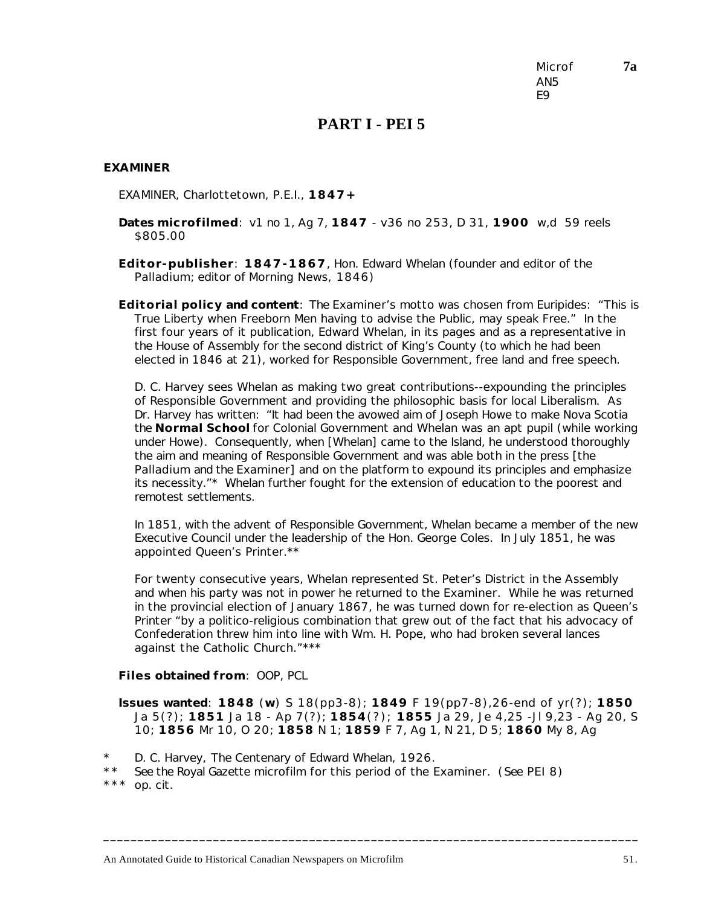Microf **7a**
AN5
E9

# PART I - PEI 5

## EXAMINER

EXAMINER, Charlottetown, P.E.I., **1847+**

**Dates microfilmed**: v1 no 1, Ag 7, **1847** - v36 no 253, D 31, **1900** w,d 59 reels $805.00

**Editor-publisher**: **1847-1867**, Hon. Edward Whelan (founder and editor of the *Palladium*; editor of *Morning News*, 1846)

**Editorial policy and content**: The *Examiner's* motto was chosen from Euripides: "This is True Liberty when Freeborn Men having to advise the Public, may speak Free." In the first four years of it publication, Edward Whelan, in its pages and as a representative in the House of Assembly for the second district of King's County (to which he had been elected in 1846 at 21), worked for Responsible Government, free land and free speech.

D. C. Harvey sees Whelan as making two great contributions--expounding the principles of Responsible Government and providing the philosophic basis for local Liberalism. As Dr. Harvey has written: "It had been the avowed aim of Joseph Howe to make Nova Scotia the **Normal School** for Colonial Government and Whelan was an apt pupil (while working under Howe). Consequently, when [Whelan] came to the Island, he understood thoroughly the aim and meaning of Responsible Government and was able both in the press [the *Palladium* and the *Examiner*] and on the platform to expound its principles and emphasize its necessity."* Whelan further fought for the extension of education to the poorest and remotest settlements.

In 1851, with the advent of Responsible Government, Whelan became a member of the new Executive Council under the leadership of the Hon. George Coles. In July 1851, he was appointed Queen's Printer.**

For twenty consecutive years, Whelan represented St. Peter's District in the Assembly and when his party was not in power he returned to the *Examiner*. While he was returned in the provincial election of January 1867, he was turned down for re-election as Queen's Printer "by a politico-religious combination that grew out of the fact that his advocacy of Confederation threw him into line with Wm. H. Pope, who had broken several lances against the Catholic Church."***

**Files obtained from**: OOP, PCL

**Issues wanted**: **1848** (**w**) S 18(pp3-8); **1849** F 19(pp7-8),26-end of yr(?); **1850** Ja 5(?); **1851** Ja 18 - Ap 7(?); **1854**(?); **1855** Ja 29, Je 4,25 -Jl 9,23 - Ag 20, S 10; **1856** Mr 10, O 20; **1858** N 1; **1859** F 7, Ag 1, N 21, D 5; **1860** My 8, Ag

\* D. C. Harvey, *The Centenary of Edward Whelan*, 1926.
\*\* See the *Royal Gazette* microfilm for this period of the *Examiner*. (See PEI 8)
\*\*\* op. cit.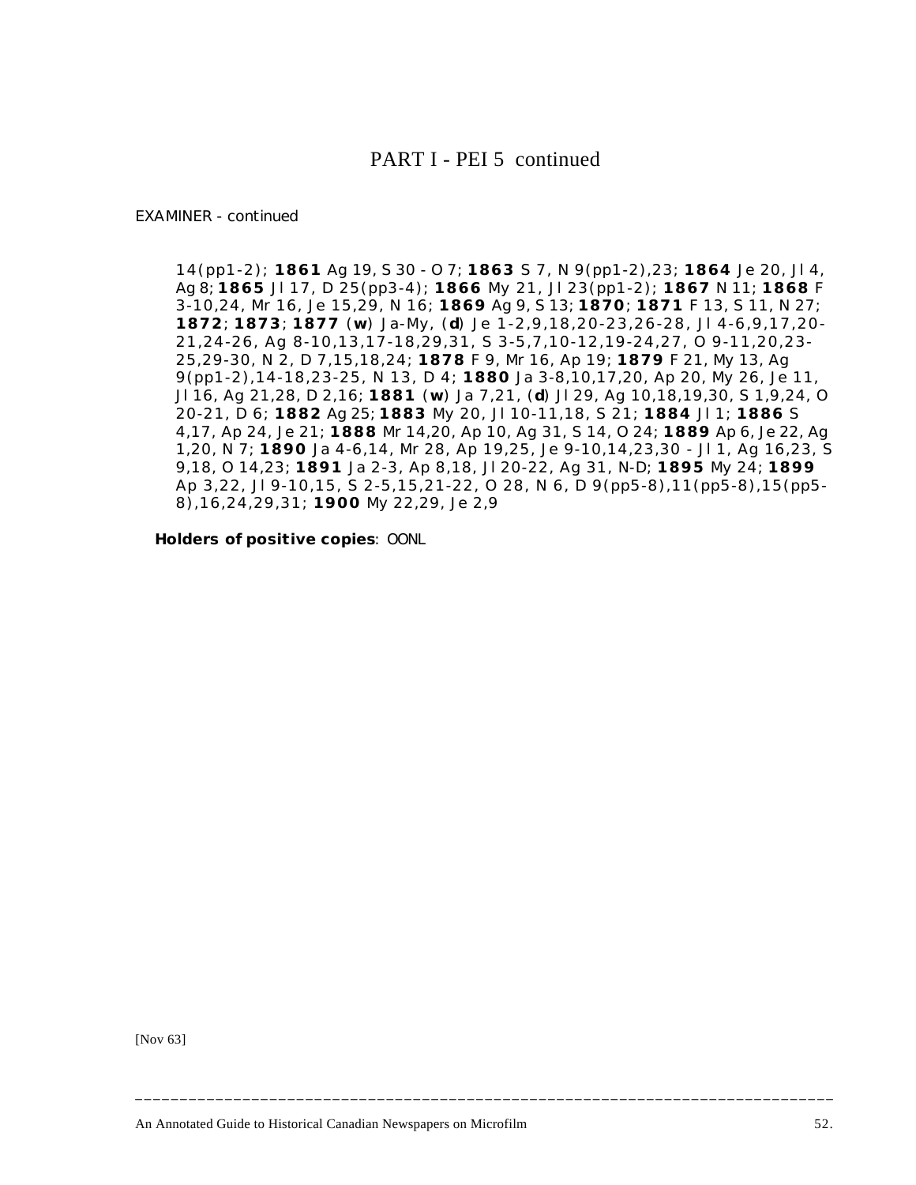# PART I - PEI 5 continued

EXAMINER - continued

14(pp1-2); **1861** Ag 19, S 30 - O 7; **1863** S 7, N 9(pp1-2),23; **1864** Je 20, Jl 4, Ag 8; **1865** Jl 17, D 25(pp3-4); **1866** My 21, Jl 23(pp1-2); **1867** N 11; **1868** F 3-10,24, Mr 16, Je 15,29, N 16; **1869** Ag 9, S 13; **1870**; **1871** F 13, S 11, N 27; **1872**; **1873**; **1877** (**w**) Ja-My, (**d**) Je 1-2,9,18,20-23,26-28, Jl 4-6,9,17,20-21,24-26, Ag 8-10,13,17-18,29,31, S 3-5,7,10-12,19-24,27, O 9-11,20,23-25,29-30, N 2, D 7,15,18,24; **1878** F 9, Mr 16, Ap 19; **1879** F 21, My 13, Ag 9(pp1-2),14-18,23-25, N 13, D 4; **1880** Ja 3-8,10,17,20, Ap 20, My 26, Je 11, Jl 16, Ag 21,28, D 2,16; **1881** (**w**) Ja 7,21, (**d**) Jl 29, Ag 10,18,19,30, S 1,9,24, O 20-21, D 6; **1882** Ag 25; **1883** My 20, Jl 10-11,18, S 21; **1884** Jl 1; **1886** S 4,17, Ap 24, Je 21; **1888** Mr 14,20, Ap 10, Ag 31, S 14, O 24; **1889** Ap 6, Je 22, Ag 1,20, N 7; **1890** Ja 4-6,14, Mr 28, Ap 19,25, Je 9-10,14,23,30 - Jl 1, Ag 16,23, S 9,18, O 14,23; **1891** Ja 2-3, Ap 8,18, Jl 20-22, Ag 31, N-D; **1895** My 24; **1899** Ap 3,22, Jl 9-10,15, S 2-5,15,21-22, O 28, N 6, D 9(pp5-8),11(pp5-8),15(pp5-8),16,24,29,31; **1900** My 22,29, Je 2,9

**Holders of positive copies**: OONL

[Nov 63]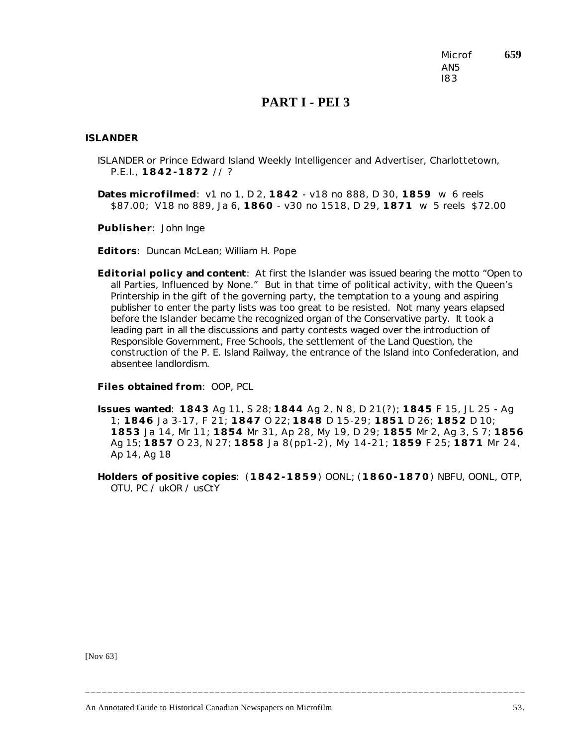Microf AN5 I83 **659**

# PART I - PEI 3

**ISLANDER**

ISLANDER or Prince Edward Island Weekly Intelligencer and Advertiser, Charlottetown, P.E.I., **1842-1872** // ?

**Dates microfilmed**: v1 no 1, D 2, **1842** - v18 no 888, D 30, **1859** w 6 reels $87.00; V18 no 889, Ja 6, **1860** - v30 no 1518, D 29, **1871** w 5 reels $72.00

**Publisher**: John Inge

**Editors**: Duncan McLean; William H. Pope

**Editorial policy and content**: At first the *Islander* was issued bearing the motto "Open to all Parties, Influenced by None." But in that time of political activity, with the Queen's Printership in the gift of the governing party, the temptation to a young and aspiring publisher to enter the party lists was too great to be resisted. Not many years elapsed before the *Islander* became the recognized organ of the Conservative party. It took a leading part in all the discussions and party contests waged over the introduction of Responsible Government, Free Schools, the settlement of the Land Question, the construction of the P. E. Island Railway, the entrance of the Island into Confederation, and absentee landlordism.

**Files obtained from**: OOP, PCL

**Issues wanted**: **1843** Ag 11, S 28; **1844** Ag 2, N 8, D 21(?); **1845** F 15, JL 25 - Ag 1; **1846** Ja 3-17, F 21; **1847** O 22; **1848** D 15-29; **1851** D 26; **1852** D 10; **1853** Ja 14, Mr 11; **1854** Mr 31, Ap 28, My 19, D 29; **1855** Mr 2, Ag 3, S 7; **1856** Ag 15; **1857** O 23, N 27; **1858** Ja 8(pp1-2), My 14-21; **1859** F 25; **1871** Mr 24, Ap 14, Ag 18

**Holders of positive copies**: (**1842-1859**) OONL; (**1860-1870**) NBFU, OONL, OTP, OTU, PC / ukOR / usCtY

[Nov 63]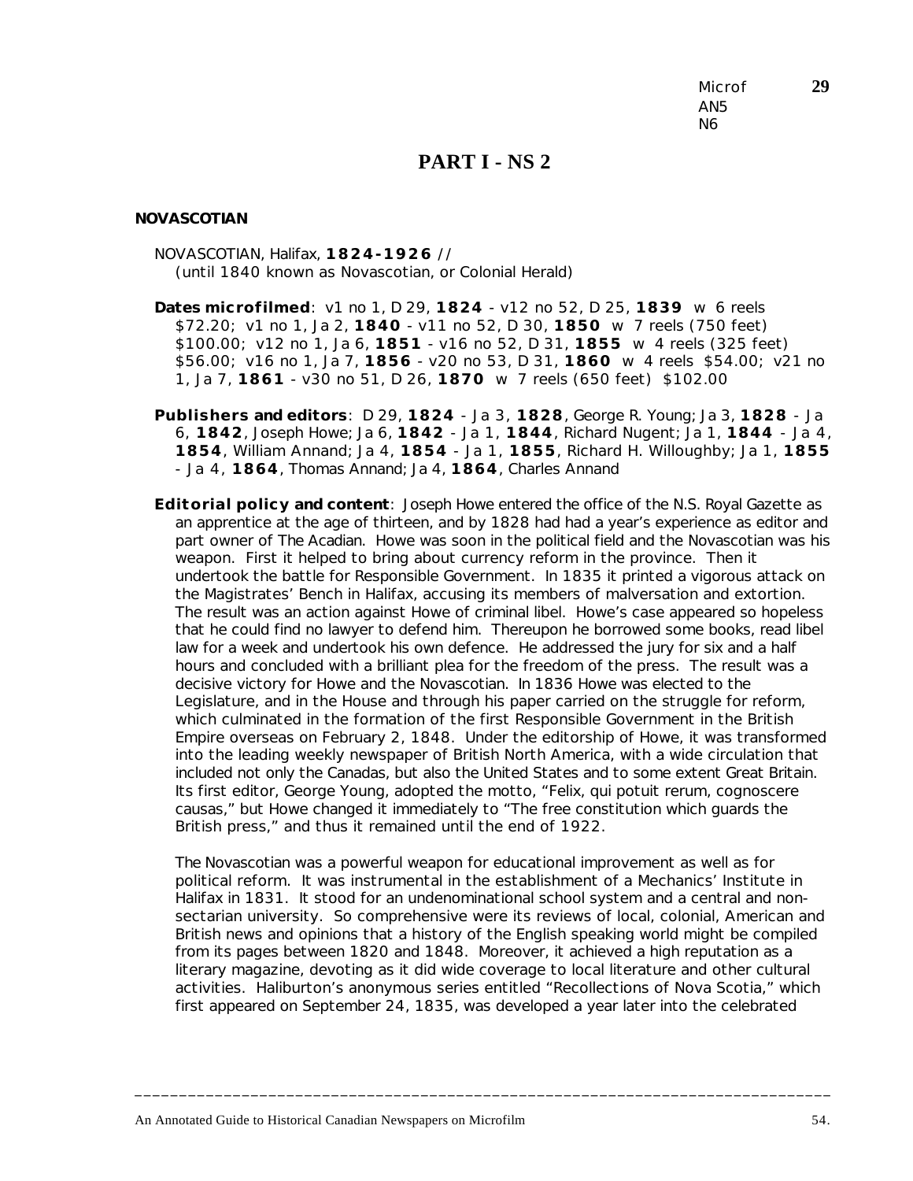Microf AN5 N6 **29**

# PART I - NS 2

**NOVASCOTIAN**

NOVASCOTIAN, Halifax, **1824-1926** //
(until 1840 known as Novascotian, or Colonial Herald)

**Dates microfilmed**: v1 no 1, D 29, **1824** - v12 no 52, D 25, **1839** w 6 reels $72.20; v1 no 1, Ja 2, **1840** - v11 no 52, D 30, **1850** w 7 reels (750 feet) $100.00; v12 no 1, Ja 6, **1851** - v16 no 52, D 31, **1855** w 4 reels (325 feet) $56.00; v16 no 1, Ja 7, **1856** - v20 no 53, D 31, **1860** w 4 reels $54.00; v21 no 1, Ja 7, **1861** - v30 no 51, D 26, **1870** w 7 reels (650 feet) $102.00

**Publishers and editors**: D 29, **1824** - Ja 3, **1828**, George R. Young; Ja 3, **1828** - Ja 6, **1842**, Joseph Howe; Ja 6, **1842** - Ja 1, **1844**, Richard Nugent; Ja 1, **1844** - Ja 4, **1854**, William Annand; Ja 4, **1854** - Ja 1, **1855**, Richard H. Willoughby; Ja 1, **1855** - Ja 4, **1864**, Thomas Annand; Ja 4, **1864**, Charles Annand

**Editorial policy and content**: Joseph Howe entered the office of the N.S. Royal Gazette as an apprentice at the age of thirteen, and by 1828 had had a year's experience as editor and part owner of The Acadian. Howe was soon in the political field and the Novascotian was his weapon. First it helped to bring about currency reform in the province. Then it undertook the battle for Responsible Government. In 1835 it printed a vigorous attack on the Magistrates' Bench in Halifax, accusing its members of malversation and extortion. The result was an action against Howe of criminal libel. Howe's case appeared so hopeless that he could find no lawyer to defend him. Thereupon he borrowed some books, read libel law for a week and undertook his own defence. He addressed the jury for six and a half hours and concluded with a brilliant plea for the freedom of the press. The result was a decisive victory for Howe and the Novascotian. In 1836 Howe was elected to the Legislature, and in the House and through his paper carried on the struggle for reform, which culminated in the formation of the first Responsible Government in the British Empire overseas on February 2, 1848. Under the editorship of Howe, it was transformed into the leading weekly newspaper of British North America, with a wide circulation that included not only the Canadas, but also the United States and to some extent Great Britain. Its first editor, George Young, adopted the motto, "Felix, qui potuit rerum, cognoscere causas," but Howe changed it immediately to "The free constitution which guards the British press," and thus it remained until the end of 1922.

The Novascotian was a powerful weapon for educational improvement as well as for political reform. It was instrumental in the establishment of a Mechanics' Institute in Halifax in 1831. It stood for an undenominational school system and a central and non-sectarian university. So comprehensive were its reviews of local, colonial, American and British news and opinions that a history of the English speaking world might be compiled from its pages between 1820 and 1848. Moreover, it achieved a high reputation as a literary magazine, devoting as it did wide coverage to local literature and other cultural activities. Haliburton's anonymous series entitled "Recollections of Nova Scotia," which first appeared on September 24, 1835, was developed a year later into the celebrated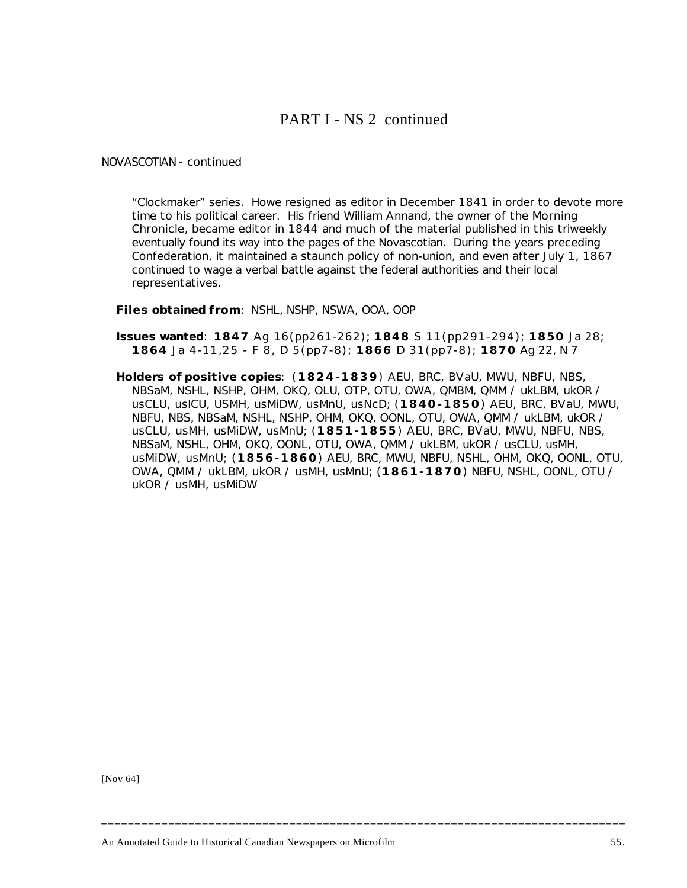# PART I - NS 2 continued

NOVASCOTIAN - continued

"Clockmaker" series. Howe resigned as editor in December 1841 in order to devote more time to his political career. His friend William Annand, the owner of the Morning Chronicle, became editor in 1844 and much of the material published in this triweekly eventually found its way into the pages of the Novascotian. During the years preceding Confederation, it maintained a staunch policy of non-union, and even after July 1, 1867 continued to wage a verbal battle against the federal authorities and their local representatives.

**Files obtained from**: NSHL, NSHP, NSWA, OOA, OOP

**Issues wanted**: **1847** Ag 16(pp261-262); **1848** S 11(pp291-294); **1850** Ja 28; **1864** Ja 4-11,25 - F 8, D 5(pp7-8); **1866** D 31(pp7-8); **1870** Ag 22, N 7

**Holders of positive copies**: (**1824-1839**) AEU, BRC, BVaU, MWU, NBFU, NBS, NBSaM, NSHL, NSHP, OHM, OKQ, OLU, OTP, OTU, OWA, QMBM, QMM / ukLBM, ukOR / usCLU, usICU, USMH, usMiDW, usMnU, usNcD; (**1840-1850**) AEU, BRC, BVaU, MWU, NBFU, NBS, NBSaM, NSHL, NSHP, OHM, OKQ, OONL, OTU, OWA, QMM / ukLBM, ukOR / usCLU, usMH, usMiDW, usMnU; (**1851-1855**) AEU, BRC, BVaU, MWU, NBFU, NBS, NBSaM, NSHL, OHM, OKQ, OONL, OTU, OWA, QMM / ukLBM, ukOR / usCLU, usMH, usMiDW, usMnU; (**1856-1860**) AEU, BRC, MWU, NBFU, NSHL, OHM, OKQ, OONL, OTU, OWA, QMM / ukLBM, ukOR / usMH, usMnU; (**1861-1870**) NBFU, NSHL, OONL, OTU / ukOR / usMH, usMiDW

[Nov 64]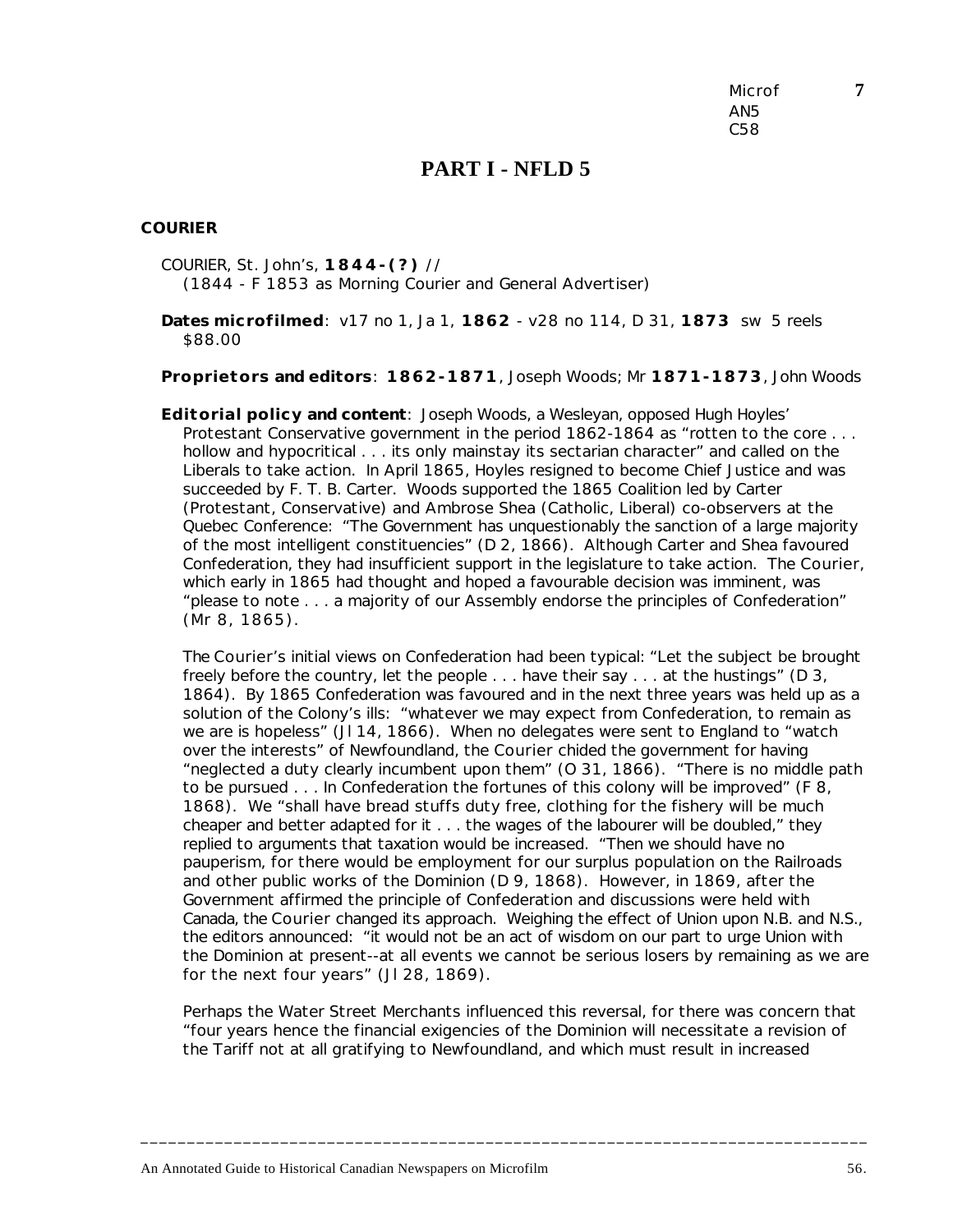Microf 7
AN5
C58

# PART I - NFLD 5

## COURIER

COURIER, St. John's, **1844-(?)** //
(1844 - F 1853 as Morning Courier and General Advertiser)

**Dates microfilmed**: v17 no 1, Ja 1, **1862** - v28 no 114, D 31, **1873** sw 5 reels $88.00

**Proprietors and editors**: **1862-1871**, Joseph Woods; Mr **1871-1873**, John Woods

**Editorial policy and content**: Joseph Woods, a Wesleyan, opposed Hugh Hoyles' Protestant Conservative government in the period 1862-1864 as "rotten to the core . . . hollow and hypocritical . . . its only mainstay its sectarian character" and called on the Liberals to take action. In April 1865, Hoyles resigned to become Chief Justice and was succeeded by F. T. B. Carter. Woods supported the 1865 Coalition led by Carter (Protestant, Conservative) and Ambrose Shea (Catholic, Liberal) co-observers at the Quebec Conference: "The Government has unquestionably the sanction of a large majority of the most intelligent constituencies" (D 2, 1866). Although Carter and Shea favoured Confederation, they had insufficient support in the legislature to take action. The *Courier*, which early in 1865 had thought and hoped a favourable decision was imminent, was "please to note . . . a majority of our Assembly endorse the principles of Confederation" (Mr 8, 1865).

The *Courier's* initial views on Confederation had been typical: "Let the subject be brought freely before the country, let the people . . . have their say . . . at the hustings" (D 3, 1864). By 1865 Confederation was favoured and in the next three years was held up as a solution of the Colony's ills: "whatever we may expect from Confederation, to remain as we are is hopeless" (Jl 14, 1866). When no delegates were sent to England to "watch over the interests" of Newfoundland, the *Courier* chided the government for having "neglected a duty clearly incumbent upon them" (O 31, 1866). "There is no middle path to be pursued . . . In Confederation the fortunes of this colony will be improved" (F 8, 1868). We "shall have bread stuffs duty free, clothing for the fishery will be much cheaper and better adapted for it . . . the wages of the labourer will be doubled," they replied to arguments that taxation would be increased. "Then we should have no pauperism, for there would be employment for our surplus population on the Railroads and other public works of the Dominion (D 9, 1868). However, in 1869, after the Government affirmed the principle of Confederation and discussions were held with Canada, the *Courier* changed its approach. Weighing the effect of Union upon N.B. and N.S., the editors announced: "it would not be an act of wisdom on our part to urge Union with the Dominion at present--at all events we cannot be serious losers by remaining as we are for the next four years" (Jl 28, 1869).

Perhaps the Water Street Merchants influenced this reversal, for there was concern that "four years hence the financial exigencies of the Dominion will necessitate a revision of the Tariff not at all gratifying to Newfoundland, and which must result in increased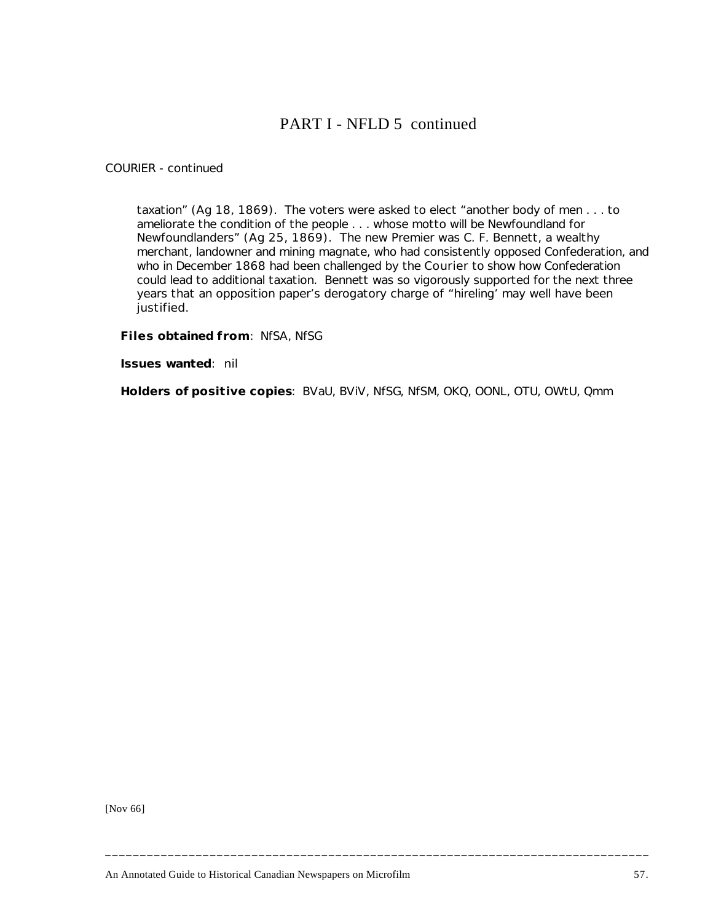# PART I - NFLD 5 continued

COURIER - continued

taxation" (Ag 18, 1869). The voters were asked to elect "another body of men . . . to ameliorate the condition of the people . . . whose motto will be Newfoundland for Newfoundlanders" (Ag 25, 1869). The new Premier was C. F. Bennett, a wealthy merchant, landowner and mining magnate, who had consistently opposed Confederation, and who in December 1868 had been challenged by the *Courier* to show how Confederation could lead to additional taxation. Bennett was so vigorously supported for the next three years that an opposition paper's derogatory charge of "hireling' may well have been justified.

**Files obtained from**: NfSA, NfSG

**Issues wanted**: nil

**Holders of positive copies**: BVaU, BViV, NfSG, NfSM, OKQ, OONL, OTU, OWtU, Qmm

[Nov 66]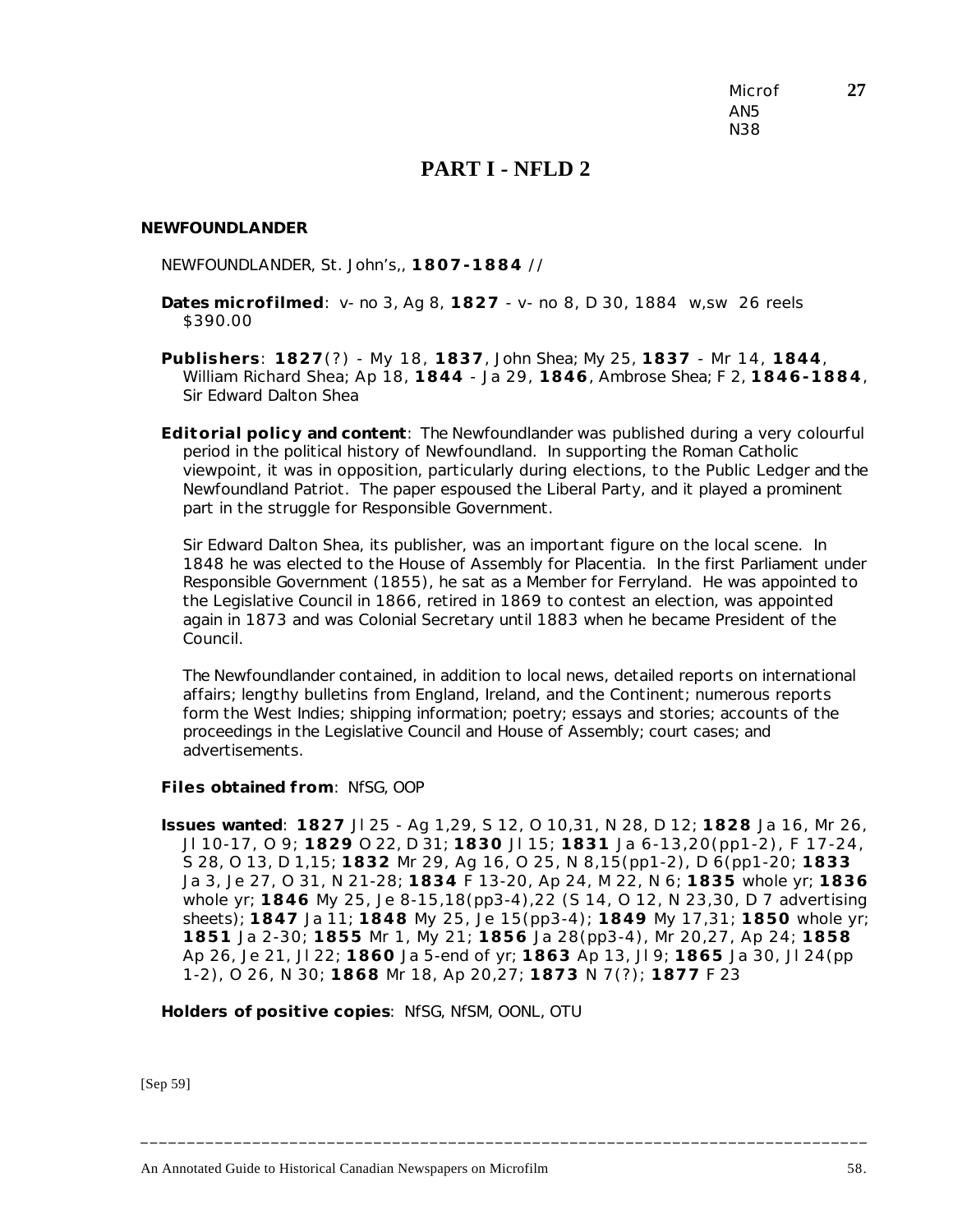Microf AN5 N38 **27**

# PART I - NFLD 2

**NEWFOUNDLANDER**

NEWFOUNDLANDER, St. John's,, **1807-1884** //

**Dates microfilmed**: v- no 3, Ag 8, **1827** - v- no 8, D 30, 1884 w,sw 26 reels $390.00

**Publishers**: **1827**(?) - My 18, **1837**, John Shea; My 25, **1837** - Mr 14, **1844**, William Richard Shea; Ap 18, **1844** - Ja 29, **1846**, Ambrose Shea; F 2, **1846-1884**, Sir Edward Dalton Shea

**Editorial policy and content**: The Newfoundlander was published during a very colourful period in the political history of Newfoundland. In supporting the Roman Catholic viewpoint, it was in opposition, particularly during elections, to the Public Ledger and the Newfoundland Patriot. The paper espoused the Liberal Party, and it played a prominent part in the struggle for Responsible Government.

Sir Edward Dalton Shea, its publisher, was an important figure on the local scene. In 1848 he was elected to the House of Assembly for Placentia. In the first Parliament under Responsible Government (1855), he sat as a Member for Ferryland. He was appointed to the Legislative Council in 1866, retired in 1869 to contest an election, was appointed again in 1873 and was Colonial Secretary until 1883 when he became President of the Council.

The Newfoundlander contained, in addition to local news, detailed reports on international affairs; lengthy bulletins from England, Ireland, and the Continent; numerous reports form the West Indies; shipping information; poetry; essays and stories; accounts of the proceedings in the Legislative Council and House of Assembly; court cases; and advertisements.

**Files obtained from**: NfSG, OOP

**Issues wanted**: **1827** Jl 25 - Ag 1,29, S 12, O 10,31, N 28, D 12; **1828** Ja 16, Mr 26, Jl 10-17, O 9; **1829** O 22, D 31; **1830** Jl 15; **1831** Ja 6-13,20(pp1-2), F 17-24, S 28, O 13, D 1,15; **1832** Mr 29, Ag 16, O 25, N 8,15(pp1-2), D 6(pp1-20; **1833** Ja 3, Je 27, O 31, N 21-28; **1834** F 13-20, Ap 24, M 22, N 6; **1835** whole yr; **1836** whole yr; **1846** My 25, Je 8-15,18(pp3-4),22 (S 14, O 12, N 23,30, D 7 advertising sheets); **1847** Ja 11; **1848** My 25, Je 15(pp3-4); **1849** My 17,31; **1850** whole yr; **1851** Ja 2-30; **1855** Mr 1, My 21; **1856** Ja 28(pp3-4), Mr 20,27, Ap 24; **1858** Ap 26, Je 21, Jl 22; **1860** Ja 5-end of yr; **1863** Ap 13, Jl 9; **1865** Ja 30, Jl 24(pp 1-2), O 26, N 30; **1868** Mr 18, Ap 20,27; **1873** N 7(?); **1877** F 23

**Holders of positive copies**: NfSG, NfSM, OONL, OTU

[Sep 59]